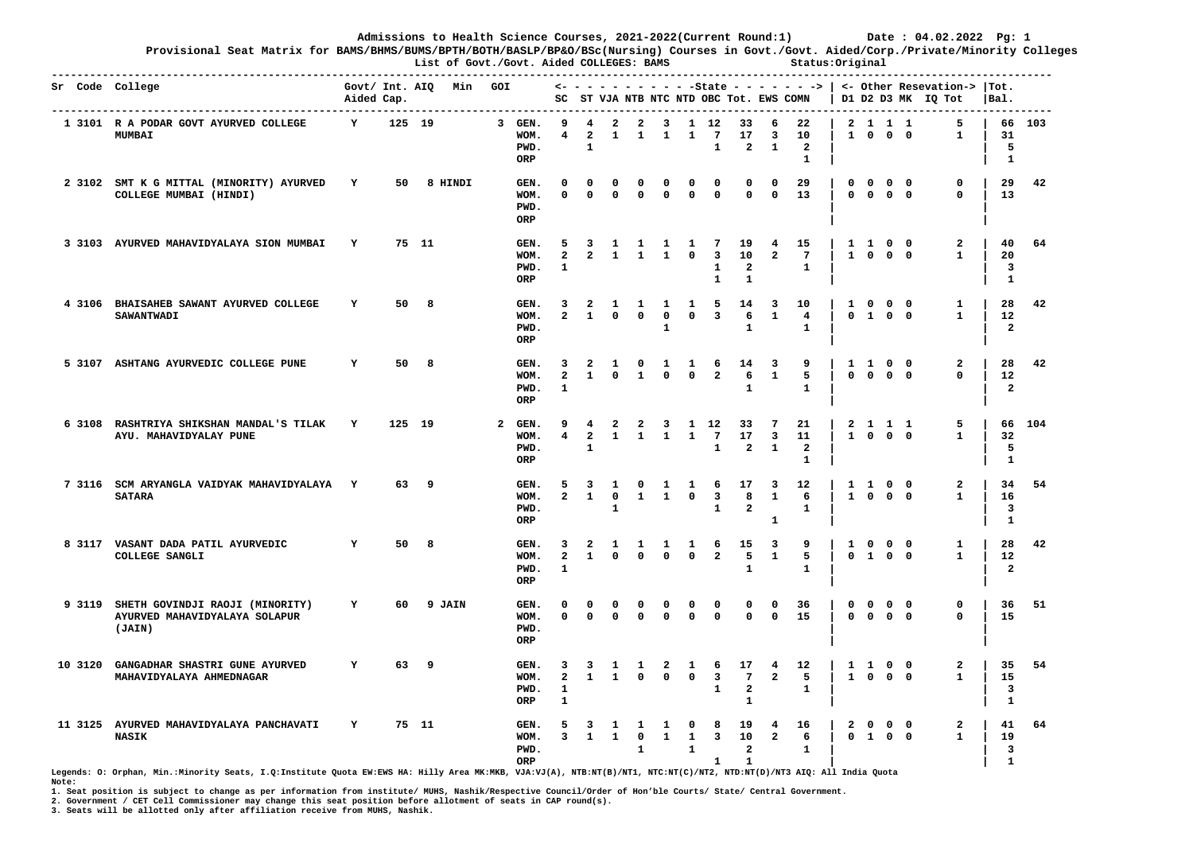# Admissions to Health Science Courses, 2021-2022(Current Round:1)

Date : 04.02.2022 Pg: 1

**Provisional Seat Matrix for BAMS/BHMS/BUMS/BPTH/BOTH/BASLP/BP&O/BSc(Nursing) Courses in Govt./Govt. Aided/Corp./Private/Minority Colleges**

List of Govt./Govt. Aided COLLEGES: BAMS

Status:Original

| Sr | Code | College | Govt/ Aided | Int. Cap. | AIQ | Min | GOI | | State: SC | ST | VJA | NTB | NTC | NTD | OBC | Tot. | EWS | COMN | Other Resevation: D1 | D2 | D3 | MK | IQ | Tot | Tot. | Bal. |
|---|---|---|---|---|---|---|---|---|---|---|---|---|---|---|---|---|---|---|---|---|---|---|---|---|---|---|
| 1 | 3101 | R A PODAR GOVT AYURVED COLLEGE MUMBAI | Y | 125 | 19 | | 3 | GEN. | 9 | 4 | 2 | 2 | 3 | 1 | 12 | 33 | 6 | 22 | 2 | 1 | 1 | 1 | | 5 | 66 | 103 |
| | | | | | | | | WOM. | 4 | 2 | 1 | 1 | 1 | 1 | 7 | 17 | 3 | 10 | 1 | 0 | 0 | 0 | | 1 | 31 | |
| | | | | | | | | PWD. | | 1 | | | | | 1 | 2 | 1 | 2 | | | | | | | 5 | |
| | | | | | | | | ORP | | | | | | | | | | 1 | | | | | | | 1 | |
| 2 | 3102 | SMT K G MITTAL (MINORITY) AYURVED COLLEGE MUMBAI (HINDI) | Y | 50 | | 8 HINDI | | GEN. | 0 | 0 | 0 | 0 | 0 | 0 | 0 | 0 | 0 | 29 | 0 | 0 | 0 | 0 | | 0 | 29 | 42 |
| | | | | | | | | WOM. | 0 | 0 | 0 | 0 | 0 | 0 | 0 | 0 | 0 | 13 | 0 | 0 | 0 | 0 | | 0 | 13 | |
| | | | | | | | | PWD. | | | | | | | | | | | | | | | | | | |
| | | | | | | | | ORP | | | | | | | | | | | | | | | | | | |
| 3 | 3103 | AYURVED MAHAVIDYALAYA SION MUMBAI | Y | 75 | 11 | | | GEN. | 5 | 3 | 1 | 1 | 1 | 1 | 7 | 19 | 4 | 15 | 1 | 1 | 0 | 0 | | 2 | 40 | 64 |
| | | | | | | | | WOM. | 2 | 2 | 1 | 1 | 1 | 0 | 3 | 10 | 2 | 7 | 1 | 0 | 0 | 0 | | 1 | 20 | |
| | | | | | | | | PWD. | 1 | | | | | | 1 | 2 | | 1 | | | | | | | 3 | |
| | | | | | | | | ORP | | | | | | | 1 | 1 | | | | | | | | | 1 | |
| 4 | 3106 | BHAISAHEB SAWANT AYURVED COLLEGE SAWANTWADI | Y | 50 | 8 | | | GEN. | 3 | 2 | 1 | 1 | 1 | 1 | 5 | 14 | 3 | 10 | 1 | 0 | 0 | 0 | | 1 | 28 | 42 |
| | | | | | | | | WOM. | 2 | 1 | 0 | 0 | 0 | 0 | 3 | 6 | 1 | 4 | 0 | 1 | 0 | 0 | | 1 | 12 | |
| | | | | | | | | PWD. | | | | | 1 | | | 1 | | 1 | | | | | | | 2 | |
| | | | | | | | | ORP | | | | | | | | | | | | | | | | | | |
| 5 | 3107 | ASHTANG AYURVEDIC COLLEGE PUNE | Y | 50 | 8 | | | GEN. | 3 | 2 | 1 | 0 | 1 | 1 | 6 | 14 | 3 | 9 | 1 | 1 | 0 | 0 | | 2 | 28 | 42 |
| | | | | | | | | WOM. | 2 | 1 | 0 | 1 | 0 | 0 | 2 | 6 | 1 | 5 | 0 | 0 | 0 | 0 | | 0 | 12 | |
| | | | | | | | | PWD. | 1 | | | | | | | 1 | | 1 | | | | | | | 2 | |
| | | | | | | | | ORP | | | | | | | | | | | | | | | | | | |
| 6 | 3108 | RASHTRIYA SHIKSHAN MANDAL'S TILAK AYU. MAHAVIDYALAY PUNE | Y | 125 | 19 | | 2 | GEN. | 9 | 4 | 2 | 2 | 3 | 1 | 12 | 33 | 7 | 21 | 2 | 1 | 1 | 1 | | 5 | 66 | 104 |
| | | | | | | | | WOM. | 4 | 2 | 1 | 1 | 1 | 1 | 7 | 17 | 3 | 11 | 1 | 0 | 0 | 0 | | 1 | 32 | |
| | | | | | | | | PWD. | | 1 | | | | | 1 | 2 | 1 | 2 | | | | | | | 5 | |
| | | | | | | | | ORP | | | | | | | | | | 1 | | | | | | | 1 | |
| 7 | 3116 | SCM ARYANGLA VAIDYAK MAHAVIDYALAYA SATARA | Y | 63 | 9 | | | GEN. | 5 | 3 | 1 | 0 | 1 | 1 | 6 | 17 | 3 | 12 | 1 | 1 | 0 | 0 | | 2 | 34 | 54 |
| | | | | | | | | WOM. | 2 | 1 | 0 | 1 | 1 | 0 | 3 | 8 | 1 | 6 | 1 | 0 | 0 | 0 | | 1 | 16 | |
| | | | | | | | | PWD. | | | 1 | | | | 1 | 2 | | 1 | | | | | | | 3 | |
| | | | | | | | | ORP | | | | | | | | | 1 | | | | | | | | 1 | |
| 8 | 3117 | VASANT DADA PATIL AYURVEDIC COLLEGE SANGLI | Y | 50 | 8 | | | GEN. | 3 | 2 | 1 | 1 | 1 | 1 | 6 | 15 | 3 | 9 | 1 | 0 | 0 | 0 | | 1 | 28 | 42 |
| | | | | | | | | WOM. | 2 | 1 | 0 | 0 | 0 | 0 | 2 | 5 | 1 | 5 | 0 | 1 | 0 | 0 | | 1 | 12 | |
| | | | | | | | | PWD. | 1 | | | | | | | 1 | | 1 | | | | | | | 2 | |
| | | | | | | | | ORP | | | | | | | | | | | | | | | | | | |
| 9 | 3119 | SHETH GOVINDJI RAOJI (MINORITY) AYURVED MAHAVIDYALAYA SOLAPUR (JAIN) | Y | 60 | | 9 JAIN | | GEN. | 0 | 0 | 0 | 0 | 0 | 0 | 0 | 0 | 0 | 36 | 0 | 0 | 0 | 0 | | 0 | 36 | 51 |
| | | | | | | | | WOM. | 0 | 0 | 0 | 0 | 0 | 0 | 0 | 0 | 0 | 15 | 0 | 0 | 0 | 0 | | 0 | 15 | |
| | | | | | | | | PWD. | | | | | | | | | | | | | | | | | | |
| | | | | | | | | ORP | | | | | | | | | | | | | | | | | | |
| 10 | 3120 | GANGADHAR SHASTRI GUNE AYURVED MAHAVIDYALAYA AHMEDNAGAR | Y | 63 | 9 | | | GEN. | 3 | 3 | 1 | 1 | 2 | 1 | 6 | 17 | 4 | 12 | 1 | 1 | 0 | 0 | | 2 | 35 | 54 |
| | | | | | | | | WOM. | 2 | 1 | 1 | 0 | 0 | 0 | 3 | 7 | 2 | 5 | 1 | 0 | 0 | 0 | | 1 | 15 | |
| | | | | | | | | PWD. | 1 | | | | | | 1 | 2 | | 1 | | | | | | | 3 | |
| | | | | | | | | ORP | 1 | | | | | | | 1 | | | | | | | | | 1 | |
| 11 | 3125 | AYURVED MAHAVIDYALAYA PANCHAVATI NASIK | Y | 75 | 11 | | | GEN. | 5 | 3 | 1 | 1 | 1 | 0 | 8 | 19 | 4 | 16 | 2 | 0 | 0 | 0 | | 2 | 41 | 64 |
| | | | | | | | | WOM. | 3 | 1 | 1 | 0 | 1 | 1 | 3 | 10 | 2 | 6 | 0 | 1 | 0 | 0 | | 1 | 19 | |
| | | | | | | | | PWD. | | | | 1 | | 1 | | 2 | | 1 | | | | | | | 3 | |
| | | | | | | | | ORP | | | | | | | 1 | 1 | | | | | | | | | 1 | |

Legends: O: Orphan, Min.:Minority Seats, I.Q:Institute Quota EW:EWS HA: Hilly Area MK:MKB, VJA:VJ(A), NTB:NT(B)/NT1, NTC:NT(C)/NT2, NTD:NT(D)/NT3 AIQ: All India Quota

**Note:**

1. Seat position is subject to change as per information from institute/ MUHS, Nashik/Respective Council/Order of Hon'ble Courts/ State/ Central Government.
2. Government / CET Cell Commissioner may change this seat position before allotment of seats in CAP round(s).
3. Seats will be allotted only after affiliation receive from MUHS, Nashik.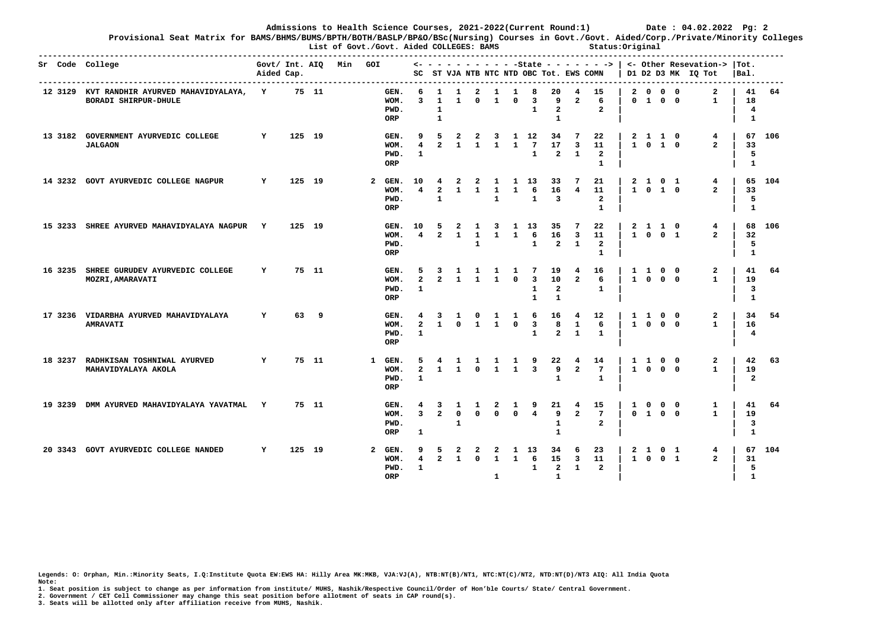**Admissions to Health Science Courses, 2021-2022(Current Round:1)** Date : 04.02.2022

**Provisional Seat Matrix for BAMS/BHMS/BUMS/BPTH/BOTH/BASLP/BP&O/BSc(Nursing) Courses in Govt./Govt. Aided/Corp./Private/Minority Colleges**

**List of Govt./Govt. Aided COLLEGES: BAMS** Status:Original

| Sr | Code | College | Govt/ Aided | Int. Cap. | AIQ | Min | GOI | | SC | ST | VJA | NTB | NTC | NTD | OBC | Tot. | EWS | COMN | D1 | D2 | D3 | MK | IQ | Tot | Tot. Bal. | |
|---|---|---|---|---|---|---|---|---|---|---|---|---|---|---|---|---|---|---|---|---|---|---|---|---|---|---|
| | | | | | | | | | <- State -> | | | | | | | | | | <- Other Resevation-> | | | | | | | |
| 12 | 3129 | KVT RANDHIR AYURVED MAHAVIDYALAYA, BORADI SHIRPUR-DHULE | Y | 75 | 11 | | | GEN. | 6 | 1 | 1 | 2 | 1 | 1 | 8 | 20 | 4 | 15 | 2 | 0 | 0 | 0 | | 2 | 41 | 64 |
| | | | | | | | | WOM. | 3 | 1 | 1 | 0 | 1 | 0 | 3 | 9 | 2 | 6 | 0 | 1 | 0 | 0 | | 1 | 18 | |
| | | | | | | | | PWD. | | 1 | | | | | 1 | 2 | | 2 | | | | | | | 4 | |
| | | | | | | | | ORP | | 1 | | | | | | 1 | | | | | | | | | 1 | |
| 13 | 3182 | GOVERNMENT AYURVEDIC COLLEGE JALGAON | Y | 125 | 19 | | | GEN. | 9 | 5 | 2 | 2 | 3 | 1 | 12 | 34 | 7 | 22 | 2 | 1 | 1 | 0 | | 4 | 67 | 106 |
| | | | | | | | | WOM. | 4 | 2 | 1 | 1 | 1 | 1 | 7 | 17 | 3 | 11 | 1 | 0 | 1 | 0 | | 2 | 33 | |
| | | | | | | | | PWD. | 1 | | | | | | 1 | 2 | 1 | 2 | | | | | | | 5 | |
| | | | | | | | | ORP | | | | | | | | | | 1 | | | | | | | 1 | |
| 14 | 3232 | GOVT AYURVEDIC COLLEGE NAGPUR | Y | 125 | 19 | | 2 | GEN. | 10 | 4 | 2 | 2 | 1 | 1 | 13 | 33 | 7 | 21 | 2 | 1 | 0 | 1 | | 4 | 65 | 104 |
| | | | | | | | | WOM. | 4 | 2 | 1 | 1 | 1 | 1 | 6 | 16 | 4 | 11 | 1 | 0 | 1 | 0 | | 2 | 33 | |
| | | | | | | | | PWD. | | 1 | | | 1 | | 1 | 3 | | 2 | | | | | | | 5 | |
| | | | | | | | | ORP | | | | | | | | | | 1 | | | | | | | 1 | |
| 15 | 3233 | SHREE AYURVED MAHAVIDYALAYA NAGPUR | Y | 125 | 19 | | | GEN. | 10 | 5 | 2 | 1 | 3 | 1 | 13 | 35 | 7 | 22 | 2 | 1 | 1 | 0 | | 4 | 68 | 106 |
| | | | | | | | | WOM. | 4 | 2 | 1 | 1 | 1 | 1 | 6 | 16 | 3 | 11 | 1 | 0 | 0 | 1 | | 2 | 32 | |
| | | | | | | | | PWD. | | | | 1 | | | 1 | 2 | 1 | 2 | | | | | | | 5 | |
| | | | | | | | | ORP | | | | | | | | | | 1 | | | | | | | 1 | |
| 16 | 3235 | SHREE GURUDEV AYURVEDIC COLLEGE MOZRI,AMARAVATI | Y | 75 | 11 | | | GEN. | 5 | 3 | 1 | 1 | 1 | 1 | 7 | 19 | 4 | 16 | 1 | 1 | 0 | 0 | | 2 | 41 | 64 |
| | | | | | | | | WOM. | 2 | 2 | 1 | 1 | 1 | 0 | 3 | 10 | 2 | 6 | 1 | 0 | 0 | 0 | | 1 | 19 | |
| | | | | | | | | PWD. | 1 | | | | | | 1 | 2 | | 1 | | | | | | | 3 | |
| | | | | | | | | ORP | | | | | | | 1 | 1 | | | | | | | | | 1 | |
| 17 | 3236 | VIDARBHA AYURVED MAHAVIDYALAYA AMRAVATI | Y | 63 | 9 | | | GEN. | 4 | 3 | 1 | 0 | 1 | 1 | 6 | 16 | 4 | 12 | 1 | 1 | 0 | 0 | | 2 | 34 | 54 |
| | | | | | | | | WOM. | 2 | 1 | 0 | 1 | 1 | 0 | 3 | 8 | 1 | 6 | 1 | 0 | 0 | 0 | | 1 | 16 | |
| | | | | | | | | PWD. | 1 | | | | | | 1 | 2 | 1 | 1 | | | | | | | 4 | |
| | | | | | | | | ORP | | | | | | | | | | | | | | | | | | |
| 18 | 3237 | RADHKISAN TOSHNIWAL AYURVED MAHAVIDYALAYA AKOLA | Y | 75 | 11 | | 1 | GEN. | 5 | 4 | 1 | 1 | 1 | 1 | 9 | 22 | 4 | 14 | 1 | 1 | 0 | 0 | | 2 | 42 | 63 |
| | | | | | | | | WOM. | 2 | 1 | 1 | 0 | 1 | 1 | 3 | 9 | 2 | 7 | 1 | 0 | 0 | 0 | | 1 | 19 | |
| | | | | | | | | PWD. | 1 | | | | | | | 1 | | 1 | | | | | | | 2 | |
| | | | | | | | | ORP | | | | | | | | | | | | | | | | | | |
| 19 | 3239 | DMM AYURVED MAHAVIDYALAYA YAVATMAL | Y | 75 | 11 | | | GEN. | 4 | 3 | 1 | 1 | 2 | 1 | 9 | 21 | 4 | 15 | 1 | 0 | 0 | 0 | | 1 | 41 | 64 |
| | | | | | | | | WOM. | 3 | 2 | 0 | 0 | 0 | 0 | 4 | 9 | 2 | 7 | 0 | 1 | 0 | 0 | | 1 | 19 | |
| | | | | | | | | PWD. | | | 1 | | | | | 1 | | 2 | | | | | | | 3 | |
| | | | | | | | | ORP | 1 | | | | | | | 1 | | | | | | | | | 1 | |
| 20 | 3343 | GOVT AYURVEDIC COLLEGE NANDED | Y | 125 | 19 | | 2 | GEN. | 9 | 5 | 2 | 2 | 2 | 1 | 13 | 34 | 6 | 23 | 2 | 1 | 0 | 1 | | 4 | 67 | 104 |
| | | | | | | | | WOM. | 4 | 2 | 1 | 0 | 1 | 1 | 6 | 15 | 3 | 11 | 1 | 0 | 0 | 1 | | 2 | 31 | |
| | | | | | | | | PWD. | 1 | | | | | | 1 | 2 | 1 | 2 | | | | | | | 5 | |
| | | | | | | | | ORP | | | | | 1 | | | 1 | | | | | | | | | 1 | |

Legends: O: Orphan, Min.:Minority Seats, I.Q:Institute Quota EW:EWS HA: Hilly Area MK:MKB, VJA:VJ(A), NTB:NT(B)/NT1, NTC:NT(C)/NT2, NTD:NT(D)/NT3 AIQ: All India Quota

Note:

1. Seat position is subject to change as per information from institute/ MUHS, Nashik/Respective Council/Order of Hon'ble Courts/ State/ Central Government.
2. Government / CET Cell Commissioner may change this seat position before allotment of seats in CAP round(s).
3. Seats will be allotted only after affiliation receive from MUHS, Nashik.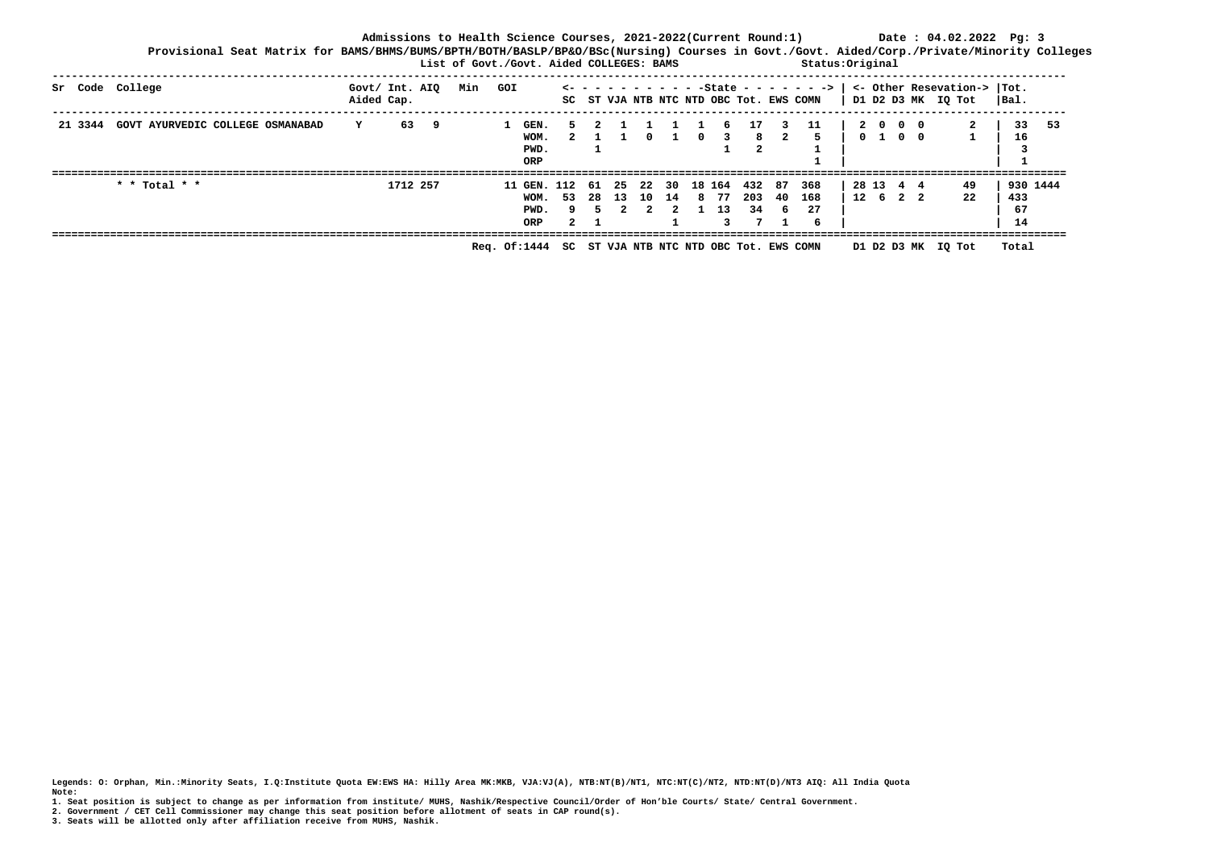**Admissions to Health Science Courses, 2021-2022(Current Round:1)** Date : 04.02.2022

**Provisional Seat Matrix for BAMS/BHMS/BUMS/BPTH/BOTH/BASLP/BP&O/BSc(Nursing) Courses in Govt./Govt. Aided/Corp./Private/Minority Colleges**

**List of Govt./Govt. Aided COLLEGES: BAMS** Status:Original

| Sr | Code | College | Govt/ Aided | Int. Cap. | AIQ | Min | GOI | | SC | ST | VJA | NTB | NTC | NTD | OBC | Tot. | EWS | COMN | D1 | D2 | D3 | MK | IQ | Tot | Tot. | Bal. |
|---|---|---|---|---|---|---|---|---|---|---|---|---|---|---|---|---|---|---|---|---|---|---|---|---|---|---|
| 21 | 3344 | GOVT AYURVEDIC COLLEGE OSMANABAD | Y | 63 | 9 | | 1 | GEN. | 5 | 2 | 1 | 1 | 1 | 1 | 6 | 17 | 3 | 11 | 2 | 0 | 0 | 0 | | 2 | 33 | 53 |
| | | | | | | | | WOM. | 2 | 1 | 1 | 0 | 1 | 0 | 3 | 8 | 2 | 5 | 0 | 1 | 0 | 0 | | 1 | 16 | |
| | | | | | | | | PWD. | | 1 | | | | | 1 | 2 | | 1 | | | | | | | 3 | |
| | | | | | | | | ORP | | | | | | | | | | 1 | | | | | | | 1 | |
| | | * * Total * * | | 1712 | 257 | | 11 | GEN. | 112 | 61 | 25 | 22 | 30 | 18 | 164 | 432 | 87 | 368 | 28 | 13 | 4 | 4 | | 49 | 930 | 1444 |
| | | | | | | | | WOM. | 53 | 28 | 13 | 10 | 14 | 8 | 77 | 203 | 40 | 168 | 12 | 6 | 2 | 2 | | 22 | 433 | |
| | | | | | | | | PWD. | 9 | 5 | 2 | 2 | 2 | 1 | 13 | 34 | 6 | 27 | | | | | | | 67 | |
| | | | | | | | | ORP | 2 | 1 | | | 1 | | 3 | 7 | 1 | 6 | | | | | | | 14 | |

Req. Of:1444 SC ST VJA NTB NTC NTD OBC Tot. EWS COMN D1 D2 D3 MK IQ Tot Total

Legends: O: Orphan, Min.:Minority Seats, I.Q:Institute Quota EW:EWS HA: Hilly Area MK:MKB, VJA:VJ(A), NTB:NT(B)/NT1, NTC:NT(C)/NT2, NTD:NT(D)/NT3 AIQ: All India Quota

Note:

1. Seat position is subject to change as per information from institute/ MUHS, Nashik/Respective Council/Order of Hon'ble Courts/ State/ Central Government.
2. Government / CET Cell Commissioner may change this seat position before allotment of seats in CAP round(s).
3. Seats will be allotted only after affiliation receive from MUHS, Nashik.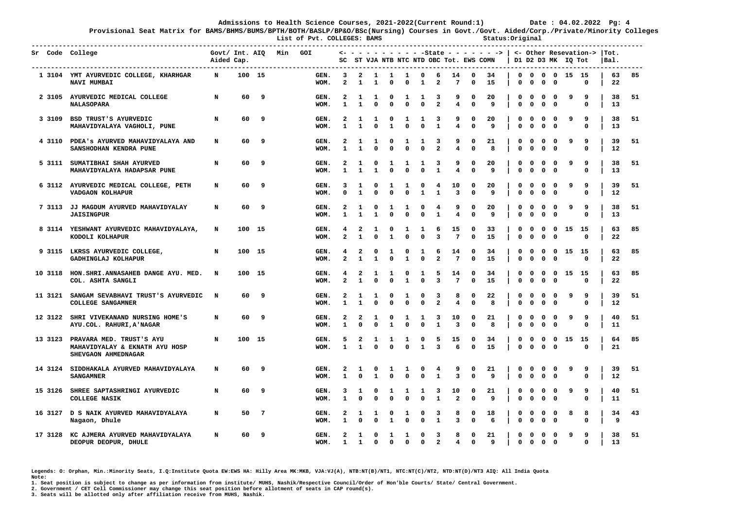Admissions to Health Science Courses, 2021-2022(Current Round:1) Date : 04.02.2022

Provisional Seat Matrix for BAMS/BHMS/BUMS/BPTH/BOTH/BASLP/BP&O/BSc(Nursing) Courses in Govt./Govt. Aided/Corp./Private/Minority Colleges

List of Pvt. COLLEGES: BAMS Status:Original

| Sr | Code | College | Govt/ Aided | Int. Cap. | AIQ | Min | GOI | | SC | ST | VJA | NTB | NTC | NTD | OBC | Tot. | EWS | COMN | D1 | D2 | D3 | MK | IQ | Tot | Tot. Bal. | |
|---|---|---|---|---|---|---|---|---|---|---|---|---|---|---|---|---|---|---|---|---|---|---|---|---|---|---|
| 1 | 3104 | YMT AYURVEDIC COLLEGE, KHARGHAR NAVI MUMBAI | N | 100 | 15 | | | GEN. | 3 | 2 | 1 | 1 | 1 | 0 | 6 | 14 | 0 | 34 | 0 | 0 | 0 | 0 | 15 | 15 | 63 | 85 |
| | | | | | | | | WOM. | 2 | 1 | 1 | 0 | 0 | 1 | 2 | 7 | 0 | 15 | 0 | 0 | 0 | 0 | | 0 | 22 | |
| 2 | 3105 | AYURVEDIC MEDICAL COLLEGE NALASOPARA | N | 60 | 9 | | | GEN. | 2 | 1 | 1 | 0 | 1 | 1 | 3 | 9 | 0 | 20 | 0 | 0 | 0 | 0 | 9 | 9 | 38 | 51 |
| | | | | | | | | WOM. | 1 | 1 | 0 | 0 | 0 | 0 | 2 | 4 | 0 | 9 | 0 | 0 | 0 | 0 | | 0 | 13 | |
| 3 | 3109 | BSD TRUST'S AYURVEDIC MAHAVIDYALAYA VAGHOLI, PUNE | N | 60 | 9 | | | GEN. | 2 | 1 | 1 | 0 | 1 | 1 | 3 | 9 | 0 | 20 | 0 | 0 | 0 | 0 | 9 | 9 | 38 | 51 |
| | | | | | | | | WOM. | 1 | 1 | 0 | 1 | 0 | 0 | 1 | 4 | 0 | 9 | 0 | 0 | 0 | 0 | | 0 | 13 | |
| 4 | 3110 | PDEA's AYURVED MAHAVIDYALAYA AND SANSHODHAN KENDRA PUNE | N | 60 | 9 | | | GEN. | 2 | 1 | 1 | 0 | 1 | 1 | 3 | 9 | 0 | 21 | 0 | 0 | 0 | 0 | 9 | 9 | 39 | 51 |
| | | | | | | | | WOM. | 1 | 1 | 0 | 0 | 0 | 0 | 2 | 4 | 0 | 8 | 0 | 0 | 0 | 0 | | 0 | 12 | |
| 5 | 3111 | SUMATIBHAI SHAH AYURVED MAHAVIDYALAYA HADAPSAR PUNE | N | 60 | 9 | | | GEN. | 2 | 1 | 0 | 1 | 1 | 1 | 3 | 9 | 0 | 20 | 0 | 0 | 0 | 0 | 9 | 9 | 38 | 51 |
| | | | | | | | | WOM. | 1 | 1 | 1 | 0 | 0 | 0 | 1 | 4 | 0 | 9 | 0 | 0 | 0 | 0 | | 0 | 13 | |
| 6 | 3112 | AYURVEDIC MEDICAL COLLEGE, PETH VADGAON KOLHAPUR | N | 60 | 9 | | | GEN. | 3 | 1 | 0 | 1 | 1 | 0 | 4 | 10 | 0 | 20 | 0 | 0 | 0 | 0 | 9 | 9 | 39 | 51 |
| | | | | | | | | WOM. | 0 | 1 | 0 | 0 | 0 | 1 | 1 | 3 | 0 | 9 | 0 | 0 | 0 | 0 | | 0 | 12 | |
| 7 | 3113 | JJ MAGDUM AYURVED MAHAVIDYALAY JAISINGPUR | N | 60 | 9 | | | GEN. | 2 | 1 | 0 | 1 | 1 | 0 | 4 | 9 | 0 | 20 | 0 | 0 | 0 | 0 | 9 | 9 | 38 | 51 |
| | | | | | | | | WOM. | 1 | 1 | 1 | 0 | 0 | 0 | 1 | 4 | 0 | 9 | 0 | 0 | 0 | 0 | | 0 | 13 | |
| 8 | 3114 | YESHWANT AYURVEDIC MAHAVIDYALAYA, KODOLI KOLHAPUR | N | 100 | 15 | | | GEN. | 4 | 2 | 1 | 0 | 1 | 1 | 6 | 15 | 0 | 33 | 0 | 0 | 0 | 0 | 15 | 15 | 63 | 85 |
| | | | | | | | | WOM. | 2 | 1 | 0 | 1 | 0 | 0 | 3 | 7 | 0 | 15 | 0 | 0 | 0 | 0 | | 0 | 22 | |
| 9 | 3115 | LKRSS AYURVEDIC COLLEGE, GADHINGLAJ KOLHAPUR | N | 100 | 15 | | | GEN. | 4 | 2 | 0 | 1 | 0 | 1 | 6 | 14 | 0 | 34 | 0 | 0 | 0 | 0 | 15 | 15 | 63 | 85 |
| | | | | | | | | WOM. | 2 | 1 | 1 | 0 | 1 | 0 | 2 | 7 | 0 | 15 | 0 | 0 | 0 | 0 | | 0 | 22 | |
| 10 | 3118 | HON.SHRI.ANNASAHEB DANGE AYU. MED. COL. ASHTA SANGLI | N | 100 | 15 | | | GEN. | 4 | 2 | 1 | 1 | 0 | 1 | 5 | 14 | 0 | 34 | 0 | 0 | 0 | 0 | 15 | 15 | 63 | 85 |
| | | | | | | | | WOM. | 2 | 1 | 0 | 0 | 1 | 0 | 3 | 7 | 0 | 15 | 0 | 0 | 0 | 0 | | 0 | 22 | |
| 11 | 3121 | SANGAM SEVABHAVI TRUST'S AYURVEDIC COLLEGE SANGAMNER | N | 60 | 9 | | | GEN. | 2 | 1 | 1 | 0 | 1 | 0 | 3 | 8 | 0 | 22 | 0 | 0 | 0 | 0 | 9 | 9 | 39 | 51 |
| | | | | | | | | WOM. | 1 | 1 | 0 | 0 | 0 | 0 | 2 | 4 | 0 | 8 | 0 | 0 | 0 | 0 | | 0 | 12 | |
| 12 | 3122 | SHRI VIVEKANAND NURSING HOME'S AYU.COL. RAHURI,A'NAGAR | N | 60 | 9 | | | GEN. | 2 | 2 | 1 | 0 | 1 | 1 | 3 | 10 | 0 | 21 | 0 | 0 | 0 | 0 | 9 | 9 | 40 | 51 |
| | | | | | | | | WOM. | 1 | 0 | 0 | 1 | 0 | 0 | 1 | 3 | 0 | 8 | 0 | 0 | 0 | 0 | | 0 | 11 | |
| 13 | 3123 | PRAVARA MED. TRUST'S AYU MAHAVIDYALAY & EKNATH AYU HOSP SHEVGAON AHMEDNAGAR | N | 100 | 15 | | | GEN. | 5 | 2 | 1 | 1 | 1 | 0 | 5 | 15 | 0 | 34 | 0 | 0 | 0 | 0 | 15 | 15 | 64 | 85 |
| | | | | | | | | WOM. | 1 | 1 | 0 | 0 | 0 | 1 | 3 | 6 | 0 | 15 | 0 | 0 | 0 | 0 | | 0 | 21 | |
| 14 | 3124 | SIDDHAKALA AYURVED MAHAVIDYALAYA SANGAMNER | N | 60 | 9 | | | GEN. | 2 | 1 | 0 | 1 | 1 | 0 | 4 | 9 | 0 | 21 | 0 | 0 | 0 | 0 | 9 | 9 | 39 | 51 |
| | | | | | | | | WOM. | 1 | 0 | 1 | 0 | 0 | 0 | 1 | 3 | 0 | 9 | 0 | 0 | 0 | 0 | | 0 | 12 | |
| 15 | 3126 | SHREE SAPTASHRINGI AYURVEDIC COLLEGE NASIK | N | 60 | 9 | | | GEN. | 3 | 1 | 0 | 1 | 1 | 1 | 3 | 10 | 0 | 21 | 0 | 0 | 0 | 0 | 9 | 9 | 40 | 51 |
| | | | | | | | | WOM. | 1 | 0 | 0 | 0 | 0 | 0 | 1 | 2 | 0 | 9 | 0 | 0 | 0 | 0 | | 0 | 11 | |
| 16 | 3127 | D S NAIK AYURVED MAHAVIDYALAYA Nagaon, Dhule | N | 50 | 7 | | | GEN. | 2 | 1 | 1 | 0 | 1 | 0 | 3 | 8 | 0 | 18 | 0 | 0 | 0 | 0 | 8 | 8 | 34 | 43 |
| | | | | | | | | WOM. | 1 | 0 | 0 | 1 | 0 | 0 | 1 | 3 | 0 | 6 | 0 | 0 | 0 | 0 | | 0 | 9 | |
| 17 | 3128 | KC AJMERA AYURVED MAHAVIDYALAYA DEOPUR DEOPUR, DHULE | N | 60 | 9 | | | GEN. | 2 | 1 | 0 | 1 | 1 | 0 | 3 | 8 | 0 | 21 | 0 | 0 | 0 | 0 | 9 | 9 | 38 | 51 |
| | | | | | | | | WOM. | 1 | 1 | 0 | 0 | 0 | 0 | 2 | 4 | 0 | 9 | 0 | 0 | 0 | 0 | | 0 | 13 | |

Legends: O: Orphan, Min.:Minority Seats, I.Q:Institute Quota EW:EWS HA: Hilly Area MK:MKB, VJA:VJ(A), NTB:NT(B)/NT1, NTC:NT(C)/NT2, NTD:NT(D)/NT3 AIQ: All India Quota

Note:

1. Seat position is subject to change as per information from institute/ MUHS, Nashik/Respective Council/Order of Hon'ble Courts/ State/ Central Government.
2. Government / CET Cell Commissioner may change this seat position before allotment of seats in CAP round(s).
3. Seats will be allotted only after affiliation receive from MUHS, Nashik.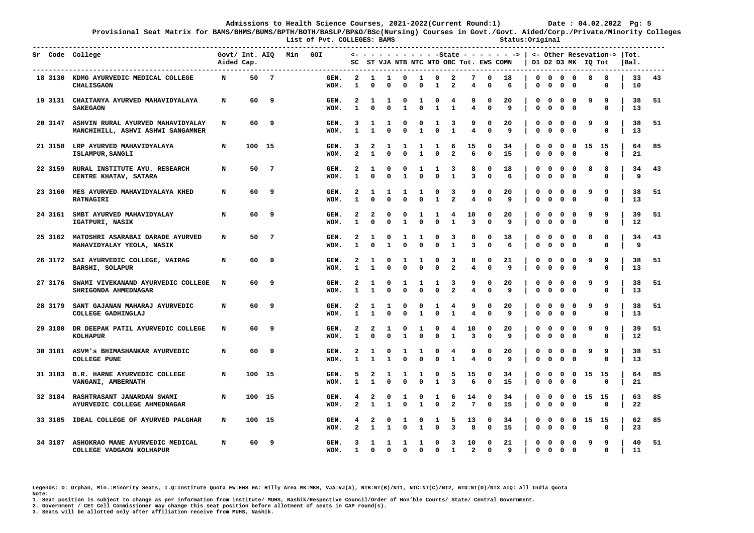**Admissions to Health Science Courses, 2021-2022(Current Round:1)** **Date : 04.02.2022 Pg: 5**

**Provisional Seat Matrix for BAMS/BHMS/BUMS/BPTH/BOTH/BASLP/BP&O/BSc(Nursing) Courses in Govt./Govt. Aided/Corp./Private/Minority Colleges**

**List of Pvt. COLLEGES: BAMS** **Status:Original**

| Sr | Code | College | Govt/ Aided | Int. Cap. | AIQ | Min | GOI | | SC | ST | VJA | NTB | NTC | NTD | OBC | Tot. | EWS | COMN | D1 | D2 | D3 | MK | IQ | Tot | Tot. | Bal. |
|---|---|---|---|---|---|---|---|---|---|---|---|---|---|---|---|---|---|---|---|---|---|---|---|---|---|---|
| 18 | 3130 | KDMG AYURVEDIC MEDICAL COLLEGE CHALISGAON | N | 50 | 7 | | | GEN. | 2 | 1 | 1 | 0 | 1 | 0 | 2 | 7 | 0 | 18 | 0 | 0 | 0 | 0 | 8 | 8 | 33 | 43 |
| | | | | | | | | WOM. | 1 | 0 | 0 | 0 | 0 | 1 | 2 | 4 | 0 | 6 | 0 | 0 | 0 | 0 | | 0 | 10 | |
| 19 | 3131 | CHAITANYA AYURVED MAHAVIDYALAYA SAKEGAON | N | 60 | 9 | | | GEN. | 2 | 1 | 1 | 0 | 1 | 0 | 4 | 9 | 0 | 20 | 0 | 0 | 0 | 0 | 9 | 9 | 38 | 51 |
| | | | | | | | | WOM. | 1 | 0 | 0 | 1 | 0 | 1 | 1 | 4 | 0 | 9 | 0 | 0 | 0 | 0 | | 0 | 13 | |
| 20 | 3147 | ASHVIN RURAL AYURVED MAHAVIDYALAY MANCHIHILL, ASHVI ASHWI SANGAMNER | N | 60 | 9 | | | GEN. | 3 | 1 | 1 | 0 | 0 | 1 | 3 | 9 | 0 | 20 | 0 | 0 | 0 | 0 | 9 | 9 | 38 | 51 |
| | | | | | | | | WOM. | 1 | 1 | 0 | 0 | 1 | 0 | 1 | 4 | 0 | 9 | 0 | 0 | 0 | 0 | | 0 | 13 | |
| 21 | 3158 | LRP AYURVED MAHAVIDYALAYA ISLAMPUR,SANGLI | N | 100 | 15 | | | GEN. | 3 | 2 | 1 | 1 | 1 | 1 | 6 | 15 | 0 | 34 | 0 | 0 | 0 | 0 | 15 | 15 | 64 | 85 |
| | | | | | | | | WOM. | 2 | 1 | 0 | 0 | 1 | 0 | 2 | 6 | 0 | 15 | 0 | 0 | 0 | 0 | | 0 | 21 | |
| 22 | 3159 | RURAL INSTITUTE AYU. RESEARCH CENTRE KHATAV, SATARA | N | 50 | 7 | | | GEN. | 2 | 1 | 0 | 0 | 1 | 1 | 3 | 8 | 0 | 18 | 0 | 0 | 0 | 0 | 8 | 8 | 34 | 43 |
| | | | | | | | | WOM. | 1 | 0 | 0 | 1 | 0 | 0 | 1 | 3 | 0 | 6 | 0 | 0 | 0 | 0 | | 0 | 9 | |
| 23 | 3160 | MES AYURVED MAHAVIDYALAYA KHED RATNAGIRI | N | 60 | 9 | | | GEN. | 2 | 1 | 1 | 1 | 1 | 0 | 3 | 9 | 0 | 20 | 0 | 0 | 0 | 0 | 9 | 9 | 38 | 51 |
| | | | | | | | | WOM. | 1 | 0 | 0 | 0 | 0 | 1 | 2 | 4 | 0 | 9 | 0 | 0 | 0 | 0 | | 0 | 13 | |
| 24 | 3161 | SMBT AYURVED MAHAVIDYALAY IGATPURI, NASIK | N | 60 | 9 | | | GEN. | 2 | 2 | 0 | 0 | 1 | 1 | 4 | 10 | 0 | 20 | 0 | 0 | 0 | 0 | 9 | 9 | 39 | 51 |
| | | | | | | | | WOM. | 1 | 0 | 0 | 1 | 0 | 0 | 1 | 3 | 0 | 9 | 0 | 0 | 0 | 0 | | 0 | 12 | |
| 25 | 3162 | MATOSHRI ASARABAI DARADE AYURVED MAHAVIDYALAY YEOLA, NASIK | N | 50 | 7 | | | GEN. | 2 | 1 | 0 | 1 | 1 | 0 | 3 | 8 | 0 | 18 | 0 | 0 | 0 | 0 | 8 | 8 | 34 | 43 |
| | | | | | | | | WOM. | 1 | 0 | 1 | 0 | 0 | 0 | 1 | 3 | 0 | 6 | 0 | 0 | 0 | 0 | | 0 | 9 | |
| 26 | 3172 | SAI AYURVEDIC COLLEGE, VAIRAG BARSHI, SOLAPUR | N | 60 | 9 | | | GEN. | 2 | 1 | 0 | 1 | 1 | 0 | 3 | 8 | 0 | 21 | 0 | 0 | 0 | 0 | 9 | 9 | 38 | 51 |
| | | | | | | | | WOM. | 1 | 1 | 0 | 0 | 0 | 0 | 2 | 4 | 0 | 9 | 0 | 0 | 0 | 0 | | 0 | 13 | |
| 27 | 3176 | SWAMI VIVEKANAND AYURVEDIC COLLEGE SHRIGONDA AHMEDNAGAR | N | 60 | 9 | | | GEN. | 2 | 1 | 0 | 1 | 1 | 1 | 3 | 9 | 0 | 20 | 0 | 0 | 0 | 0 | 9 | 9 | 38 | 51 |
| | | | | | | | | WOM. | 1 | 1 | 0 | 0 | 0 | 0 | 2 | 4 | 0 | 9 | 0 | 0 | 0 | 0 | | 0 | 13 | |
| 28 | 3179 | SANT GAJANAN MAHARAJ AYURVEDIC COLLEGE GADHINGLAJ | N | 60 | 9 | | | GEN. | 2 | 1 | 1 | 0 | 0 | 1 | 4 | 9 | 0 | 20 | 0 | 0 | 0 | 0 | 9 | 9 | 38 | 51 |
| | | | | | | | | WOM. | 1 | 1 | 0 | 0 | 1 | 0 | 1 | 4 | 0 | 9 | 0 | 0 | 0 | 0 | | 0 | 13 | |
| 29 | 3180 | DR DEEPAK PATIL AYURVEDIC COLLEGE KOLHAPUR | N | 60 | 9 | | | GEN. | 2 | 2 | 1 | 0 | 1 | 0 | 4 | 10 | 0 | 20 | 0 | 0 | 0 | 0 | 9 | 9 | 39 | 51 |
| | | | | | | | | WOM. | 1 | 0 | 0 | 1 | 0 | 0 | 1 | 3 | 0 | 9 | 0 | 0 | 0 | 0 | | 0 | 12 | |
| 30 | 3181 | ASVM's BHIMASHANKAR AYURVEDIC COLLEGE PUNE | N | 60 | 9 | | | GEN. | 2 | 1 | 0 | 1 | 1 | 0 | 4 | 9 | 0 | 20 | 0 | 0 | 0 | 0 | 9 | 9 | 38 | 51 |
| | | | | | | | | WOM. | 1 | 1 | 1 | 0 | 0 | 0 | 1 | 4 | 0 | 9 | 0 | 0 | 0 | 0 | | 0 | 13 | |
| 31 | 3183 | B.R. HARNE AYURVEDIC COLLEGE VANGANI, AMBERNATH | N | 100 | 15 | | | GEN. | 5 | 2 | 1 | 1 | 1 | 0 | 5 | 15 | 0 | 34 | 0 | 0 | 0 | 0 | 15 | 15 | 64 | 85 |
| | | | | | | | | WOM. | 1 | 1 | 0 | 0 | 0 | 1 | 3 | 6 | 0 | 15 | 0 | 0 | 0 | 0 | | 0 | 21 | |
| 32 | 3184 | RASHTRASANT JANARDAN SWAMI AYURVEDIC COLLEGE AHMEDNAGAR | N | 100 | 15 | | | GEN. | 4 | 2 | 0 | 1 | 0 | 1 | 6 | 14 | 0 | 34 | 0 | 0 | 0 | 0 | 15 | 15 | 63 | 85 |
| | | | | | | | | WOM. | 2 | 1 | 1 | 0 | 1 | 0 | 2 | 7 | 0 | 15 | 0 | 0 | 0 | 0 | | 0 | 22 | |
| 33 | 3185 | IDEAL COLLEGE OF AYURVED PALGHAR | N | 100 | 15 | | | GEN. | 4 | 2 | 0 | 1 | 0 | 1 | 5 | 13 | 0 | 34 | 0 | 0 | 0 | 0 | 15 | 15 | 62 | 85 |
| | | | | | | | | WOM. | 2 | 1 | 1 | 0 | 1 | 0 | 3 | 8 | 0 | 15 | 0 | 0 | 0 | 0 | | 0 | 23 | |
| 34 | 3187 | ASHOKRAO MANE AYURVEDIC MEDICAL COLLEGE VADGAON KOLHAPUR | N | 60 | 9 | | | GEN. | 3 | 1 | 1 | 1 | 1 | 0 | 3 | 10 | 0 | 21 | 0 | 0 | 0 | 0 | 9 | 9 | 40 | 51 |
| | | | | | | | | WOM. | 1 | 0 | 0 | 0 | 0 | 0 | 1 | 2 | 0 | 9 | 0 | 0 | 0 | 0 | | 0 | 11 | |

Legends: O: Orphan, Min.:Minority Seats, I.Q:Institute Quota EW:EWS HA: Hilly Area MK:MKB, VJA:VJ(A), NTB:NT(B)/NT1, NTC:NT(C)/NT2, NTD:NT(D)/NT3 AIQ: All India Quota

Note:

1. Seat position is subject to change as per information from institute/ MUHS, Nashik/Respective Council/Order of Hon'ble Courts/ State/ Central Government.
2. Government / CET Cell Commissioner may change this seat position before allotment of seats in CAP round(s).
3. Seats will be allotted only after affiliation receive from MUHS, Nashik.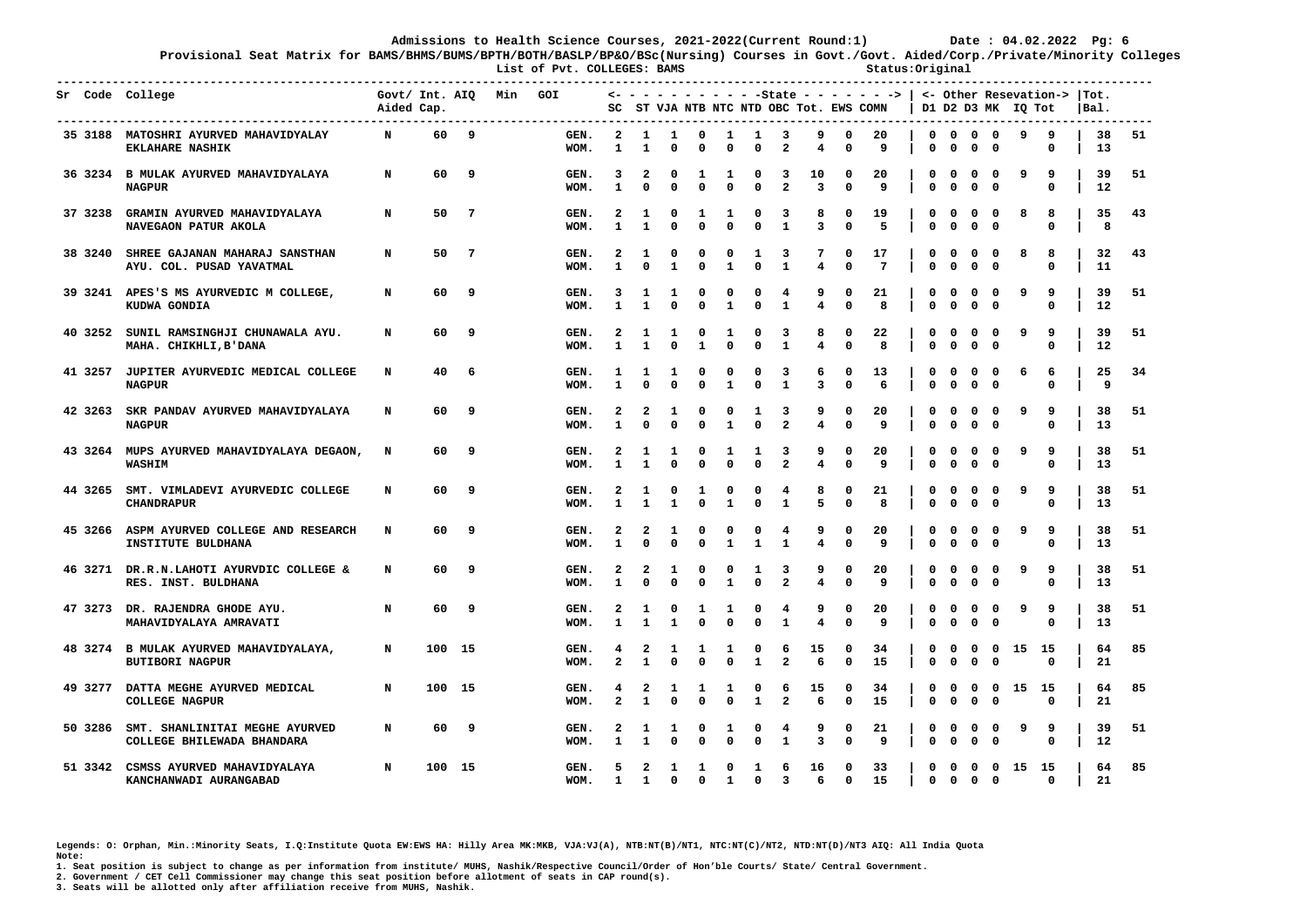Admissions to Health Science Courses, 2021-2022(Current Round:1) Date : 04.02.2022

Provisional Seat Matrix for BAMS/BHMS/BUMS/BPTH/BOTH/BASLP/BP&O/BSc(Nursing) Courses in Govt./Govt. Aided/Corp./Private/Minority Colleges

List of Pvt. COLLEGES: BAMS Status:Original

| Sr | Code | College | Govt/ Aided | Int. Cap. | AIQ | Min | GOI | | SC | ST | VJA | NTB | NTC | NTD | OBC | Tot. | EWS | COMN | D1 | D2 | D3 | MK | IQ | Tot | Tot. Bal. | |
|---|---|---|---|---|---|---|---|---|---|---|---|---|---|---|---|---|---|---|---|---|---|---|---|---|---|---|
| | | | | | | | | | <- State | | | | | | | | | -> | <- Other Resevation-> | | | | | | | |
| 35 | 3188 | MATOSHRI AYURVED MAHAVIDYALAY EKLAHARE NASHIK | N | 60 | 9 | | | GEN. | 2 | 1 | 1 | 0 | 1 | 1 | 3 | 9 | 0 | 20 | 0 | 0 | 0 | 0 | 9 | 9 | 38 | 51 |
| | | | | | | | | WOM. | 1 | 1 | 0 | 0 | 0 | 0 | 2 | 4 | 0 | 9 | 0 | 0 | 0 | 0 | | 0 | 13 | |
| 36 | 3234 | B MULAK AYURVED MAHAVIDYALAYA NAGPUR | N | 60 | 9 | | | GEN. | 3 | 2 | 0 | 1 | 1 | 0 | 3 | 10 | 0 | 20 | 0 | 0 | 0 | 0 | 9 | 9 | 39 | 51 |
| | | | | | | | | WOM. | 1 | 0 | 0 | 0 | 0 | 0 | 2 | 3 | 0 | 9 | 0 | 0 | 0 | 0 | | 0 | 12 | |
| 37 | 3238 | GRAMIN AYURVED MAHAVIDYALAYA NAVEGAON PATUR AKOLA | N | 50 | 7 | | | GEN. | 2 | 1 | 0 | 1 | 1 | 0 | 3 | 8 | 0 | 19 | 0 | 0 | 0 | 0 | 8 | 8 | 35 | 43 |
| | | | | | | | | WOM. | 1 | 1 | 0 | 0 | 0 | 0 | 1 | 3 | 0 | 5 | 0 | 0 | 0 | 0 | | 0 | 8 | |
| 38 | 3240 | SHREE GAJANAN MAHARAJ SANSTHAN AYU. COL. PUSAD YAVATMAL | N | 50 | 7 | | | GEN. | 2 | 1 | 0 | 0 | 0 | 1 | 3 | 7 | 0 | 17 | 0 | 0 | 0 | 0 | 8 | 8 | 32 | 43 |
| | | | | | | | | WOM. | 1 | 0 | 1 | 0 | 1 | 0 | 1 | 4 | 0 | 7 | 0 | 0 | 0 | 0 | | 0 | 11 | |
| 39 | 3241 | APES'S MS AYURVEDIC M COLLEGE, KUDWA GONDIA | N | 60 | 9 | | | GEN. | 3 | 1 | 1 | 0 | 0 | 0 | 4 | 9 | 0 | 21 | 0 | 0 | 0 | 0 | 9 | 9 | 39 | 51 |
| | | | | | | | | WOM. | 1 | 1 | 0 | 0 | 1 | 0 | 1 | 4 | 0 | 8 | 0 | 0 | 0 | 0 | | 0 | 12 | |
| 40 | 3252 | SUNIL RAMSINGHJI CHUNAWALA AYU. MAHA. CHIKHLI,B'DANA | N | 60 | 9 | | | GEN. | 2 | 1 | 1 | 0 | 1 | 0 | 3 | 8 | 0 | 22 | 0 | 0 | 0 | 0 | 9 | 9 | 39 | 51 |
| | | | | | | | | WOM. | 1 | 1 | 0 | 1 | 0 | 0 | 1 | 4 | 0 | 8 | 0 | 0 | 0 | 0 | | 0 | 12 | |
| 41 | 3257 | JUPITER AYURVEDIC MEDICAL COLLEGE NAGPUR | N | 40 | 6 | | | GEN. | 1 | 1 | 1 | 0 | 0 | 0 | 3 | 6 | 0 | 13 | 0 | 0 | 0 | 0 | 6 | 6 | 25 | 34 |
| | | | | | | | | WOM. | 1 | 0 | 0 | 0 | 1 | 0 | 1 | 3 | 0 | 6 | 0 | 0 | 0 | 0 | | 0 | 9 | |
| 42 | 3263 | SKR PANDAV AYURVED MAHAVIDYALAYA NAGPUR | N | 60 | 9 | | | GEN. | 2 | 2 | 1 | 0 | 0 | 1 | 3 | 9 | 0 | 20 | 0 | 0 | 0 | 0 | 9 | 9 | 38 | 51 |
| | | | | | | | | WOM. | 1 | 0 | 0 | 0 | 1 | 0 | 2 | 4 | 0 | 9 | 0 | 0 | 0 | 0 | | 0 | 13 | |
| 43 | 3264 | MUPS AYURVED MAHAVIDYALAYA DEGAON, WASHIM | N | 60 | 9 | | | GEN. | 2 | 1 | 1 | 0 | 1 | 1 | 3 | 9 | 0 | 20 | 0 | 0 | 0 | 0 | 9 | 9 | 38 | 51 |
| | | | | | | | | WOM. | 1 | 1 | 0 | 0 | 0 | 0 | 2 | 4 | 0 | 9 | 0 | 0 | 0 | 0 | | 0 | 13 | |
| 44 | 3265 | SMT. VIMLADEVI AYURVEDIC COLLEGE CHANDRAPUR | N | 60 | 9 | | | GEN. | 2 | 1 | 0 | 1 | 0 | 0 | 4 | 8 | 0 | 21 | 0 | 0 | 0 | 0 | 9 | 9 | 38 | 51 |
| | | | | | | | | WOM. | 1 | 1 | 1 | 0 | 1 | 0 | 1 | 5 | 0 | 8 | 0 | 0 | 0 | 0 | | 0 | 13 | |
| 45 | 3266 | ASPM AYURVED COLLEGE AND RESEARCH INSTITUTE BULDHANA | N | 60 | 9 | | | GEN. | 2 | 2 | 1 | 0 | 0 | 0 | 4 | 9 | 0 | 20 | 0 | 0 | 0 | 0 | 9 | 9 | 38 | 51 |
| | | | | | | | | WOM. | 1 | 0 | 0 | 0 | 1 | 1 | 1 | 4 | 0 | 9 | 0 | 0 | 0 | 0 | | 0 | 13 | |
| 46 | 3271 | DR.R.N.LAHOTI AYURVDIC COLLEGE & RES. INST. BULDHANA | N | 60 | 9 | | | GEN. | 2 | 2 | 1 | 0 | 0 | 1 | 3 | 9 | 0 | 20 | 0 | 0 | 0 | 0 | 9 | 9 | 38 | 51 |
| | | | | | | | | WOM. | 1 | 0 | 0 | 0 | 1 | 0 | 2 | 4 | 0 | 9 | 0 | 0 | 0 | 0 | | 0 | 13 | |
| 47 | 3273 | DR. RAJENDRA GHODE AYU. MAHAVIDYALAYA AMRAVATI | N | 60 | 9 | | | GEN. | 2 | 1 | 0 | 1 | 1 | 0 | 4 | 9 | 0 | 20 | 0 | 0 | 0 | 0 | 9 | 9 | 38 | 51 |
| | | | | | | | | WOM. | 1 | 1 | 1 | 0 | 0 | 0 | 1 | 4 | 0 | 9 | 0 | 0 | 0 | 0 | | 0 | 13 | |
| 48 | 3274 | B MULAK AYURVED MAHAVIDYALAYA, BUTIBORI NAGPUR | N | 100 | 15 | | | GEN. | 4 | 2 | 1 | 1 | 1 | 0 | 6 | 15 | 0 | 34 | 0 | 0 | 0 | 0 | 15 | 15 | 64 | 85 |
| | | | | | | | | WOM. | 2 | 1 | 0 | 0 | 0 | 1 | 2 | 6 | 0 | 15 | 0 | 0 | 0 | 0 | | 0 | 21 | |
| 49 | 3277 | DATTA MEGHE AYURVED MEDICAL COLLEGE NAGPUR | N | 100 | 15 | | | GEN. | 4 | 2 | 1 | 1 | 1 | 0 | 6 | 15 | 0 | 34 | 0 | 0 | 0 | 0 | 15 | 15 | 64 | 85 |
| | | | | | | | | WOM. | 2 | 1 | 0 | 0 | 0 | 1 | 2 | 6 | 0 | 15 | 0 | 0 | 0 | 0 | | 0 | 21 | |
| 50 | 3286 | SMT. SHANLINITAI MEGHE AYURVED COLLEGE BHILEWADA BHANDARA | N | 60 | 9 | | | GEN. | 2 | 1 | 1 | 0 | 1 | 0 | 4 | 9 | 0 | 21 | 0 | 0 | 0 | 0 | 9 | 9 | 39 | 51 |
| | | | | | | | | WOM. | 1 | 1 | 0 | 0 | 0 | 0 | 1 | 3 | 0 | 9 | 0 | 0 | 0 | 0 | | 0 | 12 | |
| 51 | 3342 | CSMSS AYURVED MAHAVIDYALAYA KANCHANWADI AURANGABAD | N | 100 | 15 | | | GEN. | 5 | 2 | 1 | 1 | 0 | 1 | 6 | 16 | 0 | 33 | 0 | 0 | 0 | 0 | 15 | 15 | 64 | 85 |
| | | | | | | | | WOM. | 1 | 1 | 0 | 0 | 1 | 0 | 3 | 6 | 0 | 15 | 0 | 0 | 0 | 0 | | 0 | 21 | |

Legends: O: Orphan, Min.:Minority Seats, I.Q:Institute Quota EW:EWS HA: Hilly Area MK:MKB, VJA:VJ(A), NTB:NT(B)/NT1, NTC:NT(C)/NT2, NTD:NT(D)/NT3 AIQ: All India Quota

Note:

1. Seat position is subject to change as per information from institute/ MUHS, Nashik/Respective Council/Order of Hon'ble Courts/ State/ Central Government.
2. Government / CET Cell Commissioner may change this seat position before allotment of seats in CAP round(s).
3. Seats will be allotted only after affiliation receive from MUHS, Nashik.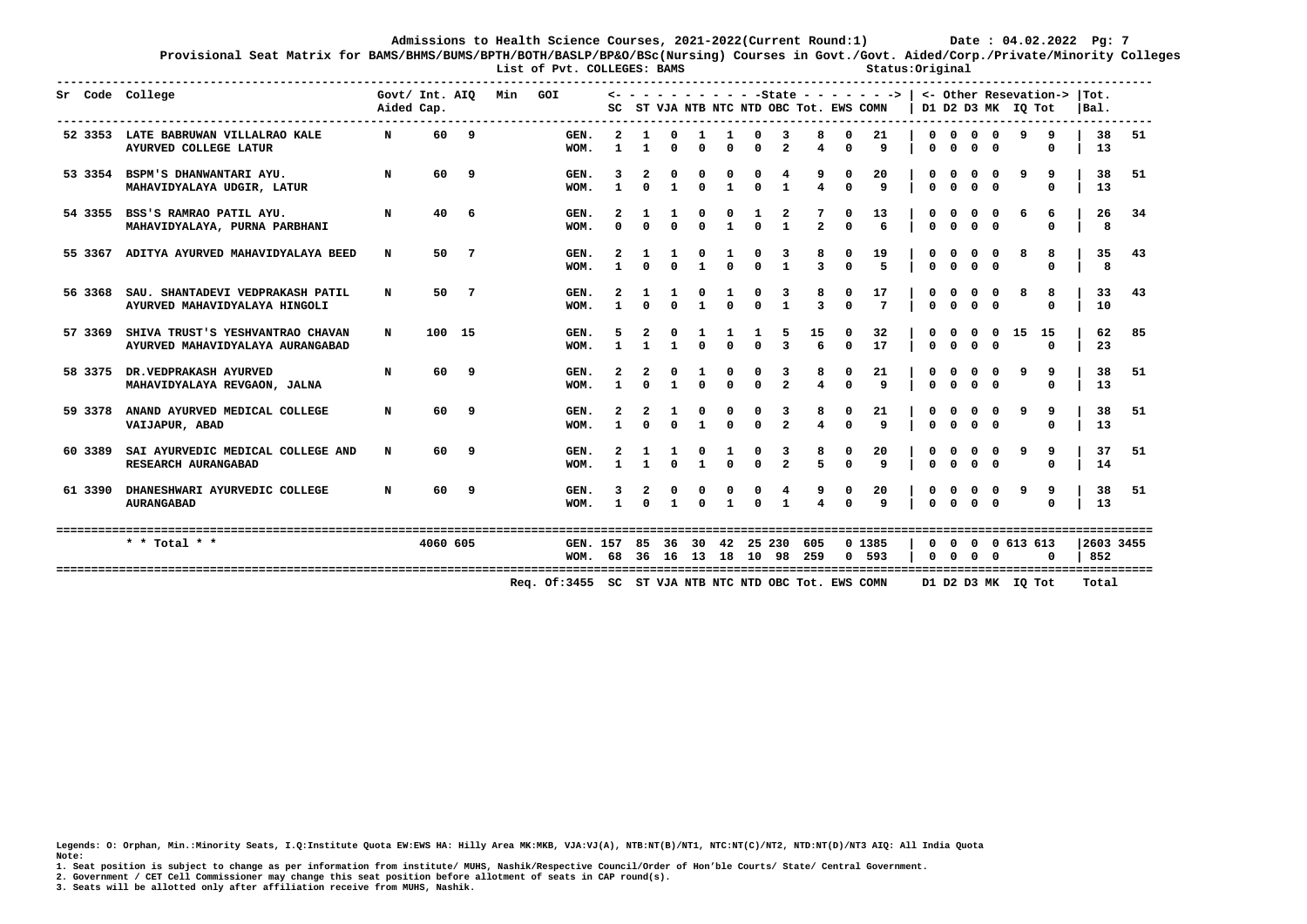**Admissions to Health Science Courses, 2021-2022(Current Round:1)** Date : 04.02.2022 Pg: 7

**Provisional Seat Matrix for BAMS/BHMS/BUMS/BPTH/BOTH/BASLP/BP&O/BSc(Nursing) Courses in Govt./Govt. Aided/Corp./Private/Minority Colleges**

**List of Pvt. COLLEGES: BAMS** Status:Original

| Sr | Code | College | Govt/ Aided | Int. Cap. | AIQ | Min | GOI | | SC | ST | VJA | NTB | NTC | NTD | OBC | Tot. | EWS | COMN | D1 | D2 | D3 | MK | IQ | Tot | Tot. | Bal. |
|---|---|---|---|---|---|---|---|---|---|---|---|---|---|---|---|---|---|---|---|---|---|---|---|---|---|---|
| | | | | | | | | | <- State | | | | | | | | | -> | <- Other Resevation | | | | | -> | | |
| 52 | 3353 | LATE BABRUWAN VILLALRAO KALE AYURVED COLLEGE LATUR | N | 60 | 9 | | | GEN. | 2 | 1 | 0 | 1 | 1 | 0 | 3 | 8 | 0 | 21 | 0 | 0 | 0 | 0 | 9 | 9 | 38 | 51 |
| | | | | | | | | WOM. | 1 | 1 | 0 | 0 | 0 | 0 | 2 | 4 | 0 | 9 | 0 | 0 | 0 | 0 | | 0 | 13 | |
| 53 | 3354 | BSPM'S DHANWANTARI AYU. MAHAVIDYALAYA UDGIR, LATUR | N | 60 | 9 | | | GEN. | 3 | 2 | 0 | 0 | 0 | 0 | 4 | 9 | 0 | 20 | 0 | 0 | 0 | 0 | 9 | 9 | 38 | 51 |
| | | | | | | | | WOM. | 1 | 0 | 1 | 0 | 1 | 0 | 1 | 4 | 0 | 9 | 0 | 0 | 0 | 0 | | 0 | 13 | |
| 54 | 3355 | BSS'S RAMRAO PATIL AYU. MAHAVIDYALAYA, PURNA PARBHANI | N | 40 | 6 | | | GEN. | 2 | 1 | 1 | 0 | 0 | 1 | 2 | 7 | 0 | 13 | 0 | 0 | 0 | 0 | 6 | 6 | 26 | 34 |
| | | | | | | | | WOM. | 0 | 0 | 0 | 0 | 1 | 0 | 1 | 2 | 0 | 6 | 0 | 0 | 0 | 0 | | 0 | 8 | |
| 55 | 3367 | ADITYA AYURVED MAHAVIDYALAYA BEED | N | 50 | 7 | | | GEN. | 2 | 1 | 1 | 0 | 1 | 0 | 3 | 8 | 0 | 19 | 0 | 0 | 0 | 0 | 8 | 8 | 35 | 43 |
| | | | | | | | | WOM. | 1 | 0 | 0 | 1 | 0 | 0 | 1 | 3 | 0 | 5 | 0 | 0 | 0 | 0 | | 0 | 8 | |
| 56 | 3368 | SAU. SHANTADEVI VEDPRAKASH PATIL AYURVED MAHAVIDYALAYA HINGOLI | N | 50 | 7 | | | GEN. | 2 | 1 | 1 | 0 | 1 | 0 | 3 | 8 | 0 | 17 | 0 | 0 | 0 | 0 | 8 | 8 | 33 | 43 |
| | | | | | | | | WOM. | 1 | 0 | 0 | 1 | 0 | 0 | 1 | 3 | 0 | 7 | 0 | 0 | 0 | 0 | | 0 | 10 | |
| 57 | 3369 | SHIVA TRUST'S YESHVANTRAO CHAVAN AYURVED MAHAVIDYALAYA AURANGABAD | N | 100 | 15 | | | GEN. | 5 | 2 | 0 | 1 | 1 | 1 | 5 | 15 | 0 | 32 | 0 | 0 | 0 | 0 | 15 | 15 | 62 | 85 |
| | | | | | | | | WOM. | 1 | 1 | 1 | 0 | 0 | 0 | 3 | 6 | 0 | 17 | 0 | 0 | 0 | 0 | | 0 | 23 | |
| 58 | 3375 | DR.VEDPRAKASH AYURVED MAHAVIDYALAYA REVGAON, JALNA | N | 60 | 9 | | | GEN. | 2 | 2 | 0 | 1 | 0 | 0 | 3 | 8 | 0 | 21 | 0 | 0 | 0 | 0 | 9 | 9 | 38 | 51 |
| | | | | | | | | WOM. | 1 | 0 | 1 | 0 | 0 | 0 | 2 | 4 | 0 | 9 | 0 | 0 | 0 | 0 | | 0 | 13 | |
| 59 | 3378 | ANAND AYURVED MEDICAL COLLEGE VAIJAPUR, ABAD | N | 60 | 9 | | | GEN. | 2 | 2 | 1 | 0 | 0 | 0 | 3 | 8 | 0 | 21 | 0 | 0 | 0 | 0 | 9 | 9 | 38 | 51 |
| | | | | | | | | WOM. | 1 | 0 | 0 | 1 | 0 | 0 | 2 | 4 | 0 | 9 | 0 | 0 | 0 | 0 | | 0 | 13 | |
| 60 | 3389 | SAI AYURVEDIC MEDICAL COLLEGE AND RESEARCH AURANGABAD | N | 60 | 9 | | | GEN. | 2 | 1 | 1 | 0 | 1 | 0 | 3 | 8 | 0 | 20 | 0 | 0 | 0 | 0 | 9 | 9 | 37 | 51 |
| | | | | | | | | WOM. | 1 | 1 | 0 | 1 | 0 | 0 | 2 | 5 | 0 | 9 | 0 | 0 | 0 | 0 | | 0 | 14 | |
| 61 | 3390 | DHANESHWARI AYURVEDIC COLLEGE AURANGABAD | N | 60 | 9 | | | GEN. | 3 | 2 | 0 | 0 | 0 | 0 | 4 | 9 | 0 | 20 | 0 | 0 | 0 | 0 | 9 | 9 | 38 | 51 |
| | | | | | | | | WOM. | 1 | 0 | 1 | 0 | 1 | 0 | 1 | 4 | 0 | 9 | 0 | 0 | 0 | 0 | | 0 | 13 | |
| | | * * Total * * | | 4060 | 605 | | | GEN. | 157 | 85 | 36 | 30 | 42 | 25 | 230 | 605 | 0 | 1385 | 0 | 0 | 0 | 0 | 613 | 613 | 2603 | 3455 |
| | | | | | | | | WOM. | 68 | 36 | 16 | 13 | 18 | 10 | 98 | 259 | 0 | 593 | 0 | 0 | 0 | 0 | | 0 | 852 | |
| | | | | | | | Req. Of:3455 | | SC | ST | VJA | NTB | NTC | NTD | OBC | Tot. | EWS | COMN | D1 | D2 | D3 | MK | IQ | Tot | Total | |

**Legends: O: Orphan, Min.:Minority Seats, I.Q:Institute Quota EW:EWS HA: Hilly Area MK:MKB, VJA:VJ(A), NTB:NT(B)/NT1, NTC:NT(C)/NT2, NTD:NT(D)/NT3 AIQ: All India Quota**

**Note:**

1. Seat position is subject to change as per information from institute/ MUHS, Nashik/Respective Council/Order of Hon'ble Courts/ State/ Central Government.
2. Government / CET Cell Commissioner may change this seat position before allotment of seats in CAP round(s).
3. Seats will be allotted only after affiliation receive from MUHS, Nashik.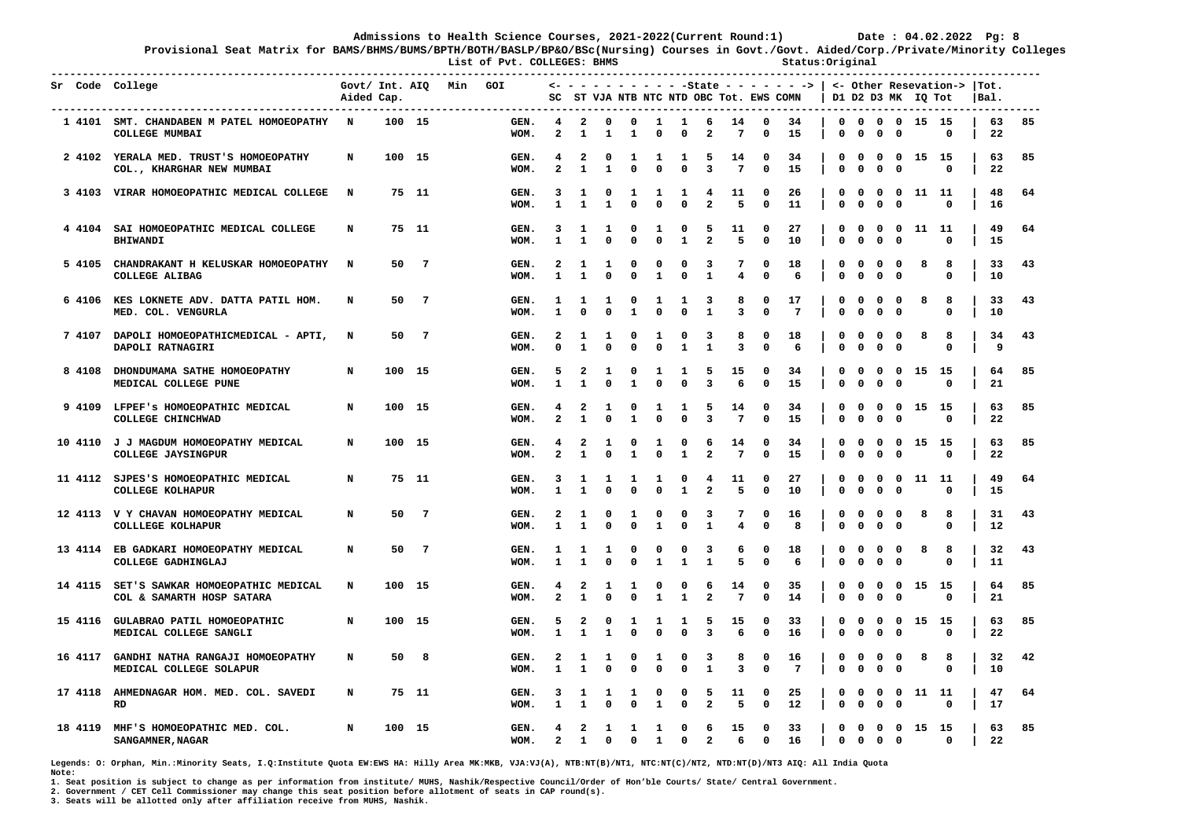**Admissions to Health Science Courses, 2021-2022(Current Round:1)** Date : 04.02.2022 Pg: 8

**Provisional Seat Matrix for BAMS/BHMS/BUMS/BPTH/BOTH/BASLP/BP&O/BSc(Nursing) Courses in Govt./Govt. Aided/Corp./Private/Minority Colleges**

**List of Pvt. COLLEGES: BHMS** Status:Original

| Sr | Code | College | Govt/ Aided | Int. Cap. | AIQ | Min | GOI | | SC | ST | VJA | NTB | NTC | NTD | OBC | Tot. | EWS | COMN | D1 | D2 | D3 | MK | IQ | Tot | Tot. Bal. | |
|---|---|---|---|---|---|---|---|---|---|---|---|---|---|---|---|---|---|---|---|---|---|---|---|---|---|---|
| 1 | 4101 | SMT. CHANDABEN M PATEL HOMOEOPATHY COLLEGE MUMBAI | N | 100 | 15 | | | GEN. | 4 | 2 | 0 | 0 | 1 | 1 | 6 | 14 | 0 | 34 | 0 | 0 | 0 | 0 | 15 | 15 | 63 | 85 |
| | | | | | | | | WOM. | 2 | 1 | 1 | 1 | 0 | 0 | 2 | 7 | 0 | 15 | 0 | 0 | 0 | 0 | | 0 | 22 | |
| 2 | 4102 | YERALA MED. TRUST'S HOMOEOPATHY COL., KHARGHAR NEW MUMBAI | N | 100 | 15 | | | GEN. | 4 | 2 | 0 | 1 | 1 | 1 | 5 | 14 | 0 | 34 | 0 | 0 | 0 | 0 | 15 | 15 | 63 | 85 |
| | | | | | | | | WOM. | 2 | 1 | 1 | 0 | 0 | 0 | 3 | 7 | 0 | 15 | 0 | 0 | 0 | 0 | | 0 | 22 | |
| 3 | 4103 | VIRAR HOMOEOPATHIC MEDICAL COLLEGE | N | 75 | 11 | | | GEN. | 3 | 1 | 0 | 1 | 1 | 1 | 4 | 11 | 0 | 26 | 0 | 0 | 0 | 0 | 11 | 11 | 48 | 64 |
| | | | | | | | | WOM. | 1 | 1 | 1 | 0 | 0 | 0 | 2 | 5 | 0 | 11 | 0 | 0 | 0 | 0 | | 0 | 16 | |
| 4 | 4104 | SAI HOMOEOPATHIC MEDICAL COLLEGE BHIWANDI | N | 75 | 11 | | | GEN. | 3 | 1 | 1 | 0 | 1 | 0 | 5 | 11 | 0 | 27 | 0 | 0 | 0 | 0 | 11 | 11 | 49 | 64 |
| | | | | | | | | WOM. | 1 | 1 | 0 | 0 | 0 | 1 | 2 | 5 | 0 | 10 | 0 | 0 | 0 | 0 | | 0 | 15 | |
| 5 | 4105 | CHANDRAKANT H KELUSKAR HOMOEOPATHY COLLEGE ALIBAG | N | 50 | 7 | | | GEN. | 2 | 1 | 1 | 0 | 0 | 0 | 3 | 7 | 0 | 18 | 0 | 0 | 0 | 0 | 8 | 8 | 33 | 43 |
| | | | | | | | | WOM. | 1 | 1 | 0 | 0 | 1 | 0 | 1 | 4 | 0 | 6 | 0 | 0 | 0 | 0 | | 0 | 10 | |
| 6 | 4106 | KES LOKNETE ADV. DATTA PATIL HOM. MED. COL. VENGURLA | N | 50 | 7 | | | GEN. | 1 | 1 | 1 | 0 | 1 | 1 | 3 | 8 | 0 | 17 | 0 | 0 | 0 | 0 | 8 | 8 | 33 | 43 |
| | | | | | | | | WOM. | 1 | 0 | 0 | 1 | 0 | 0 | 1 | 3 | 0 | 7 | 0 | 0 | 0 | 0 | | 0 | 10 | |
| 7 | 4107 | DAPOLI HOMOEOPATHICMEDICAL - APTI, DAPOLI RATNAGIRI | N | 50 | 7 | | | GEN. | 2 | 1 | 1 | 0 | 1 | 0 | 3 | 8 | 0 | 18 | 0 | 0 | 0 | 0 | 8 | 8 | 34 | 43 |
| | | | | | | | | WOM. | 0 | 1 | 0 | 0 | 0 | 1 | 1 | 3 | 0 | 6 | 0 | 0 | 0 | 0 | | 0 | 9 | |
| 8 | 4108 | DHONDUMAMA SATHE HOMOEOPATHY MEDICAL COLLEGE PUNE | N | 100 | 15 | | | GEN. | 5 | 2 | 1 | 0 | 1 | 1 | 5 | 15 | 0 | 34 | 0 | 0 | 0 | 0 | 15 | 15 | 64 | 85 |
| | | | | | | | | WOM. | 1 | 1 | 0 | 1 | 0 | 0 | 3 | 6 | 0 | 15 | 0 | 0 | 0 | 0 | | 0 | 21 | |
| 9 | 4109 | LFPEF's HOMOEOPATHIC MEDICAL COLLEGE CHINCHWAD | N | 100 | 15 | | | GEN. | 4 | 2 | 1 | 0 | 1 | 1 | 5 | 14 | 0 | 34 | 0 | 0 | 0 | 0 | 15 | 15 | 63 | 85 |
| | | | | | | | | WOM. | 2 | 1 | 0 | 1 | 0 | 0 | 3 | 7 | 0 | 15 | 0 | 0 | 0 | 0 | | 0 | 22 | |
| 10 | 4110 | J J MAGDUM HOMOEOPATHY MEDICAL COLLEGE JAYSINGPUR | N | 100 | 15 | | | GEN. | 4 | 2 | 1 | 0 | 1 | 0 | 6 | 14 | 0 | 34 | 0 | 0 | 0 | 0 | 15 | 15 | 63 | 85 |
| | | | | | | | | WOM. | 2 | 1 | 0 | 1 | 0 | 1 | 2 | 7 | 0 | 15 | 0 | 0 | 0 | 0 | | 0 | 22 | |
| 11 | 4112 | SJPES'S HOMOEOPATHIC MEDICAL COLLEGE KOLHAPUR | N | 75 | 11 | | | GEN. | 3 | 1 | 1 | 1 | 1 | 0 | 4 | 11 | 0 | 27 | 0 | 0 | 0 | 0 | 11 | 11 | 49 | 64 |
| | | | | | | | | WOM. | 1 | 1 | 0 | 0 | 0 | 1 | 2 | 5 | 0 | 10 | 0 | 0 | 0 | 0 | | 0 | 15 | |
| 12 | 4113 | V Y CHAVAN HOMOEOPATHY MEDICAL COLLLEGE KOLHAPUR | N | 50 | 7 | | | GEN. | 2 | 1 | 0 | 1 | 0 | 0 | 3 | 7 | 0 | 16 | 0 | 0 | 0 | 0 | 8 | 8 | 31 | 43 |
| | | | | | | | | WOM. | 1 | 1 | 0 | 0 | 1 | 0 | 1 | 4 | 0 | 8 | 0 | 0 | 0 | 0 | | 0 | 12 | |
| 13 | 4114 | EB GADKARI HOMOEOPATHY MEDICAL COLLEGE GADHINGLAJ | N | 50 | 7 | | | GEN. | 1 | 1 | 1 | 0 | 0 | 0 | 3 | 6 | 0 | 18 | 0 | 0 | 0 | 0 | 8 | 8 | 32 | 43 |
| | | | | | | | | WOM. | 1 | 1 | 0 | 0 | 1 | 1 | 1 | 5 | 0 | 6 | 0 | 0 | 0 | 0 | | 0 | 11 | |
| 14 | 4115 | SET'S SAWKAR HOMOEOPATHIC MEDICAL COL & SAMARTH HOSP SATARA | N | 100 | 15 | | | GEN. | 4 | 2 | 1 | 1 | 0 | 0 | 6 | 14 | 0 | 35 | 0 | 0 | 0 | 0 | 15 | 15 | 64 | 85 |
| | | | | | | | | WOM. | 2 | 1 | 0 | 0 | 1 | 1 | 2 | 7 | 0 | 14 | 0 | 0 | 0 | 0 | | 0 | 21 | |
| 15 | 4116 | GULABRAO PATIL HOMOEOPATHIC MEDICAL COLLEGE SANGLI | N | 100 | 15 | | | GEN. | 5 | 2 | 0 | 1 | 1 | 1 | 5 | 15 | 0 | 33 | 0 | 0 | 0 | 0 | 15 | 15 | 63 | 85 |
| | | | | | | | | WOM. | 1 | 1 | 1 | 0 | 0 | 0 | 3 | 6 | 0 | 16 | 0 | 0 | 0 | 0 | | 0 | 22 | |
| 16 | 4117 | GANDHI NATHA RANGAJI HOMOEOPATHY MEDICAL COLLEGE SOLAPUR | N | 50 | 8 | | | GEN. | 2 | 1 | 1 | 0 | 1 | 0 | 3 | 8 | 0 | 16 | 0 | 0 | 0 | 0 | 8 | 8 | 32 | 42 |
| | | | | | | | | WOM. | 1 | 1 | 0 | 0 | 0 | 0 | 1 | 3 | 0 | 7 | 0 | 0 | 0 | 0 | | 0 | 10 | |
| 17 | 4118 | AHMEDNAGAR HOM. MED. COL. SAVEDI RD | N | 75 | 11 | | | GEN. | 3 | 1 | 1 | 1 | 0 | 0 | 5 | 11 | 0 | 25 | 0 | 0 | 0 | 0 | 11 | 11 | 47 | 64 |
| | | | | | | | | WOM. | 1 | 1 | 0 | 0 | 1 | 0 | 2 | 5 | 0 | 12 | 0 | 0 | 0 | 0 | | 0 | 17 | |
| 18 | 4119 | MHF'S HOMOEOPATHIC MED. COL. SANGAMNER,NAGAR | N | 100 | 15 | | | GEN. | 4 | 2 | 1 | 1 | 1 | 0 | 6 | 15 | 0 | 33 | 0 | 0 | 0 | 0 | 15 | 15 | 63 | 85 |
| | | | | | | | | WOM. | 2 | 1 | 0 | 0 | 1 | 0 | 2 | 6 | 0 | 16 | 0 | 0 | 0 | 0 | | 0 | 22 | |

Legends: O: Orphan, Min.:Minority Seats, I.Q:Institute Quota EW:EWS HA: Hilly Area MK:MKB, VJA:VJ(A), NTB:NT(B)/NT1, NTC:NT(C)/NT2, NTD:NT(D)/NT3 AIQ: All India Quota

Note:

1. Seat position is subject to change as per information from institute/ MUHS, Nashik/Respective Council/Order of Hon'ble Courts/ State/ Central Government.
2. Government / CET Cell Commissioner may change this seat position before allotment of seats in CAP round(s).
3. Seats will be allotted only after affiliation receive from MUHS, Nashik.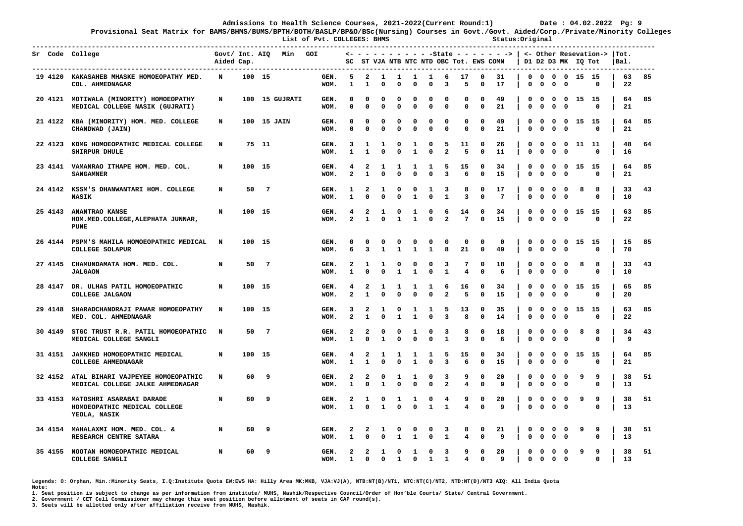Admissions to Health Science Courses, 2021-2022(Current Round:1) Date : 04.02.2022

Provisional Seat Matrix for BAMS/BHMS/BUMS/BPTH/BOTH/BASLP/BP&O/BSc(Nursing) Courses in Govt./Govt. Aided/Corp./Private/Minority Colleges

List of Pvt. COLLEGES: BHMS Status:Original

| Sr | Code | College | Govt/ Aided | Int. Cap. | AIQ | Min | GOI | | SC | ST | VJA | NTB | NTC | NTD | OBC | Tot. | EWS | COMN | D1 | D2 | D3 | MK | IQ | Tot | Tot. Bal. | |
|---|---|---|---|---|---|---|---|---|---|---|---|---|---|---|---|---|---|---|---|---|---|---|---|---|---|---|
| 19 | 4120 | KAKASAHEB MHASKE HOMOEOPATHY MED. COL. AHMEDNAGAR | N | 100 | 15 | | | GEN. | 5 | 2 | 1 | 1 | 1 | 1 | 6 | 17 | 0 | 31 | 0 | 0 | 0 | 0 | 15 | 15 | 63 | 85 |
| | | | | | | | | WOM. | 1 | 1 | 0 | 0 | 0 | 0 | 3 | 5 | 0 | 17 | 0 | 0 | 0 | 0 | | 0 | 22 | |
| 20 | 4121 | MOTIWALA (MINORITY) HOMOEOPATHY MEDICAL COLLEGE NASIK (GUJRATI) | N | 100 | 15 | GUJRATI | | GEN. | 0 | 0 | 0 | 0 | 0 | 0 | 0 | 0 | 0 | 49 | 0 | 0 | 0 | 0 | 15 | 15 | 64 | 85 |
| | | | | | | | | WOM. | 0 | 0 | 0 | 0 | 0 | 0 | 0 | 0 | 0 | 21 | 0 | 0 | 0 | 0 | | 0 | 21 | |
| 21 | 4122 | KBA (MINORITY) HOM. MED. COLLEGE CHANDWAD (JAIN) | N | 100 | 15 | JAIN | | GEN. | 0 | 0 | 0 | 0 | 0 | 0 | 0 | 0 | 0 | 49 | 0 | 0 | 0 | 0 | 15 | 15 | 64 | 85 |
| | | | | | | | | WOM. | 0 | 0 | 0 | 0 | 0 | 0 | 0 | 0 | 0 | 21 | 0 | 0 | 0 | 0 | | 0 | 21 | |
| 22 | 4123 | KDMG HOMOEOPATHIC MEDICAL COLLEGE SHIRPUR DHULE | N | 75 | 11 | | | GEN. | 3 | 1 | 1 | 0 | 1 | 0 | 5 | 11 | 0 | 26 | 0 | 0 | 0 | 0 | 11 | 11 | 48 | 64 |
| | | | | | | | | WOM. | 1 | 1 | 0 | 0 | 1 | 0 | 2 | 5 | 0 | 11 | 0 | 0 | 0 | 0 | | 0 | 16 | |
| 23 | 4141 | VAMANRAO ITHAPE HOM. MED. COL. SANGAMNER | N | 100 | 15 | | | GEN. | 4 | 2 | 1 | 1 | 1 | 1 | 5 | 15 | 0 | 34 | 0 | 0 | 0 | 0 | 15 | 15 | 64 | 85 |
| | | | | | | | | WOM. | 2 | 1 | 0 | 0 | 0 | 0 | 3 | 6 | 0 | 15 | 0 | 0 | 0 | 0 | | 0 | 21 | |
| 24 | 4142 | KSSM'S DHANWANTARI HOM. COLLEGE NASIK | N | 50 | 7 | | | GEN. | 1 | 2 | 1 | 0 | 0 | 1 | 3 | 8 | 0 | 17 | 0 | 0 | 0 | 0 | 8 | 8 | 33 | 43 |
| | | | | | | | | WOM. | 1 | 0 | 0 | 0 | 1 | 0 | 1 | 3 | 0 | 7 | 0 | 0 | 0 | 0 | | 0 | 10 | |
| 25 | 4143 | ANANTRAO KANSE HOM.MED.COLLEGE,ALEPHATA JUNNAR, PUNE | N | 100 | 15 | | | GEN. | 4 | 2 | 1 | 0 | 1 | 0 | 6 | 14 | 0 | 34 | 0 | 0 | 0 | 0 | 15 | 15 | 63 | 85 |
| | | | | | | | | WOM. | 2 | 1 | 0 | 1 | 1 | 0 | 2 | 7 | 0 | 15 | 0 | 0 | 0 | 0 | | 0 | 22 | |
| 26 | 4144 | PSPM'S MAHILA HOMOEOPATHIC MEDICAL COLLEGE SOLAPUR | N | 100 | 15 | | | GEN. | 0 | 0 | 0 | 0 | 0 | 0 | 0 | 0 | 0 | 0 | 0 | 0 | 0 | 0 | 15 | 15 | 15 | 85 |
| | | | | | | | | WOM. | 6 | 3 | 1 | 1 | 1 | 1 | 8 | 21 | 0 | 49 | 0 | 0 | 0 | 0 | | 0 | 70 | |
| 27 | 4145 | CHAMUNDAMATA HOM. MED. COL. JALGAON | N | 50 | 7 | | | GEN. | 2 | 1 | 1 | 0 | 0 | 0 | 3 | 7 | 0 | 18 | 0 | 0 | 0 | 0 | 8 | 8 | 33 | 43 |
| | | | | | | | | WOM. | 1 | 0 | 0 | 1 | 1 | 0 | 1 | 4 | 0 | 6 | 0 | 0 | 0 | 0 | | 0 | 10 | |
| 28 | 4147 | DR. ULHAS PATIL HOMOEOPATHIC COLLEGE JALGAON | N | 100 | 15 | | | GEN. | 4 | 2 | 1 | 1 | 1 | 1 | 6 | 16 | 0 | 34 | 0 | 0 | 0 | 0 | 15 | 15 | 65 | 85 |
| | | | | | | | | WOM. | 2 | 1 | 0 | 0 | 0 | 0 | 2 | 5 | 0 | 15 | 0 | 0 | 0 | 0 | | 0 | 20 | |
| 29 | 4148 | SHARADCHANDRAJI PAWAR HOMOEOPATHY MED. COL. AHMEDNAGAR | N | 100 | 15 | | | GEN. | 3 | 2 | 1 | 0 | 1 | 1 | 5 | 13 | 0 | 35 | 0 | 0 | 0 | 0 | 15 | 15 | 63 | 85 |
| | | | | | | | | WOM. | 2 | 1 | 0 | 1 | 1 | 0 | 3 | 8 | 0 | 14 | 0 | 0 | 0 | 0 | | 0 | 22 | |
| 30 | 4149 | STGC TRUST R.R. PATIL HOMOEOPATHIC MEDICAL COLLEGE SANGLI | N | 50 | 7 | | | GEN. | 2 | 2 | 0 | 0 | 1 | 0 | 3 | 8 | 0 | 18 | 0 | 0 | 0 | 0 | 8 | 8 | 34 | 43 |
| | | | | | | | | WOM. | 1 | 0 | 1 | 0 | 0 | 0 | 1 | 3 | 0 | 6 | 0 | 0 | 0 | 0 | | 0 | 9 | |
| 31 | 4151 | JAMKHED HOMOEOPATHIC MEDICAL COLLEGE AHMEDNAGAR | N | 100 | 15 | | | GEN. | 4 | 2 | 1 | 1 | 1 | 1 | 5 | 15 | 0 | 34 | 0 | 0 | 0 | 0 | 15 | 15 | 64 | 85 |
| | | | | | | | | WOM. | 1 | 1 | 0 | 0 | 1 | 0 | 3 | 6 | 0 | 15 | 0 | 0 | 0 | 0 | | 0 | 21 | |
| 32 | 4152 | ATAL BIHARI VAJPEYEE HOMOEOPATHIC MEDICAL COLLEGE JALKE AHMEDNAGAR | N | 60 | 9 | | | GEN. | 2 | 2 | 0 | 1 | 1 | 0 | 3 | 9 | 0 | 20 | 0 | 0 | 0 | 0 | 9 | 9 | 38 | 51 |
| | | | | | | | | WOM. | 1 | 0 | 1 | 0 | 0 | 0 | 2 | 4 | 0 | 9 | 0 | 0 | 0 | 0 | | 0 | 13 | |
| 33 | 4153 | MATOSHRI ASARABAI DARADE HOMOEOPATHIC MEDICAL COLLEGE YEOLA, NASIK | N | 60 | 9 | | | GEN. | 2 | 1 | 0 | 1 | 1 | 0 | 4 | 9 | 0 | 20 | 0 | 0 | 0 | 0 | 9 | 9 | 38 | 51 |
| | | | | | | | | WOM. | 1 | 0 | 1 | 0 | 0 | 1 | 1 | 4 | 0 | 9 | 0 | 0 | 0 | 0 | | 0 | 13 | |
| 34 | 4154 | MAHALAXMI HOM. MED. COL. & RESEARCH CENTRE SATARA | N | 60 | 9 | | | GEN. | 2 | 2 | 1 | 0 | 0 | 0 | 3 | 8 | 0 | 21 | 0 | 0 | 0 | 0 | 9 | 9 | 38 | 51 |
| | | | | | | | | WOM. | 1 | 0 | 0 | 1 | 1 | 0 | 1 | 4 | 0 | 9 | 0 | 0 | 0 | 0 | | 0 | 13 | |
| 35 | 4155 | NOOTAN HOMOEOPATHIC MEDICAL COLLEGE SANGLI | N | 60 | 9 | | | GEN. | 2 | 2 | 1 | 0 | 1 | 0 | 3 | 9 | 0 | 20 | 0 | 0 | 0 | 0 | 9 | 9 | 38 | 51 |
| | | | | | | | | WOM. | 1 | 0 | 0 | 1 | 0 | 1 | 1 | 4 | 0 | 9 | 0 | 0 | 0 | 0 | | 0 | 13 | |

Legends: O: Orphan, Min.:Minority Seats, I.Q:Institute Quota EW:EWS HA: Hilly Area MK:MKB, VJA:VJ(A), NTB:NT(B)/NT1, NTC:NT(C)/NT2, NTD:NT(D)/NT3 AIQ: All India Quota

Note:

1. Seat position is subject to change as per information from institute/ MUHS, Nashik/Respective Council/Order of Hon'ble Courts/ State/ Central Government.
2. Government / CET Cell Commissioner may change this seat position before allotment of seats in CAP round(s).
3. Seats will be allotted only after affiliation receive from MUHS, Nashik.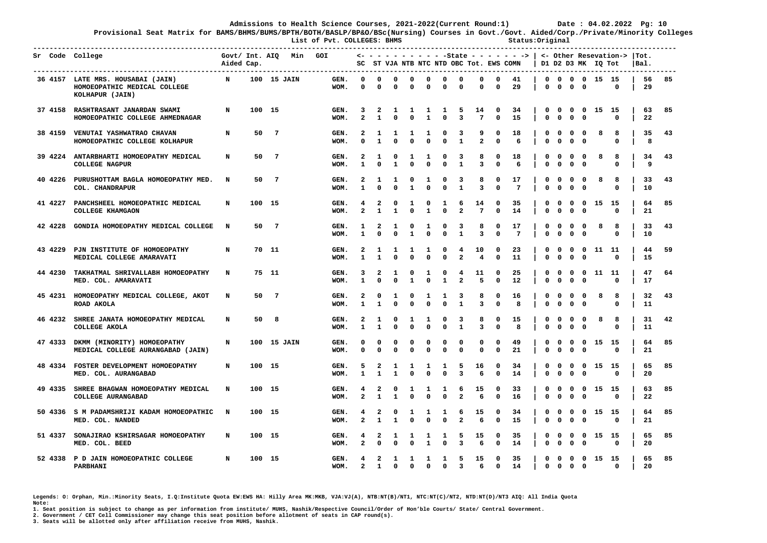Admissions to Health Science Courses, 2021-2022(Current Round:1) Date : 04.02.2022

Provisional Seat Matrix for BAMS/BHMS/BUMS/BPTH/BOTH/BASLP/BP&O/BSc(Nursing) Courses in Govt./Govt. Aided/Corp./Private/Minority Colleges

List of Pvt. COLLEGES: BHMS Status:Original

| Sr | Code | College | Govt/ Aided | Int. Cap. | AIQ | Min | GOI | | SC | ST | VJA | NTB | NTC | NTD | OBC | Tot. | EWS | COMN | D1 | D2 | D3 | MK | IQ | Tot | Tot. | Bal. |
|---|---|---|---|---|---|---|---|---|---|---|---|---|---|---|---|---|---|---|---|---|---|---|---|---|---|---|
| 36 | 4157 | LATE MRS. HOUSABAI (JAIN) HOMOEOPATHIC MEDICAL COLLEGE KOLHAPUR (JAIN) | N | 100 | 15 | JAIN | | GEN. | 0 | 0 | 0 | 0 | 0 | 0 | 0 | 0 | 0 | 41 | 0 | 0 | 0 | 0 | 15 | 15 | 56 | 85 |
| | | | | | | | | WOM. | 0 | 0 | 0 | 0 | 0 | 0 | 0 | 0 | 0 | 29 | 0 | 0 | 0 | 0 | | 0 | 29 | |
| 37 | 4158 | RASHTRASANT JANARDAN SWAMI HOMOEOPATHIC COLLEGE AHMEDNAGAR | N | 100 | 15 | | | GEN. | 3 | 2 | 1 | 1 | 1 | 1 | 5 | 14 | 0 | 34 | 0 | 0 | 0 | 0 | 15 | 15 | 63 | 85 |
| | | | | | | | | WOM. | 2 | 1 | 0 | 0 | 1 | 0 | 3 | 7 | 0 | 15 | 0 | 0 | 0 | 0 | | 0 | 22 | |
| 38 | 4159 | VENUTAI YASHWATRAO CHAVAN HOMOEOPATHIC COLLEGE KOLHAPUR | N | 50 | 7 | | | GEN. | 2 | 1 | 1 | 1 | 1 | 0 | 3 | 9 | 0 | 18 | 0 | 0 | 0 | 0 | 8 | 8 | 35 | 43 |
| | | | | | | | | WOM. | 0 | 1 | 0 | 0 | 0 | 0 | 1 | 2 | 0 | 6 | 0 | 0 | 0 | 0 | | 0 | 8 | |
| 39 | 4224 | ANTARBHARTI HOMOEOPATHY MEDICAL COLLEGE NAGPUR | N | 50 | 7 | | | GEN. | 2 | 1 | 0 | 1 | 1 | 0 | 3 | 8 | 0 | 18 | 0 | 0 | 0 | 0 | 8 | 8 | 34 | 43 |
| | | | | | | | | WOM. | 1 | 0 | 1 | 0 | 0 | 0 | 1 | 3 | 0 | 6 | 0 | 0 | 0 | 0 | | 0 | 9 | |
| 40 | 4226 | PURUSHOTTAM BAGLA HOMOEOPATHY MED. COL. CHANDRAPUR | N | 50 | 7 | | | GEN. | 2 | 1 | 1 | 0 | 1 | 0 | 3 | 8 | 0 | 17 | 0 | 0 | 0 | 0 | 8 | 8 | 33 | 43 |
| | | | | | | | | WOM. | 1 | 0 | 0 | 1 | 0 | 0 | 1 | 3 | 0 | 7 | 0 | 0 | 0 | 0 | | 0 | 10 | |
| 41 | 4227 | PANCHSHEEL HOMOEOPATHIC MEDICAL COLLEGE KHAMGAON | N | 100 | 15 | | | GEN. | 4 | 2 | 0 | 1 | 0 | 1 | 6 | 14 | 0 | 35 | 0 | 0 | 0 | 0 | 15 | 15 | 64 | 85 |
| | | | | | | | | WOM. | 2 | 1 | 1 | 0 | 1 | 0 | 2 | 7 | 0 | 14 | 0 | 0 | 0 | 0 | | 0 | 21 | |
| 42 | 4228 | GONDIA HOMOEOPATHY MEDICAL COLLEGE | N | 50 | 7 | | | GEN. | 1 | 2 | 1 | 0 | 1 | 0 | 3 | 8 | 0 | 17 | 0 | 0 | 0 | 0 | 8 | 8 | 33 | 43 |
| | | | | | | | | WOM. | 1 | 0 | 0 | 1 | 0 | 0 | 1 | 3 | 0 | 7 | 0 | 0 | 0 | 0 | | 0 | 10 | |
| 43 | 4229 | PJN INSTITUTE OF HOMOEOPATHY MEDICAL COLLEGE AMARAVATI | N | 70 | 11 | | | GEN. | 2 | 1 | 1 | 1 | 1 | 0 | 4 | 10 | 0 | 23 | 0 | 0 | 0 | 0 | 11 | 11 | 44 | 59 |
| | | | | | | | | WOM. | 1 | 1 | 0 | 0 | 0 | 0 | 2 | 4 | 0 | 11 | 0 | 0 | 0 | 0 | | 0 | 15 | |
| 44 | 4230 | TAKHATMAL SHRIVALLABH HOMOEOPATHY MED. COL. AMARAVATI | N | 75 | 11 | | | GEN. | 3 | 2 | 1 | 0 | 1 | 0 | 4 | 11 | 0 | 25 | 0 | 0 | 0 | 0 | 11 | 11 | 47 | 64 |
| | | | | | | | | WOM. | 1 | 0 | 0 | 1 | 0 | 1 | 2 | 5 | 0 | 12 | 0 | 0 | 0 | 0 | | 0 | 17 | |
| 45 | 4231 | HOMOEOPATHY MEDICAL COLLEGE, AKOT ROAD AKOLA | N | 50 | 7 | | | GEN. | 2 | 0 | 1 | 0 | 1 | 1 | 3 | 8 | 0 | 16 | 0 | 0 | 0 | 0 | 8 | 8 | 32 | 43 |
| | | | | | | | | WOM. | 1 | 1 | 0 | 0 | 0 | 0 | 1 | 3 | 0 | 8 | 0 | 0 | 0 | 0 | | 0 | 11 | |
| 46 | 4232 | SHREE JANATA HOMOEOPATHY MEDICAL COLLEGE AKOLA | N | 50 | 8 | | | GEN. | 2 | 1 | 0 | 1 | 1 | 0 | 3 | 8 | 0 | 15 | 0 | 0 | 0 | 0 | 8 | 8 | 31 | 42 |
| | | | | | | | | WOM. | 1 | 1 | 0 | 0 | 0 | 0 | 1 | 3 | 0 | 8 | 0 | 0 | 0 | 0 | | 0 | 11 | |
| 47 | 4333 | DKMM (MINORITY) HOMOEOPATHY MEDICAL COLLEGE AURANGABAD (JAIN) | N | 100 | 15 | JAIN | | GEN. | 0 | 0 | 0 | 0 | 0 | 0 | 0 | 0 | 0 | 49 | 0 | 0 | 0 | 0 | 15 | 15 | 64 | 85 |
| | | | | | | | | WOM. | 0 | 0 | 0 | 0 | 0 | 0 | 0 | 0 | 0 | 21 | 0 | 0 | 0 | 0 | | 0 | 21 | |
| 48 | 4334 | FOSTER DEVELOPMENT HOMOEOPATHY MED. COL. AURANGABAD | N | 100 | 15 | | | GEN. | 5 | 2 | 1 | 1 | 1 | 1 | 5 | 16 | 0 | 34 | 0 | 0 | 0 | 0 | 15 | 15 | 65 | 85 |
| | | | | | | | | WOM. | 1 | 1 | 1 | 0 | 0 | 0 | 3 | 6 | 0 | 14 | 0 | 0 | 0 | 0 | | 0 | 20 | |
| 49 | 4335 | SHREE BHAGWAN HOMOEOPATHY MEDICAL COLLEGE AURANGABAD | N | 100 | 15 | | | GEN. | 4 | 2 | 0 | 1 | 1 | 1 | 6 | 15 | 0 | 33 | 0 | 0 | 0 | 0 | 15 | 15 | 63 | 85 |
| | | | | | | | | WOM. | 2 | 1 | 1 | 0 | 0 | 0 | 2 | 6 | 0 | 16 | 0 | 0 | 0 | 0 | | 0 | 22 | |
| 50 | 4336 | S M PADAMSHRIJI KADAM HOMOEOPATHIC MED. COL. NANDED | N | 100 | 15 | | | GEN. | 4 | 2 | 0 | 1 | 1 | 1 | 6 | 15 | 0 | 34 | 0 | 0 | 0 | 0 | 15 | 15 | 64 | 85 |
| | | | | | | | | WOM. | 2 | 1 | 1 | 0 | 0 | 0 | 2 | 6 | 0 | 15 | 0 | 0 | 0 | 0 | | 0 | 21 | |
| 51 | 4337 | SONAJIRAO KSHIRSAGAR HOMOEOPATHY MED. COL. BEED | N | 100 | 15 | | | GEN. | 4 | 2 | 1 | 1 | 1 | 1 | 5 | 15 | 0 | 35 | 0 | 0 | 0 | 0 | 15 | 15 | 65 | 85 |
| | | | | | | | | WOM. | 2 | 0 | 0 | 0 | 1 | 0 | 3 | 6 | 0 | 14 | 0 | 0 | 0 | 0 | | 0 | 20 | |
| 52 | 4338 | P D JAIN HOMOEOPATHIC COLLEGE PARBHANI | N | 100 | 15 | | | GEN. | 4 | 2 | 1 | 1 | 1 | 1 | 5 | 15 | 0 | 35 | 0 | 0 | 0 | 0 | 15 | 15 | 65 | 85 |
| | | | | | | | | WOM. | 2 | 1 | 0 | 0 | 0 | 0 | 3 | 6 | 0 | 14 | 0 | 0 | 0 | 0 | | 0 | 20 | |

Legends: O: Orphan, Min.:Minority Seats, I.Q:Institute Quota EW:EWS HA: Hilly Area MK:MKB, VJA:VJ(A), NTB:NT(B)/NT1, NTC:NT(C)/NT2, NTD:NT(D)/NT3 AIQ: All India Quota

Note:

1. Seat position is subject to change as per information from institute/ MUHS, Nashik/Respective Council/Order of Hon'ble Courts/ State/ Central Government.
2. Government / CET Cell Commissioner may change this seat position before allotment of seats in CAP round(s).
3. Seats will be allotted only after affiliation receive from MUHS, Nashik.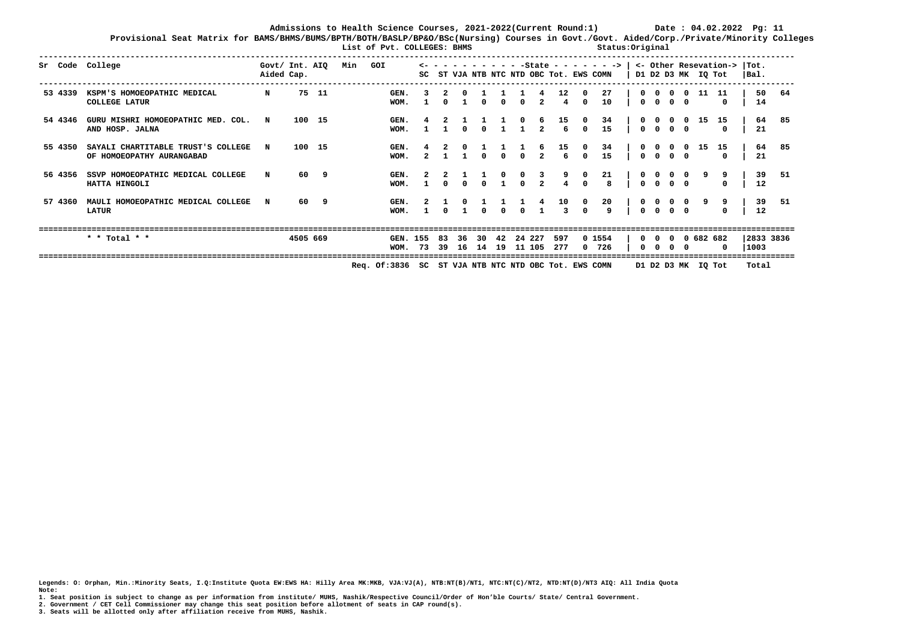**Admissions to Health Science Courses, 2021-2022(Current Round:1)** **Date : 04.02.2022**

**Provisional Seat Matrix for BAMS/BHMS/BUMS/BPTH/BOTH/BASLP/BP&O/BSc(Nursing) Courses in Govt./Govt. Aided/Corp./Private/Minority Colleges**

**List of Pvt. COLLEGES: BHMS** **Status:Original**

| Sr | Code | College | Govt/ Aided | Int. Cap. | AIQ | Min | GOI | | SC | ST | VJA | NTB | NTC | NTD | OBC | Tot. | EWS | COMN | D1 | D2 | D3 | MK | IQ | Tot | Tot. Bal. | |
|---|---|---|---|---|---|---|---|---|---|---|---|---|---|---|---|---|---|---|---|---|---|---|---|---|---|---|
| 53 | 4339 | KSPM'S HOMOEOPATHIC MEDICAL COLLEGE LATUR | N | 75 | 11 | | | GEN. | 3 | 2 | 0 | 1 | 1 | 1 | 4 | 12 | 0 | 27 | 0 | 0 | 0 | 0 | 11 | 11 | 50 | 64 |
| | | | | | | | | WOM. | 1 | 0 | 1 | 0 | 0 | 0 | 2 | 4 | 0 | 10 | 0 | 0 | 0 | 0 | | 0 | 14 | |
| 54 | 4346 | GURU MISHRI HOMOEOPATHIC MED. COL. AND HOSP. JALNA | N | 100 | 15 | | | GEN. | 4 | 2 | 1 | 1 | 1 | 0 | 6 | 15 | 0 | 34 | 0 | 0 | 0 | 0 | 15 | 15 | 64 | 85 |
| | | | | | | | | WOM. | 1 | 1 | 0 | 0 | 1 | 1 | 2 | 6 | 0 | 15 | 0 | 0 | 0 | 0 | | 0 | 21 | |
| 55 | 4350 | SAYALI CHARTITABLE TRUST'S COLLEGE OF HOMOEOPATHY AURANGABAD | N | 100 | 15 | | | GEN. | 4 | 2 | 0 | 1 | 1 | 1 | 6 | 15 | 0 | 34 | 0 | 0 | 0 | 0 | 15 | 15 | 64 | 85 |
| | | | | | | | | WOM. | 2 | 1 | 1 | 0 | 0 | 0 | 2 | 6 | 0 | 15 | 0 | 0 | 0 | 0 | | 0 | 21 | |
| 56 | 4356 | SSVP HOMOEOPATHIC MEDICAL COLLEGE HATTA HINGOLI | N | 60 | 9 | | | GEN. | 2 | 2 | 1 | 1 | 0 | 0 | 3 | 9 | 0 | 21 | 0 | 0 | 0 | 0 | 9 | 9 | 39 | 51 |
| | | | | | | | | WOM. | 1 | 0 | 0 | 0 | 1 | 0 | 2 | 4 | 0 | 8 | 0 | 0 | 0 | 0 | | 0 | 12 | |
| 57 | 4360 | MAULI HOMOEOPATHIC MEDICAL COLLEGE LATUR | N | 60 | 9 | | | GEN. | 2 | 1 | 0 | 1 | 1 | 1 | 4 | 10 | 0 | 20 | 0 | 0 | 0 | 0 | 9 | 9 | 39 | 51 |
| | | | | | | | | WOM. | 1 | 0 | 1 | 0 | 0 | 0 | 1 | 3 | 0 | 9 | 0 | 0 | 0 | 0 | | 0 | 12 | |
| | | * * Total * * | | 4505 | 669 | | | GEN. | 155 | 83 | 36 | 30 | 42 | 24 | 227 | 597 | 0 | 1554 | 0 | 0 | 0 | 0 | 682 | 682 | 2833 | 3836 |
| | | | | | | | | WOM. | 73 | 39 | 16 | 14 | 19 | 11 | 105 | 277 | 0 | 726 | 0 | 0 | 0 | 0 | | 0 | 1003 | |
| | | | | | | | | Req. Of:3836 | SC | ST | VJA | NTB | NTC | NTD | OBC | Tot. | EWS | COMN | D1 | D2 | D3 | MK | IQ | Tot | Total | |

Legends: O: Orphan, Min.:Minority Seats, I.Q:Institute Quota EW:EWS HA: Hilly Area MK:MKB, VJA:VJ(A), NTB:NT(B)/NT1, NTC:NT(C)/NT2, NTD:NT(D)/NT3 AIQ: All India Quota

Note:

1. Seat position is subject to change as per information from institute/ MUHS, Nashik/Respective Council/Order of Hon'ble Courts/ State/ Central Government.
2. Government / CET Cell Commissioner may change this seat position before allotment of seats in CAP round(s).
3. Seats will be allotted only after affiliation receive from MUHS, Nashik.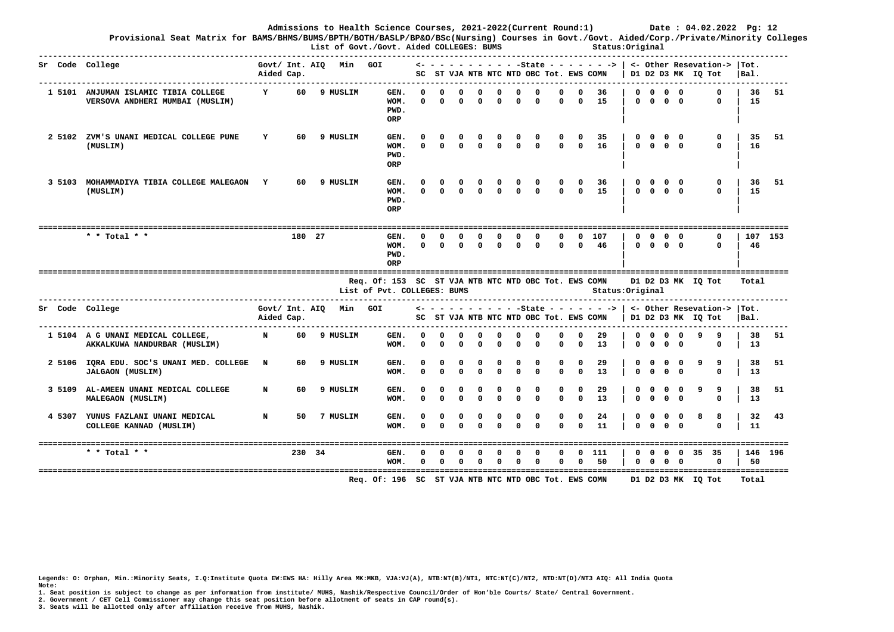**Admissions to Health Science Courses, 2021-2022(Current Round:1)** **Date : 04.02.2022 Pg: 12**

**Provisional Seat Matrix for BAMS/BHMS/BUMS/BPTH/BOTH/BASLP/BP&O/BSc(Nursing) Courses in Govt./Govt. Aided/Corp./Private/Minority Colleges**

**List of Govt./Govt. Aided COLLEGES: BUMS** **Status:Original**

| Sr | Code | College | Govt/ Aided | Int. Cap. | AIQ | Min | GOI | SC | ST | VJA | NTB | NTC | NTD | OBC | Tot. | EWS | COMN | D1 | D2 | D3 | MK | IQ | Tot | Tot. Bal. | |
|---|---|---|---|---|---|---|---|---|---|---|---|---|---|---|---|---|---|---|---|---|---|---|---|---|---|
| 1 | 5101 | ANJUMAN ISLAMIC TIBIA COLLEGE VERSOVA ANDHERI MUMBAI (MUSLIM) | Y | 60 | 9 | MUSLIM | GEN. | 0 | 0 | 0 | 0 | 0 | 0 | 0 | 0 | 0 | 36 | 0 | 0 | 0 | 0 | | 0 | 36 | 51 |
| | | | | | | | WOM. | 0 | 0 | 0 | 0 | 0 | 0 | 0 | 0 | 0 | 15 | 0 | 0 | 0 | 0 | | 0 | 15 | |
| | | | | | | | PWD. | | | | | | | | | | | | | | | | | | |
| | | | | | | | ORP | | | | | | | | | | | | | | | | | | |
| 2 | 5102 | ZVM'S UNANI MEDICAL COLLEGE PUNE (MUSLIM) | Y | 60 | 9 | MUSLIM | GEN. | 0 | 0 | 0 | 0 | 0 | 0 | 0 | 0 | 0 | 35 | 0 | 0 | 0 | 0 | | 0 | 35 | 51 |
| | | | | | | | WOM. | 0 | 0 | 0 | 0 | 0 | 0 | 0 | 0 | 0 | 16 | 0 | 0 | 0 | 0 | | 0 | 16 | |
| | | | | | | | PWD. | | | | | | | | | | | | | | | | | | |
| | | | | | | | ORP | | | | | | | | | | | | | | | | | | |
| 3 | 5103 | MOHAMMADIYA TIBIA COLLEGE MALEGAON (MUSLIM) | Y | 60 | 9 | MUSLIM | GEN. | 0 | 0 | 0 | 0 | 0 | 0 | 0 | 0 | 0 | 36 | 0 | 0 | 0 | 0 | | 0 | 36 | 51 |
| | | | | | | | WOM. | 0 | 0 | 0 | 0 | 0 | 0 | 0 | 0 | 0 | 15 | 0 | 0 | 0 | 0 | | 0 | 15 | |
| | | | | | | | PWD. | | | | | | | | | | | | | | | | | | |
| | | | | | | | ORP | | | | | | | | | | | | | | | | | | |
| | | * * Total * * | | 180 | 27 | | GEN. | 0 | 0 | 0 | 0 | 0 | 0 | 0 | 0 | 0 | 107 | 0 | 0 | 0 | 0 | | 0 | 107 | 153 |
| | | | | | | | WOM. | 0 | 0 | 0 | 0 | 0 | 0 | 0 | 0 | 0 | 46 | 0 | 0 | 0 | 0 | | 0 | 46 | |
| | | | | | | | PWD. | | | | | | | | | | | | | | | | | | |
| | | | | | | | ORP | | | | | | | | | | | | | | | | | | |

Req. Of: 153 SC ST VJA NTB NTC NTD OBC Tot. EWS COMN D1 D2 D3 MK IQ Tot Total

**List of Pvt. COLLEGES: BUMS** **Status:Original**

| Sr | Code | College | Govt/ Aided | Int. Cap. | AIQ | Min | GOI | SC | ST | VJA | NTB | NTC | NTD | OBC | Tot. | EWS | COMN | D1 | D2 | D3 | MK | IQ | Tot | Tot. Bal. | |
|---|---|---|---|---|---|---|---|---|---|---|---|---|---|---|---|---|---|---|---|---|---|---|---|---|---|
| 1 | 5104 | A G UNANI MEDICAL COLLEGE, AKKALKUWA NANDURBAR (MUSLIM) | N | 60 | 9 | MUSLIM | GEN. | 0 | 0 | 0 | 0 | 0 | 0 | 0 | 0 | 0 | 29 | 0 | 0 | 0 | 0 | 9 | 9 | 38 | 51 |
| | | | | | | | WOM. | 0 | 0 | 0 | 0 | 0 | 0 | 0 | 0 | 0 | 13 | 0 | 0 | 0 | 0 | | 0 | 13 | |
| 2 | 5106 | IQRA EDU. SOC'S UNANI MED. COLLEGE JALGAON (MUSLIM) | N | 60 | 9 | MUSLIM | GEN. | 0 | 0 | 0 | 0 | 0 | 0 | 0 | 0 | 0 | 29 | 0 | 0 | 0 | 0 | 9 | 9 | 38 | 51 |
| | | | | | | | WOM. | 0 | 0 | 0 | 0 | 0 | 0 | 0 | 0 | 0 | 13 | 0 | 0 | 0 | 0 | | 0 | 13 | |
| 3 | 5109 | AL-AMEEN UNANI MEDICAL COLLEGE MALEGAON (MUSLIM) | N | 60 | 9 | MUSLIM | GEN. | 0 | 0 | 0 | 0 | 0 | 0 | 0 | 0 | 0 | 29 | 0 | 0 | 0 | 0 | 9 | 9 | 38 | 51 |
| | | | | | | | WOM. | 0 | 0 | 0 | 0 | 0 | 0 | 0 | 0 | 0 | 13 | 0 | 0 | 0 | 0 | | 0 | 13 | |
| 4 | 5307 | YUNUS FAZLANI UNANI MEDICAL COLLEGE KANNAD (MUSLIM) | N | 50 | 7 | MUSLIM | GEN. | 0 | 0 | 0 | 0 | 0 | 0 | 0 | 0 | 0 | 24 | 0 | 0 | 0 | 0 | 8 | 8 | 32 | 43 |
| | | | | | | | WOM. | 0 | 0 | 0 | 0 | 0 | 0 | 0 | 0 | 0 | 11 | 0 | 0 | 0 | 0 | | 0 | 11 | |
| | | * * Total * * | | 230 | 34 | | GEN. | 0 | 0 | 0 | 0 | 0 | 0 | 0 | 0 | 0 | 111 | 0 | 0 | 0 | 0 | 35 | 35 | 146 | 196 |
| | | | | | | | WOM. | 0 | 0 | 0 | 0 | 0 | 0 | 0 | 0 | 0 | 50 | 0 | 0 | 0 | 0 | | 0 | 50 | |

Req. Of: 196 SC ST VJA NTB NTC NTD OBC Tot. EWS COMN D1 D2 D3 MK IQ Tot Total

Legends: O: Orphan, Min.:Minority Seats, I.Q:Institute Quota EW:EWS HA: Hilly Area MK:MKB, VJA:VJ(A), NTB:NT(B)/NT1, NTC:NT(C)/NT2, NTD:NT(D)/NT3 AIQ: All India Quota

Note:

1. Seat position is subject to change as per information from institute/ MUHS, Nashik/Respective Council/Order of Hon'ble Courts/ State/ Central Government.
2. Government / CET Cell Commissioner may change this seat position before allotment of seats in CAP round(s).
3. Seats will be allotted only after affiliation receive from MUHS, Nashik.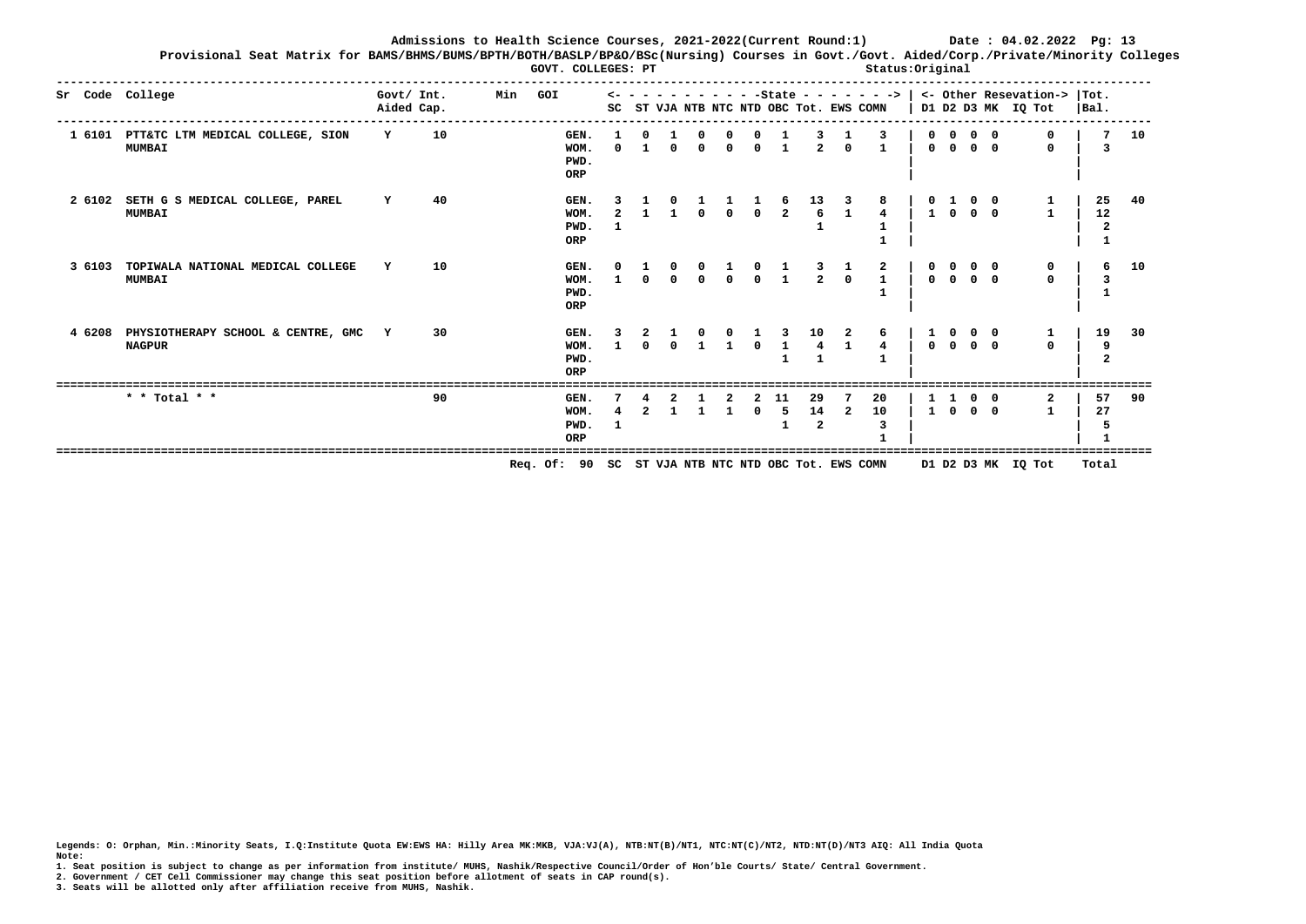**Admissions to Health Science Courses, 2021-2022(Current Round:1) Date : 04.02.2022**

**Provisional Seat Matrix for BAMS/BHMS/BUMS/BPTH/BOTH/BASLP/BP&O/BSc(Nursing) Courses in Govt./Govt. Aided/Corp./Private/Minority Colleges**

**GOVT. COLLEGES: PT** Status:Original

| Sr | Code | College | Govt/ Aided | Int. Cap. | Min | GOI | | SC | ST | VJA | NTB | NTC | NTD | OBC | Tot. | EWS | COMN | D1 | D2 | D3 | MK | IQ | Tot | Bal. | Tot. |
|---|---|---|---|---|---|---|---|---|---|---|---|---|---|---|---|---|---|---|---|---|---|---|---|---|---|
| | | | | | | | | <- State -> | | | | | | | | | | <- Other Reservation-> | | | | | | | |
| 1 | 6101 | PTT&TC LTM MEDICAL COLLEGE, SION MUMBAI | Y | 10 | | | GEN. | 1 | 0 | 1 | 0 | 0 | 0 | 1 | 3 | 1 | 3 | 0 | 0 | 0 | 0 | | 0 | 7 | 10 |
| | | | | | | | WOM. | 0 | 1 | 0 | 0 | 0 | 0 | 1 | 2 | 0 | 1 | 0 | 0 | 0 | 0 | | 0 | 3 | |
| | | | | | | | PWD. | | | | | | | | | | | | | | | | | | |
| | | | | | | | ORP | | | | | | | | | | | | | | | | | | |
| 2 | 6102 | SETH G S MEDICAL COLLEGE, PAREL MUMBAI | Y | 40 | | | GEN. | 3 | 1 | 0 | 1 | 1 | 1 | 6 | 13 | 3 | 8 | 0 | 1 | 0 | 0 | | 1 | 25 | 40 |
| | | | | | | | WOM. | 2 | 1 | 1 | 0 | 0 | 0 | 2 | 6 | 1 | 4 | 1 | 0 | 0 | 0 | | 1 | 12 | |
| | | | | | | | PWD. | 1 | | | | | | | 1 | | 1 | | | | | | | 2 | |
| | | | | | | | ORP | | | | | | | | | | 1 | | | | | | | 1 | |
| 3 | 6103 | TOPIWALA NATIONAL MEDICAL COLLEGE MUMBAI | Y | 10 | | | GEN. | 0 | 1 | 0 | 0 | 1 | 0 | 1 | 3 | 1 | 2 | 0 | 0 | 0 | 0 | | 0 | 6 | 10 |
| | | | | | | | WOM. | 1 | 0 | 0 | 0 | 0 | 0 | 1 | 2 | 0 | 1 | 0 | 0 | 0 | 0 | | 0 | 3 | |
| | | | | | | | PWD. | | | | | | | | | | 1 | | | | | | | 1 | |
| | | | | | | | ORP | | | | | | | | | | | | | | | | | | |
| 4 | 6208 | PHYSIOTHERAPY SCHOOL & CENTRE, GMC NAGPUR | Y | 30 | | | GEN. | 3 | 2 | 1 | 0 | 0 | 1 | 3 | 10 | 2 | 6 | 1 | 0 | 0 | 0 | | 1 | 19 | 30 |
| | | | | | | | WOM. | 1 | 0 | 0 | 1 | 1 | 0 | 1 | 4 | 1 | 4 | 0 | 0 | 0 | 0 | | 0 | 9 | |
| | | | | | | | PWD. | | | | | | | 1 | 1 | | 1 | | | | | | | 2 | |
| | | | | | | | ORP | | | | | | | | | | | | | | | | | | |
| | | * * Total * * | | 90 | | | GEN. | 7 | 4 | 2 | 1 | 2 | 2 | 11 | 29 | 7 | 20 | 1 | 1 | 0 | 0 | | 2 | 57 | 90 |
| | | | | | | | WOM. | 4 | 2 | 1 | 1 | 1 | 0 | 5 | 14 | 2 | 10 | 1 | 0 | 0 | 0 | | 1 | 27 | |
| | | | | | | | PWD. | 1 | | | | | | 1 | 2 | | 3 | | | | | | | 5 | |
| | | | | | | | ORP | | | | | | | | | | 1 | | | | | | | 1 | |
| | | | | | | Req. Of: 90 | | SC | ST | VJA | NTB | NTC | NTD | OBC | Tot. | EWS | COMN | D1 | D2 | D3 | MK | IQ | Tot | Total | |

Legends: O: Orphan, Min.:Minority Seats, I.Q:Institute Quota EW:EWS HA: Hilly Area MK:MKB, VJA:VJ(A), NTB:NT(B)/NT1, NTC:NT(C)/NT2, NTD:NT(D)/NT3 AIQ: All India Quota

Note:

1. Seat position is subject to change as per information from institute/ MUHS, Nashik/Respective Council/Order of Hon'ble Courts/ State/ Central Government.
2. Government / CET Cell Commissioner may change this seat position before allotment of seats in CAP round(s).
3. Seats will be allotted only after affiliation receive from MUHS, Nashik.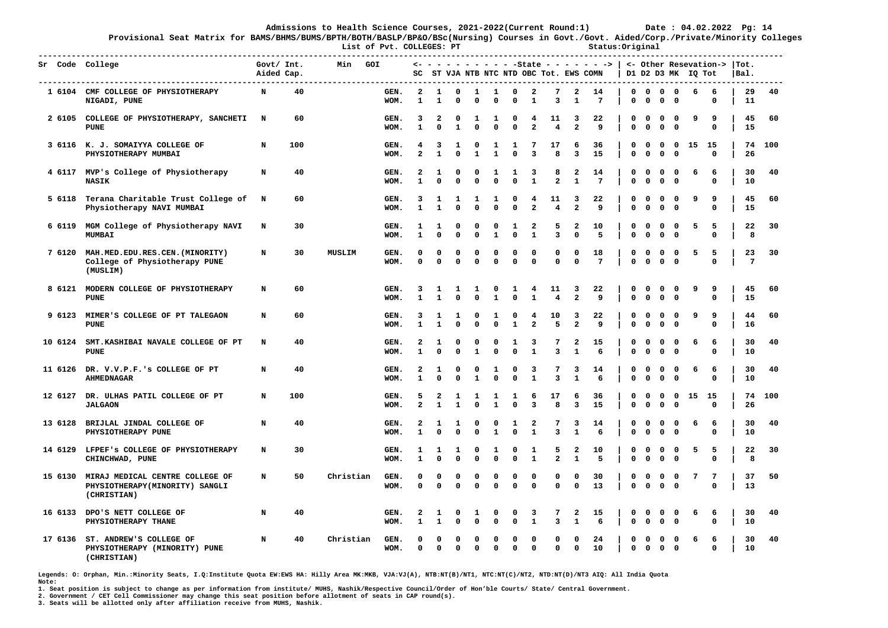Admissions to Health Science Courses, 2021-2022(Current Round:1) Date : 04.02.2022

Provisional Seat Matrix for BAMS/BHMS/BUMS/BPTH/BOTH/BASLP/BP&O/BSc(Nursing) Courses in Govt./Govt. Aided/Corp./Private/Minority Colleges

List of Pvt. COLLEGES: PT Status:Original

| Sr | Code | College | Govt/ Aided | Int. Cap. | Min | GOI | SC | ST | VJA | NTB | NTC | NTD | OBC | Tot. | EWS | COMN | D1 | D2 | D3 | MK | IQ | Tot | Tot. Bal. | |
|---|---|---|---|---|---|---|---|---|---|---|---|---|---|---|---|---|---|---|---|---|---|---|---|---|
| 1 | 6104 | CMF COLLEGE OF PHYSIOTHERAPY NIGADI, PUNE | N | 40 | | GEN. | 2 | 1 | 0 | 1 | 1 | 0 | 2 | 7 | 2 | 14 | 0 | 0 | 0 | 0 | 6 | 6 | 29 | 40 |
| | | | | | | WOM. | 1 | 1 | 0 | 0 | 0 | 0 | 1 | 3 | 1 | 7 | 0 | 0 | 0 | 0 | | 0 | 11 | |
| 2 | 6105 | COLLEGE OF PHYSIOTHERAPY, SANCHETI PUNE | N | 60 | | GEN. | 3 | 2 | 0 | 1 | 1 | 0 | 4 | 11 | 3 | 22 | 0 | 0 | 0 | 0 | 9 | 9 | 45 | 60 |
| | | | | | | WOM. | 1 | 0 | 1 | 0 | 0 | 0 | 2 | 4 | 2 | 9 | 0 | 0 | 0 | 0 | | 0 | 15 | |
| 3 | 6116 | K. J. SOMAIYYA COLLEGE OF PHYSIOTHERAPY MUMBAI | N | 100 | | GEN. | 4 | 3 | 1 | 0 | 1 | 1 | 7 | 17 | 6 | 36 | 0 | 0 | 0 | 0 | 15 | 15 | 74 | 100 |
| | | | | | | WOM. | 2 | 1 | 0 | 1 | 1 | 0 | 3 | 8 | 3 | 15 | 0 | 0 | 0 | 0 | | 0 | 26 | |
| 4 | 6117 | MVP's College of Physiotherapy NASIK | N | 40 | | GEN. | 2 | 1 | 0 | 0 | 1 | 1 | 3 | 8 | 2 | 14 | 0 | 0 | 0 | 0 | 6 | 6 | 30 | 40 |
| | | | | | | WOM. | 1 | 0 | 0 | 0 | 0 | 0 | 1 | 2 | 1 | 7 | 0 | 0 | 0 | 0 | | 0 | 10 | |
| 5 | 6118 | Terana Charitable Trust College of Physiotherapy NAVI MUMBAI | N | 60 | | GEN. | 3 | 1 | 1 | 1 | 1 | 0 | 4 | 11 | 3 | 22 | 0 | 0 | 0 | 0 | 9 | 9 | 45 | 60 |
| | | | | | | WOM. | 1 | 1 | 0 | 0 | 0 | 0 | 2 | 4 | 2 | 9 | 0 | 0 | 0 | 0 | | 0 | 15 | |
| 6 | 6119 | MGM College of Physiotherapy NAVI MUMBAI | N | 30 | | GEN. | 1 | 1 | 0 | 0 | 0 | 1 | 2 | 5 | 2 | 10 | 0 | 0 | 0 | 0 | 5 | 5 | 22 | 30 |
| | | | | | | WOM. | 1 | 0 | 0 | 0 | 1 | 0 | 1 | 3 | 0 | 5 | 0 | 0 | 0 | 0 | | 0 | 8 | |
| 7 | 6120 | MAH.MED.EDU.RES.CEN.(MINORITY) College of Physiotherapy PUNE (MUSLIM) | N | 30 | MUSLIM | GEN. | 0 | 0 | 0 | 0 | 0 | 0 | 0 | 0 | 0 | 18 | 0 | 0 | 0 | 0 | 5 | 5 | 23 | 30 |
| | | | | | | WOM. | 0 | 0 | 0 | 0 | 0 | 0 | 0 | 0 | 0 | 7 | 0 | 0 | 0 | 0 | | 0 | 7 | |
| 8 | 6121 | MODERN COLLEGE OF PHYSIOTHERAPY PUNE | N | 60 | | GEN. | 3 | 1 | 1 | 1 | 0 | 1 | 4 | 11 | 3 | 22 | 0 | 0 | 0 | 0 | 9 | 9 | 45 | 60 |
| | | | | | | WOM. | 1 | 1 | 0 | 0 | 1 | 0 | 1 | 4 | 2 | 9 | 0 | 0 | 0 | 0 | | 0 | 15 | |
| 9 | 6123 | MIMER'S COLLEGE OF PT TALEGAON PUNE | N | 60 | | GEN. | 3 | 1 | 1 | 0 | 1 | 0 | 4 | 10 | 3 | 22 | 0 | 0 | 0 | 0 | 9 | 9 | 44 | 60 |
| | | | | | | WOM. | 1 | 1 | 0 | 0 | 0 | 1 | 2 | 5 | 2 | 9 | 0 | 0 | 0 | 0 | | 0 | 16 | |
| 10 | 6124 | SMT.KASHIBAI NAVALE COLLEGE OF PT PUNE | N | 40 | | GEN. | 2 | 1 | 0 | 0 | 0 | 1 | 3 | 7 | 2 | 15 | 0 | 0 | 0 | 0 | 6 | 6 | 30 | 40 |
| | | | | | | WOM. | 1 | 0 | 0 | 1 | 0 | 0 | 1 | 3 | 1 | 6 | 0 | 0 | 0 | 0 | | 0 | 10 | |
| 11 | 6126 | DR. V.V.P.F.'s COLLEGE OF PT AHMEDNAGAR | N | 40 | | GEN. | 2 | 1 | 0 | 0 | 1 | 0 | 3 | 7 | 3 | 14 | 0 | 0 | 0 | 0 | 6 | 6 | 30 | 40 |
| | | | | | | WOM. | 1 | 0 | 0 | 1 | 0 | 0 | 1 | 3 | 1 | 6 | 0 | 0 | 0 | 0 | | 0 | 10 | |
| 12 | 6127 | DR. ULHAS PATIL COLLEGE OF PT JALGAON | N | 100 | | GEN. | 5 | 2 | 1 | 1 | 1 | 1 | 6 | 17 | 6 | 36 | 0 | 0 | 0 | 0 | 15 | 15 | 74 | 100 |
| | | | | | | WOM. | 2 | 1 | 1 | 0 | 1 | 0 | 3 | 8 | 3 | 15 | 0 | 0 | 0 | 0 | | 0 | 26 | |
| 13 | 6128 | BRIJLAL JINDAL COLLEGE OF PHYSIOTHERAPY PUNE | N | 40 | | GEN. | 2 | 1 | 1 | 0 | 0 | 1 | 2 | 7 | 3 | 14 | 0 | 0 | 0 | 0 | 6 | 6 | 30 | 40 |
| | | | | | | WOM. | 1 | 0 | 0 | 0 | 1 | 0 | 1 | 3 | 1 | 6 | 0 | 0 | 0 | 0 | | 0 | 10 | |
| 14 | 6129 | LFPEF's COLLEGE OF PHYSIOTHERAPY CHINCHWAD, PUNE | N | 30 | | GEN. | 1 | 1 | 1 | 0 | 1 | 0 | 1 | 5 | 2 | 10 | 0 | 0 | 0 | 0 | 5 | 5 | 22 | 30 |
| | | | | | | WOM. | 1 | 0 | 0 | 0 | 0 | 0 | 1 | 2 | 1 | 5 | 0 | 0 | 0 | 0 | | 0 | 8 | |
| 15 | 6130 | MIRAJ MEDICAL CENTRE COLLEGE OF PHYSIOTHERAPY(MINORITY) SANGLI (CHRISTIAN) | N | 50 | Christian | GEN. | 0 | 0 | 0 | 0 | 0 | 0 | 0 | 0 | 0 | 30 | 0 | 0 | 0 | 0 | 7 | 7 | 37 | 50 |
| | | | | | | WOM. | 0 | 0 | 0 | 0 | 0 | 0 | 0 | 0 | 0 | 13 | 0 | 0 | 0 | 0 | | 0 | 13 | |
| 16 | 6133 | DPO'S NETT COLLEGE OF PHYSIOTHERAPY THANE | N | 40 | | GEN. | 2 | 1 | 0 | 1 | 0 | 0 | 3 | 7 | 2 | 15 | 0 | 0 | 0 | 0 | 6 | 6 | 30 | 40 |
| | | | | | | WOM. | 1 | 1 | 0 | 0 | 0 | 0 | 1 | 3 | 1 | 6 | 0 | 0 | 0 | 0 | | 0 | 10 | |
| 17 | 6136 | ST. ANDREW'S COLLEGE OF PHYSIOTHERAPY (MINORITY) PUNE (CHRISTIAN) | N | 40 | Christian | GEN. | 0 | 0 | 0 | 0 | 0 | 0 | 0 | 0 | 0 | 24 | 0 | 0 | 0 | 0 | 6 | 6 | 30 | 40 |
| | | | | | | WOM. | 0 | 0 | 0 | 0 | 0 | 0 | 0 | 0 | 0 | 10 | 0 | 0 | 0 | 0 | | 0 | 10 | |

Legends: O: Orphan, Min.:Minority Seats, I.Q:Institute Quota EW:EWS HA: Hilly Area MK:MKB, VJA:VJ(A), NTB:NT(B)/NT1, NTC:NT(C)/NT2, NTD:NT(D)/NT3 AIQ: All India Quota

Note:

1. Seat position is subject to change as per information from institute/ MUHS, Nashik/Respective Council/Order of Hon'ble Courts/ State/ Central Government.
2. Government / CET Cell Commissioner may change this seat position before allotment of seats in CAP round(s).
3. Seats will be allotted only after affiliation receive from MUHS, Nashik.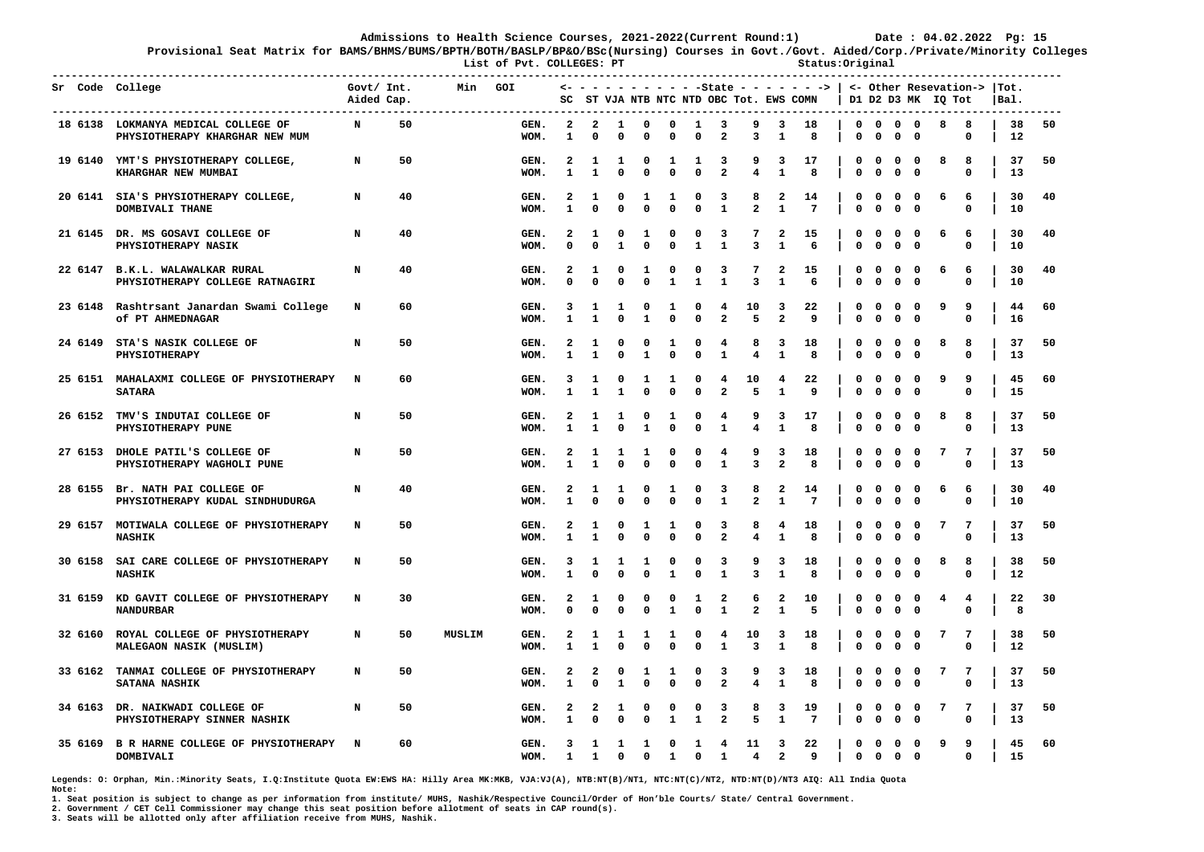Admissions to Health Science Courses, 2021-2022(Current Round:1) Date : 04.02.2022

Provisional Seat Matrix for BAMS/BHMS/BUMS/BPTH/BOTH/BASLP/BP&O/BSc(Nursing) Courses in Govt./Govt. Aided/Corp./Private/Minority Colleges

List of Pvt. COLLEGES: PT Status:Original

| Sr | Code | College | Govt/ Aided | Int. Cap. | Min | GOI | SC | ST | VJA | NTB | NTC | NTD | OBC | Tot. | EWS | COMN | D1 | D2 | D3 | MK | IQ | Tot | Tot. Bal. | |
|---|---|---|---|---|---|---|---|---|---|---|---|---|---|---|---|---|---|---|---|---|---|---|---|---|
| 18 | 6138 | LOKMANYA MEDICAL COLLEGE OF PHYSIOTHERAPY KHARGHAR NEW MUM | N | 50 | | GEN. | 2 | 2 | 1 | 0 | 0 | 1 | 3 | 9 | 3 | 18 | 0 | 0 | 0 | 0 | 8 | 8 | 38 | 50 |
| | | | | | | WOM. | 1 | 0 | 0 | 0 | 0 | 0 | 2 | 3 | 1 | 8 | 0 | 0 | 0 | 0 | | 0 | 12 | |
| 19 | 6140 | YMT'S PHYSIOTHERAPY COLLEGE, KHARGHAR NEW MUMBAI | N | 50 | | GEN. | 2 | 1 | 1 | 0 | 1 | 1 | 3 | 9 | 3 | 17 | 0 | 0 | 0 | 0 | 8 | 8 | 37 | 50 |
| | | | | | | WOM. | 1 | 1 | 0 | 0 | 0 | 0 | 2 | 4 | 1 | 8 | 0 | 0 | 0 | 0 | | 0 | 13 | |
| 20 | 6141 | SIA'S PHYSIOTHERAPY COLLEGE, DOMBIVALI THANE | N | 40 | | GEN. | 2 | 1 | 0 | 1 | 1 | 0 | 3 | 8 | 2 | 14 | 0 | 0 | 0 | 0 | 6 | 6 | 30 | 40 |
| | | | | | | WOM. | 1 | 0 | 0 | 0 | 0 | 0 | 1 | 2 | 1 | 7 | 0 | 0 | 0 | 0 | | 0 | 10 | |
| 21 | 6145 | DR. MS GOSAVI COLLEGE OF PHYSIOTHERAPY NASIK | N | 40 | | GEN. | 2 | 1 | 0 | 1 | 0 | 0 | 3 | 7 | 2 | 15 | 0 | 0 | 0 | 0 | 6 | 6 | 30 | 40 |
| | | | | | | WOM. | 0 | 0 | 1 | 0 | 0 | 1 | 1 | 3 | 1 | 6 | 0 | 0 | 0 | 0 | | 0 | 10 | |
| 22 | 6147 | B.K.L. WALAWALKAR RURAL PHYSIOTHERAPY COLLEGE RATNAGIRI | N | 40 | | GEN. | 2 | 1 | 0 | 1 | 0 | 0 | 3 | 7 | 2 | 15 | 0 | 0 | 0 | 0 | 6 | 6 | 30 | 40 |
| | | | | | | WOM. | 0 | 0 | 0 | 0 | 1 | 1 | 1 | 3 | 1 | 6 | 0 | 0 | 0 | 0 | | 0 | 10 | |
| 23 | 6148 | Rashtrsant Janardan Swami College of PT AHMEDNAGAR | N | 60 | | GEN. | 3 | 1 | 1 | 0 | 1 | 0 | 4 | 10 | 3 | 22 | 0 | 0 | 0 | 0 | 9 | 9 | 44 | 60 |
| | | | | | | WOM. | 1 | 1 | 0 | 1 | 0 | 0 | 2 | 5 | 2 | 9 | 0 | 0 | 0 | 0 | | 0 | 16 | |
| 24 | 6149 | STA'S NASIK COLLEGE OF PHYSIOTHERAPY | N | 50 | | GEN. | 2 | 1 | 0 | 0 | 1 | 0 | 4 | 8 | 3 | 18 | 0 | 0 | 0 | 0 | 8 | 8 | 37 | 50 |
| | | | | | | WOM. | 1 | 1 | 0 | 1 | 0 | 0 | 1 | 4 | 1 | 8 | 0 | 0 | 0 | 0 | | 0 | 13 | |
| 25 | 6151 | MAHALAXMI COLLEGE OF PHYSIOTHERAPY SATARA | N | 60 | | GEN. | 3 | 1 | 0 | 1 | 1 | 0 | 4 | 10 | 4 | 22 | 0 | 0 | 0 | 0 | 9 | 9 | 45 | 60 |
| | | | | | | WOM. | 1 | 1 | 1 | 0 | 0 | 0 | 2 | 5 | 1 | 9 | 0 | 0 | 0 | 0 | | 0 | 15 | |
| 26 | 6152 | TMV'S INDUTAI COLLEGE OF PHYSIOTHERAPY PUNE | N | 50 | | GEN. | 2 | 1 | 1 | 0 | 1 | 0 | 4 | 9 | 3 | 17 | 0 | 0 | 0 | 0 | 8 | 8 | 37 | 50 |
| | | | | | | WOM. | 1 | 1 | 0 | 1 | 0 | 0 | 1 | 4 | 1 | 8 | 0 | 0 | 0 | 0 | | 0 | 13 | |
| 27 | 6153 | DHOLE PATIL'S COLLEGE OF PHYSIOTHERAPY WAGHOLI PUNE | N | 50 | | GEN. | 2 | 1 | 1 | 1 | 0 | 0 | 4 | 9 | 3 | 18 | 0 | 0 | 0 | 0 | 7 | 7 | 37 | 50 |
| | | | | | | WOM. | 1 | 1 | 0 | 0 | 0 | 0 | 1 | 3 | 2 | 8 | 0 | 0 | 0 | 0 | | 0 | 13 | |
| 28 | 6155 | Br. NATH PAI COLLEGE OF PHYSIOTHERAPY KUDAL SINDHUDURGA | N | 40 | | GEN. | 2 | 1 | 1 | 0 | 1 | 0 | 3 | 8 | 2 | 14 | 0 | 0 | 0 | 0 | 6 | 6 | 30 | 40 |
| | | | | | | WOM. | 1 | 0 | 0 | 0 | 0 | 0 | 1 | 2 | 1 | 7 | 0 | 0 | 0 | 0 | | 0 | 10 | |
| 29 | 6157 | MOTIWALA COLLEGE OF PHYSIOTHERAPY NASHIK | N | 50 | | GEN. | 2 | 1 | 0 | 1 | 1 | 0 | 3 | 8 | 4 | 18 | 0 | 0 | 0 | 0 | 7 | 7 | 37 | 50 |
| | | | | | | WOM. | 1 | 1 | 0 | 0 | 0 | 0 | 2 | 4 | 1 | 8 | 0 | 0 | 0 | 0 | | 0 | 13 | |
| 30 | 6158 | SAI CARE COLLEGE OF PHYSIOTHERAPY NASHIK | N | 50 | | GEN. | 3 | 1 | 1 | 1 | 0 | 0 | 3 | 9 | 3 | 18 | 0 | 0 | 0 | 0 | 8 | 8 | 38 | 50 |
| | | | | | | WOM. | 1 | 0 | 0 | 0 | 1 | 0 | 1 | 3 | 1 | 8 | 0 | 0 | 0 | 0 | | 0 | 12 | |
| 31 | 6159 | KD GAVIT COLLEGE OF PHYSIOTHERAPY NANDURBAR | N | 30 | | GEN. | 2 | 1 | 0 | 0 | 0 | 1 | 2 | 6 | 2 | 10 | 0 | 0 | 0 | 0 | 4 | 4 | 22 | 30 |
| | | | | | | WOM. | 0 | 0 | 0 | 0 | 1 | 0 | 1 | 2 | 1 | 5 | 0 | 0 | 0 | 0 | | 0 | 8 | |
| 32 | 6160 | ROYAL COLLEGE OF PHYSIOTHERAPY MALEGAON NASIK (MUSLIM) | N | 50 | MUSLIM | GEN. | 2 | 1 | 1 | 1 | 1 | 0 | 4 | 10 | 3 | 18 | 0 | 0 | 0 | 0 | 7 | 7 | 38 | 50 |
| | | | | | | WOM. | 1 | 1 | 0 | 0 | 0 | 0 | 1 | 3 | 1 | 8 | 0 | 0 | 0 | 0 | | 0 | 12 | |
| 33 | 6162 | TANMAI COLLEGE OF PHYSIOTHERAPY SATANA NASHIK | N | 50 | | GEN. | 2 | 2 | 0 | 1 | 1 | 0 | 3 | 9 | 3 | 18 | 0 | 0 | 0 | 0 | 7 | 7 | 37 | 50 |
| | | | | | | WOM. | 1 | 0 | 1 | 0 | 0 | 0 | 2 | 4 | 1 | 8 | 0 | 0 | 0 | 0 | | 0 | 13 | |
| 34 | 6163 | DR. NAIKWADI COLLEGE OF PHYSIOTHERAPY SINNER NASHIK | N | 50 | | GEN. | 2 | 2 | 1 | 0 | 0 | 0 | 3 | 8 | 3 | 19 | 0 | 0 | 0 | 0 | 7 | 7 | 37 | 50 |
| | | | | | | WOM. | 1 | 0 | 0 | 0 | 1 | 1 | 2 | 5 | 1 | 7 | 0 | 0 | 0 | 0 | | 0 | 13 | |
| 35 | 6169 | B R HARNE COLLEGE OF PHYSIOTHERAPY DOMBIVALI | N | 60 | | GEN. | 3 | 1 | 1 | 1 | 0 | 1 | 4 | 11 | 3 | 22 | 0 | 0 | 0 | 0 | 9 | 9 | 45 | 60 |
| | | | | | | WOM. | 1 | 1 | 0 | 0 | 1 | 0 | 1 | 4 | 2 | 9 | 0 | 0 | 0 | 0 | | 0 | 15 | |

Legends: O: Orphan, Min.:Minority Seats, I.Q:Institute Quota EW:EWS HA: Hilly Area MK:MKB, VJA:VJ(A), NTB:NT(B)/NT1, NTC:NT(C)/NT2, NTD:NT(D)/NT3 AIQ: All India Quota

Note:

1. Seat position is subject to change as per information from institute/ MUHS, Nashik/Respective Council/Order of Hon'ble Courts/ State/ Central Government.
2. Government / CET Cell Commissioner may change this seat position before allotment of seats in CAP round(s).
3. Seats will be allotted only after affiliation receive from MUHS, Nashik.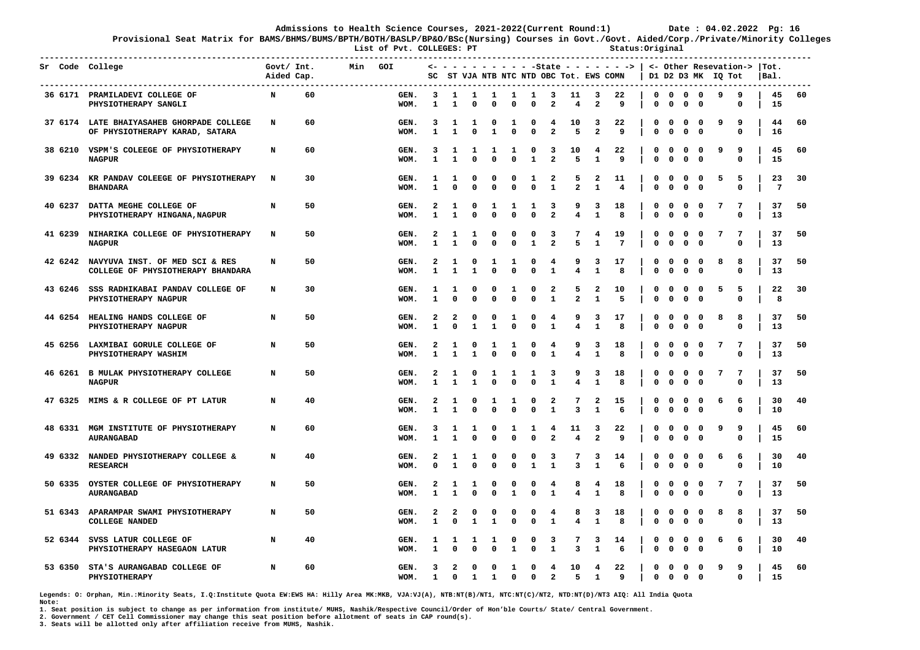Admissions to Health Science Courses, 2021-2022(Current Round:1) Date : 04.02.2022

Provisional Seat Matrix for BAMS/BHMS/BUMS/BPTH/BOTH/BASLP/BP&O/BSc(Nursing) Courses in Govt./Govt. Aided/Corp./Private/Minority Colleges

List of Pvt. COLLEGES: PT Status:Original

| Sr | Code | College | Govt/ Aided | Int. Cap. | Min | GOI | SC | ST | VJA | NTB | NTC | NTD | OBC | Tot. | EWS | COMN | D1 | D2 | D3 | MK | IQ | Tot | Bal. | Tot. |
|---|---|---|---|---|---|---|---|---|---|---|---|---|---|---|---|---|---|---|---|---|---|---|---|---|
| 36 | 6171 | PRAMILADEVI COLLEGE OF PHYSIOTHERAPY SANGLI | N | 60 | | GEN. | 3 | 1 | 1 | 1 | 1 | 1 | 3 | 11 | 3 | 22 | 0 | 0 | 0 | 0 | 9 | 9 | 45 | 60 |
| | | | | | | WOM. | 1 | 1 | 0 | 0 | 0 | 0 | 2 | 4 | 2 | 9 | 0 | 0 | 0 | 0 | | 0 | 15 | |
| 37 | 6174 | LATE BHAIYASAHEB GHORPADE COLLEGE OF PHYSIOTHERAPY KARAD, SATARA | N | 60 | | GEN. | 3 | 1 | 1 | 0 | 1 | 0 | 4 | 10 | 3 | 22 | 0 | 0 | 0 | 0 | 9 | 9 | 44 | 60 |
| | | | | | | WOM. | 1 | 1 | 0 | 1 | 0 | 0 | 2 | 5 | 2 | 9 | 0 | 0 | 0 | 0 | | 0 | 16 | |
| 38 | 6210 | VSPM'S COLEEGE OF PHYSIOTHERAPY NAGPUR | N | 60 | | GEN. | 3 | 1 | 1 | 1 | 1 | 0 | 3 | 10 | 4 | 22 | 0 | 0 | 0 | 0 | 9 | 9 | 45 | 60 |
| | | | | | | WOM. | 1 | 1 | 0 | 0 | 0 | 1 | 2 | 5 | 1 | 9 | 0 | 0 | 0 | 0 | | 0 | 15 | |
| 39 | 6234 | KR PANDAV COLEEGE OF PHYSIOTHERAPY BHANDARA | N | 30 | | GEN. | 1 | 1 | 0 | 0 | 0 | 1 | 2 | 5 | 2 | 11 | 0 | 0 | 0 | 0 | 5 | 5 | 23 | 30 |
| | | | | | | WOM. | 1 | 0 | 0 | 0 | 0 | 0 | 1 | 2 | 1 | 4 | 0 | 0 | 0 | 0 | | 0 | 7 | |
| 40 | 6237 | DATTA MEGHE COLLEGE OF PHYSIOTHERAPY HINGANA,NAGPUR | N | 50 | | GEN. | 2 | 1 | 0 | 1 | 1 | 1 | 3 | 9 | 3 | 18 | 0 | 0 | 0 | 0 | 7 | 7 | 37 | 50 |
| | | | | | | WOM. | 1 | 1 | 0 | 0 | 0 | 0 | 2 | 4 | 1 | 8 | 0 | 0 | 0 | 0 | | 0 | 13 | |
| 41 | 6239 | NIHARIKA COLLEGE OF PHYSIOTHERAPY NAGPUR | N | 50 | | GEN. | 2 | 1 | 1 | 0 | 0 | 0 | 3 | 7 | 4 | 19 | 0 | 0 | 0 | 0 | 7 | 7 | 37 | 50 |
| | | | | | | WOM. | 1 | 1 | 0 | 0 | 0 | 1 | 2 | 5 | 1 | 7 | 0 | 0 | 0 | 0 | | 0 | 13 | |
| 42 | 6242 | NAVYUVA INST. OF MED SCI & RES COLLEGE OF PHYSIOTHERAPY BHANDARA | N | 50 | | GEN. | 2 | 1 | 0 | 1 | 1 | 0 | 4 | 9 | 3 | 17 | 0 | 0 | 0 | 0 | 8 | 8 | 37 | 50 |
| | | | | | | WOM. | 1 | 1 | 1 | 0 | 0 | 0 | 1 | 4 | 1 | 8 | 0 | 0 | 0 | 0 | | 0 | 13 | |
| 43 | 6246 | SSS RADHIKABAI PANDAV COLLEGE OF PHYSIOTHERAPY NAGPUR | N | 30 | | GEN. | 1 | 1 | 0 | 0 | 1 | 0 | 2 | 5 | 2 | 10 | 0 | 0 | 0 | 0 | 5 | 5 | 22 | 30 |
| | | | | | | WOM. | 1 | 0 | 0 | 0 | 0 | 0 | 1 | 2 | 1 | 5 | 0 | 0 | 0 | 0 | | 0 | 8 | |
| 44 | 6254 | HEALING HANDS COLLEGE OF PHYSIOTHERAPY NAGPUR | N | 50 | | GEN. | 2 | 2 | 0 | 0 | 1 | 0 | 4 | 9 | 3 | 17 | 0 | 0 | 0 | 0 | 8 | 8 | 37 | 50 |
| | | | | | | WOM. | 1 | 0 | 1 | 1 | 0 | 0 | 1 | 4 | 1 | 8 | 0 | 0 | 0 | 0 | | 0 | 13 | |
| 45 | 6256 | LAXMIBAI GORULE COLLEGE OF PHYSIOTHERAPY WASHIM | N | 50 | | GEN. | 2 | 1 | 0 | 1 | 1 | 0 | 4 | 9 | 3 | 18 | 0 | 0 | 0 | 0 | 7 | 7 | 37 | 50 |
| | | | | | | WOM. | 1 | 1 | 1 | 0 | 0 | 0 | 1 | 4 | 1 | 8 | 0 | 0 | 0 | 0 | | 0 | 13 | |
| 46 | 6261 | B MULAK PHYSIOTHERAPY COLLEGE NAGPUR | N | 50 | | GEN. | 2 | 1 | 0 | 1 | 1 | 1 | 3 | 9 | 3 | 18 | 0 | 0 | 0 | 0 | 7 | 7 | 37 | 50 |
| | | | | | | WOM. | 1 | 1 | 1 | 0 | 0 | 0 | 1 | 4 | 1 | 8 | 0 | 0 | 0 | 0 | | 0 | 13 | |
| 47 | 6325 | MIMS & R COLLEGE OF PT LATUR | N | 40 | | GEN. | 2 | 1 | 0 | 1 | 1 | 0 | 2 | 7 | 2 | 15 | 0 | 0 | 0 | 0 | 6 | 6 | 30 | 40 |
| | | | | | | WOM. | 1 | 1 | 0 | 0 | 0 | 0 | 1 | 3 | 1 | 6 | 0 | 0 | 0 | 0 | | 0 | 10 | |
| 48 | 6331 | MGM INSTITUTE OF PHYSIOTHERAPY AURANGABAD | N | 60 | | GEN. | 3 | 1 | 1 | 0 | 1 | 1 | 4 | 11 | 3 | 22 | 0 | 0 | 0 | 0 | 9 | 9 | 45 | 60 |
| | | | | | | WOM. | 1 | 1 | 0 | 0 | 0 | 0 | 2 | 4 | 2 | 9 | 0 | 0 | 0 | 0 | | 0 | 15 | |
| 49 | 6332 | NANDED PHYSIOTHERAPY COLLEGE & RESEARCH | N | 40 | | GEN. | 2 | 1 | 1 | 0 | 0 | 0 | 3 | 7 | 3 | 14 | 0 | 0 | 0 | 0 | 6 | 6 | 30 | 40 |
| | | | | | | WOM. | 0 | 1 | 0 | 0 | 0 | 1 | 1 | 3 | 1 | 6 | 0 | 0 | 0 | 0 | | 0 | 10 | |
| 50 | 6335 | OYSTER COLLEGE OF PHYSIOTHERAPY AURANGABAD | N | 50 | | GEN. | 2 | 1 | 1 | 0 | 0 | 0 | 4 | 8 | 4 | 18 | 0 | 0 | 0 | 0 | 7 | 7 | 37 | 50 |
| | | | | | | WOM. | 1 | 1 | 0 | 0 | 1 | 0 | 1 | 4 | 1 | 8 | 0 | 0 | 0 | 0 | | 0 | 13 | |
| 51 | 6343 | APARAMPAR SWAMI PHYSIOTHERAPY COLLEGE NANDED | N | 50 | | GEN. | 2 | 2 | 0 | 0 | 0 | 0 | 4 | 8 | 3 | 18 | 0 | 0 | 0 | 0 | 8 | 8 | 37 | 50 |
| | | | | | | WOM. | 1 | 0 | 1 | 1 | 0 | 0 | 1 | 4 | 1 | 8 | 0 | 0 | 0 | 0 | | 0 | 13 | |
| 52 | 6344 | SVSS LATUR COLLEGE OF PHYSIOTHERAPY HASEGAON LATUR | N | 40 | | GEN. | 1 | 1 | 1 | 1 | 0 | 0 | 3 | 7 | 3 | 14 | 0 | 0 | 0 | 0 | 6 | 6 | 30 | 40 |
| | | | | | | WOM. | 1 | 0 | 0 | 0 | 1 | 0 | 1 | 3 | 1 | 6 | 0 | 0 | 0 | 0 | | 0 | 10 | |
| 53 | 6350 | STA'S AURANGABAD COLLEGE OF PHYSIOTHERAPY | N | 60 | | GEN. | 3 | 2 | 0 | 0 | 1 | 0 | 4 | 10 | 4 | 22 | 0 | 0 | 0 | 0 | 9 | 9 | 45 | 60 |
| | | | | | | WOM. | 1 | 0 | 1 | 1 | 0 | 0 | 2 | 5 | 1 | 9 | 0 | 0 | 0 | 0 | | 0 | 15 | |

Legends: O: Orphan, Min.:Minority Seats, I.Q:Institute Quota EW:EWS HA: Hilly Area MK:MKB, VJA:VJ(A), NTB:NT(B)/NT1, NTC:NT(C)/NT2, NTD:NT(D)/NT3 AIQ: All India Quota

Note:

1. Seat position is subject to change as per information from institute/ MUHS, Nashik/Respective Council/Order of Hon'ble Courts/ State/ Central Government.
2. Government / CET Cell Commissioner may change this seat position before allotment of seats in CAP round(s).
3. Seats will be allotted only after affiliation receive from MUHS, Nashik.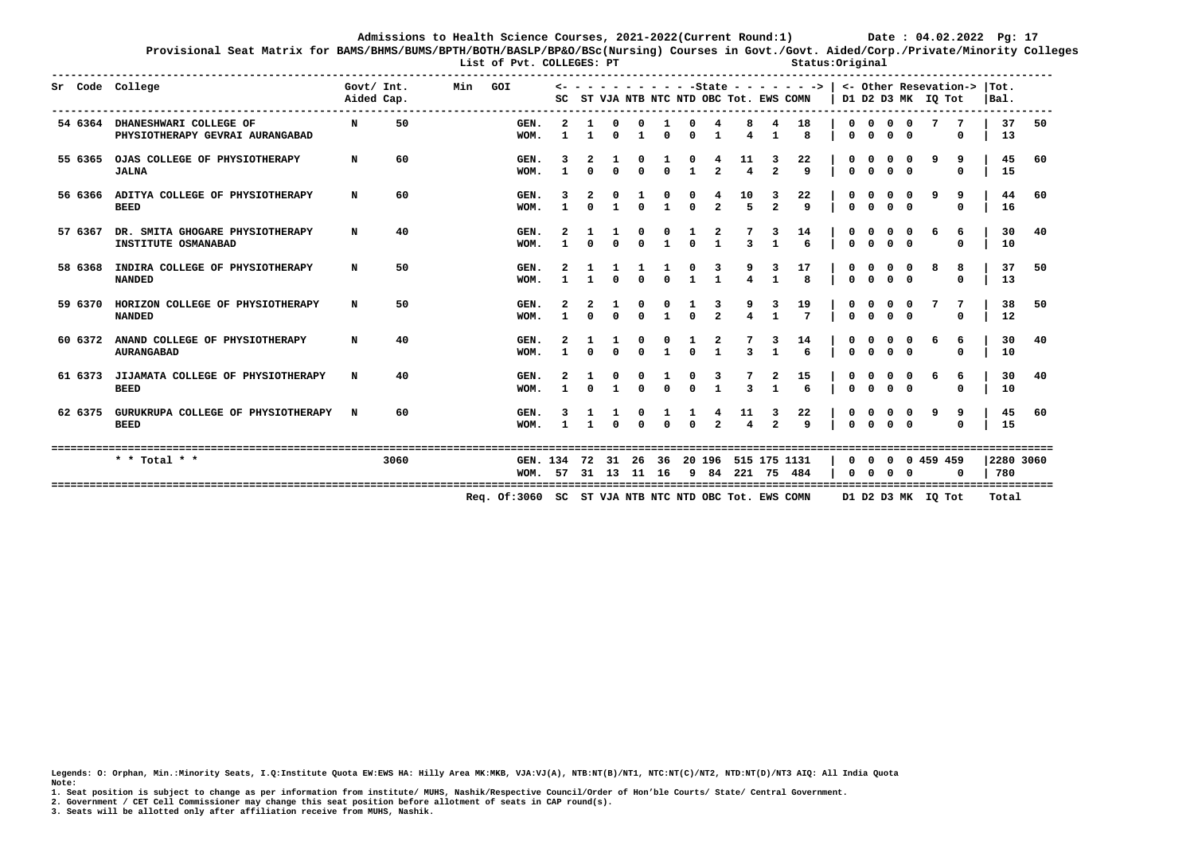**Admissions to Health Science Courses, 2021-2022(Current Round:1) Date : 04.02.2022**

**Provisional Seat Matrix for BAMS/BHMS/BUMS/BPTH/BOTH/BASLP/BP&O/BSc(Nursing) Courses in Govt./Govt. Aided/Corp./Private/Minority Colleges**

**List of Pvt. COLLEGES: PT Status:Original**

| Sr | Code | College | Govt/ Aided | Int. Cap. | Min | GOI | | SC | ST | VJA | NTB | NTC | NTD | OBC | Tot. | EWS | COMN | D1 | D2 | D3 | MK | IQ | Tot | Tot. Bal. | |
|---|---|---|---|---|---|---|---|---|---|---|---|---|---|---|---|---|---|---|---|---|---|---|---|---|---|
| 54 | 6364 | DHANESHWARI COLLEGE OF PHYSIOTHERAPY GEVRAI AURANGABAD | N | 50 | | | GEN. | 2 | 1 | 0 | 0 | 1 | 0 | 4 | 8 | 4 | 18 | 0 | 0 | 0 | 0 | 7 | 7 | 37 | 50 |
| | | | | | | | WOM. | 1 | 1 | 0 | 1 | 0 | 0 | 1 | 4 | 1 | 8 | 0 | 0 | 0 | 0 | | 0 | 13 | |
| 55 | 6365 | OJAS COLLEGE OF PHYSIOTHERAPY JALNA | N | 60 | | | GEN. | 3 | 2 | 1 | 0 | 1 | 0 | 4 | 11 | 3 | 22 | 0 | 0 | 0 | 0 | 9 | 9 | 45 | 60 |
| | | | | | | | WOM. | 1 | 0 | 0 | 0 | 0 | 1 | 2 | 4 | 2 | 9 | 0 | 0 | 0 | 0 | | 0 | 15 | |
| 56 | 6366 | ADITYA COLLEGE OF PHYSIOTHERAPY BEED | N | 60 | | | GEN. | 3 | 2 | 0 | 1 | 0 | 0 | 4 | 10 | 3 | 22 | 0 | 0 | 0 | 0 | 9 | 9 | 44 | 60 |
| | | | | | | | WOM. | 1 | 0 | 1 | 0 | 1 | 0 | 2 | 5 | 2 | 9 | 0 | 0 | 0 | 0 | | 0 | 16 | |
| 57 | 6367 | DR. SMITA GHOGARE PHYSIOTHERAPY INSTITUTE OSMANABAD | N | 40 | | | GEN. | 2 | 1 | 1 | 0 | 0 | 1 | 2 | 7 | 3 | 14 | 0 | 0 | 0 | 0 | 6 | 6 | 30 | 40 |
| | | | | | | | WOM. | 1 | 0 | 0 | 0 | 1 | 0 | 1 | 3 | 1 | 6 | 0 | 0 | 0 | 0 | | 0 | 10 | |
| 58 | 6368 | INDIRA COLLEGE OF PHYSIOTHERAPY NANDED | N | 50 | | | GEN. | 2 | 1 | 1 | 1 | 1 | 0 | 3 | 9 | 3 | 17 | 0 | 0 | 0 | 0 | 8 | 8 | 37 | 50 |
| | | | | | | | WOM. | 1 | 1 | 0 | 0 | 0 | 1 | 1 | 4 | 1 | 8 | 0 | 0 | 0 | 0 | | 0 | 13 | |
| 59 | 6370 | HORIZON COLLEGE OF PHYSIOTHERAPY NANDED | N | 50 | | | GEN. | 2 | 2 | 1 | 0 | 0 | 1 | 3 | 9 | 3 | 19 | 0 | 0 | 0 | 0 | 7 | 7 | 38 | 50 |
| | | | | | | | WOM. | 1 | 0 | 0 | 0 | 1 | 0 | 2 | 4 | 1 | 7 | 0 | 0 | 0 | 0 | | 0 | 12 | |
| 60 | 6372 | ANAND COLLEGE OF PHYSIOTHERAPY AURANGABAD | N | 40 | | | GEN. | 2 | 1 | 1 | 0 | 0 | 1 | 2 | 7 | 3 | 14 | 0 | 0 | 0 | 0 | 6 | 6 | 30 | 40 |
| | | | | | | | WOM. | 1 | 0 | 0 | 0 | 1 | 0 | 1 | 3 | 1 | 6 | 0 | 0 | 0 | 0 | | 0 | 10 | |
| 61 | 6373 | JIJAMATA COLLEGE OF PHYSIOTHERAPY BEED | N | 40 | | | GEN. | 2 | 1 | 0 | 0 | 1 | 0 | 3 | 7 | 2 | 15 | 0 | 0 | 0 | 0 | 6 | 6 | 30 | 40 |
| | | | | | | | WOM. | 1 | 0 | 1 | 0 | 0 | 0 | 1 | 3 | 1 | 6 | 0 | 0 | 0 | 0 | | 0 | 10 | |
| 62 | 6375 | GURUKRUPA COLLEGE OF PHYSIOTHERAPY BEED | N | 60 | | | GEN. | 3 | 1 | 1 | 0 | 1 | 1 | 4 | 11 | 3 | 22 | 0 | 0 | 0 | 0 | 9 | 9 | 45 | 60 |
| | | | | | | | WOM. | 1 | 1 | 0 | 0 | 0 | 0 | 2 | 4 | 2 | 9 | 0 | 0 | 0 | 0 | | 0 | 15 | |
| | | * * Total * * | | 3060 | | | GEN. | 134 | 72 | 31 | 26 | 36 | 20 | 196 | 515 | 175 | 1131 | 0 | 0 | 0 | 0 | 459 | 459 | 2280 | 3060 |
| | | | | | | | WOM. | 57 | 31 | 13 | 11 | 16 | 9 | 84 | 221 | 75 | 484 | 0 | 0 | 0 | 0 | | 0 | 780 | |
| | | | | | | Req. Of:3060 | | SC | ST | VJA | NTB | NTC | NTD | OBC | Tot. | EWS | COMN | D1 | D2 | D3 | MK | IQ | Tot | Total | |

Legends: O: Orphan, Min.:Minority Seats, I.Q:Institute Quota EW:EWS HA: Hilly Area MK:MKB, VJA:VJ(A), NTB:NT(B)/NT1, NTC:NT(C)/NT2, NTD:NT(D)/NT3 AIQ: All India Quota

Note:

1. Seat position is subject to change as per information from institute/ MUHS, Nashik/Respective Council/Order of Hon'ble Courts/ State/ Central Government.
2. Government / CET Cell Commissioner may change this seat position before allotment of seats in CAP round(s).
3. Seats will be allotted only after affiliation receive from MUHS, Nashik.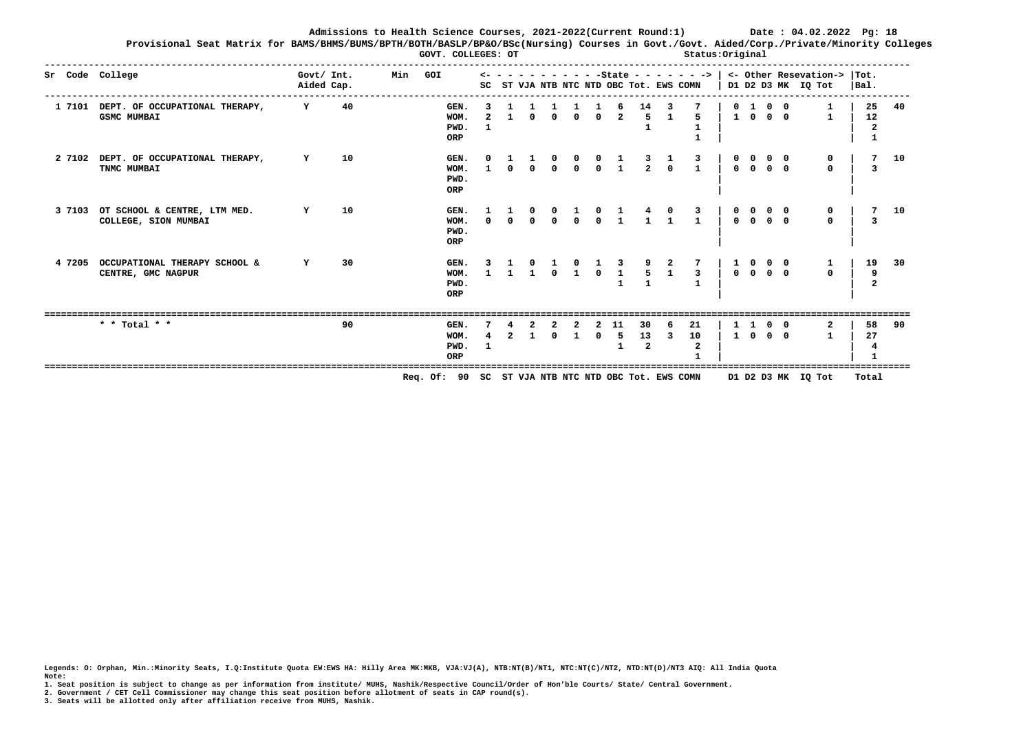Admissions to Health Science Courses, 2021-2022(Current Round:1) Date : 04.02.2022

Provisional Seat Matrix for BAMS/BHMS/BUMS/BPTH/BOTH/BASLP/BP&O/BSc(Nursing) Courses in Govt./Govt. Aided/Corp./Private/Minority Colleges

GOVT. COLLEGES: OT Status:Original

| Sr | Code | College | Govt/ Aided | Int. Cap. | Min | GOI | | SC | ST | VJA | NTB | NTC | NTD | OBC | Tot. | EWS | COMN | D1 | D2 | D3 | MK | IQ | Tot | Bal. | Tot. |
|---|---|---|---|---|---|---|---|---|---|---|---|---|---|---|---|---|---|---|---|---|---|---|---|---|---|
| 1 | 7101 | DEPT. OF OCCUPATIONAL THERAPY, GSMC MUMBAI | Y | 40 | | | GEN. | 3 | 1 | 1 | 1 | 1 | 1 | 6 | 14 | 3 | 7 | 0 | 1 | 0 | 0 | | 1 | 25 | 40 |
| | | | | | | | WOM. | 2 | 1 | 0 | 0 | 0 | 0 | 2 | 5 | 1 | 5 | 1 | 0 | 0 | 0 | | 1 | 12 | |
| | | | | | | | PWD. | 1 | | | | | | | 1 | | 1 | | | | | | | 2 | |
| | | | | | | | ORP | | | | | | | | | | 1 | | | | | | | 1 | |
| 2 | 7102 | DEPT. OF OCCUPATIONAL THERAPY, TNMC MUMBAI | Y | 10 | | | GEN. | 0 | 1 | 1 | 0 | 0 | 0 | 1 | 3 | 1 | 3 | 0 | 0 | 0 | 0 | | 0 | 7 | 10 |
| | | | | | | | WOM. | 1 | 0 | 0 | 0 | 0 | 0 | 1 | 2 | 0 | 1 | 0 | 0 | 0 | 0 | | 0 | 3 | |
| | | | | | | | PWD. | | | | | | | | | | | | | | | | | | |
| | | | | | | | ORP | | | | | | | | | | | | | | | | | | |
| 3 | 7103 | OT SCHOOL & CENTRE, LTM MED. COLLEGE, SION MUMBAI | Y | 10 | | | GEN. | 1 | 1 | 0 | 0 | 1 | 0 | 1 | 4 | 0 | 3 | 0 | 0 | 0 | 0 | | 0 | 7 | 10 |
| | | | | | | | WOM. | 0 | 0 | 0 | 0 | 0 | 0 | 1 | 1 | 1 | 1 | 0 | 0 | 0 | 0 | | 0 | 3 | |
| | | | | | | | PWD. | | | | | | | | | | | | | | | | | | |
| | | | | | | | ORP | | | | | | | | | | | | | | | | | | |
| 4 | 7205 | OCCUPATIONAL THERAPY SCHOOL & CENTRE, GMC NAGPUR | Y | 30 | | | GEN. | 3 | 1 | 0 | 1 | 0 | 1 | 3 | 9 | 2 | 7 | 1 | 0 | 0 | 0 | | 1 | 19 | 30 |
| | | | | | | | WOM. | 1 | 1 | 1 | 0 | 1 | 0 | 1 | 5 | 1 | 3 | 0 | 0 | 0 | 0 | | 0 | 9 | |
| | | | | | | | PWD. | | | | | | | 1 | 1 | | 1 | | | | | | | 2 | |
| | | | | | | | ORP | | | | | | | | | | | | | | | | | | |
| | | * * Total * * | | 90 | | | GEN. | 7 | 4 | 2 | 2 | 2 | 2 | 11 | 30 | 6 | 21 | 1 | 1 | 0 | 0 | | 2 | 58 | 90 |
| | | | | | | | WOM. | 4 | 2 | 1 | 0 | 1 | 0 | 5 | 13 | 3 | 10 | 1 | 0 | 0 | 0 | | 1 | 27 | |
| | | | | | | | PWD. | 1 | | | | | | 1 | 2 | | 2 | | | | | | | 4 | |
| | | | | | | | ORP | | | | | | | | | | 1 | | | | | | | 1 | |

Req. Of: 90 SC ST VJA NTB NTC NTD OBC Tot. EWS COMN D1 D2 D3 MK IQ Tot Total

Legends: O: Orphan, Min.:Minority Seats, I.Q:Institute Quota EW:EWS HA: Hilly Area MK:MKB, VJA:VJ(A), NTB:NT(B)/NT1, NTC:NT(C)/NT2, NTD:NT(D)/NT3 AIQ: All India Quota

Note:

1. Seat position is subject to change as per information from institute/ MUHS, Nashik/Respective Council/Order of Hon'ble Courts/ State/ Central Government.
2. Government / CET Cell Commissioner may change this seat position before allotment of seats in CAP round(s).
3. Seats will be allotted only after affiliation receive from MUHS, Nashik.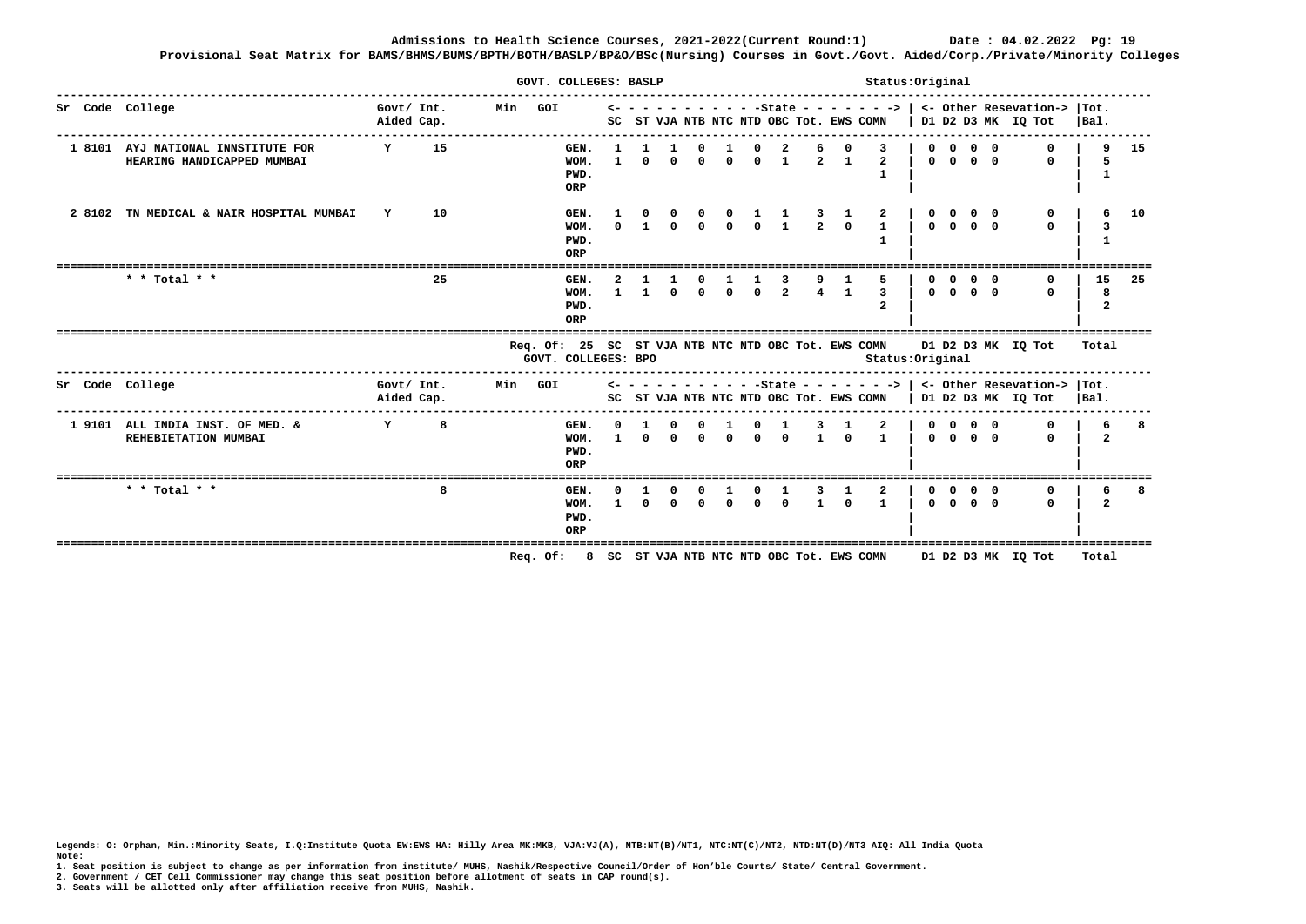# Admissions to Health Science Courses, 2021-2022(Current Round:1) Date : 04.02.2022

## Provisional Seat Matrix for BAMS/BHMS/BUMS/BPTH/BOTH/BASLP/BP&O/BSc(Nursing) Courses in Govt./Govt. Aided/Corp./Private/Minority Colleges

### GOVT. COLLEGES: BASLP — Status:Original

| Sr | Code | College | Govt/ Aided | Int. Cap. | Min | GOI | | SC | ST | VJA | NTB | NTC | NTD | OBC | Tot. | EWS | COMN | D1 | D2 | D3 | MK | IQ | Tot | Tot. Bal. | |
|---|---|---|---|---|---|---|---|---|---|---|---|---|---|---|---|---|---|---|---|---|---|---|---|---|---|
| 1 | 8101 | AYJ NATIONAL INNSTITUTE FOR HEARING HANDICAPPED MUMBAI | Y | 15 | | | GEN. | 1 | 1 | 1 | 0 | 1 | 0 | 2 | 6 | 0 | 3 | 0 | 0 | 0 | 0 | | 0 | 9 | 15 |
| | | | | | | | WOM. | 1 | 0 | 0 | 0 | 0 | 0 | 1 | 2 | 1 | 2 | 0 | 0 | 0 | 0 | | 0 | 5 | |
| | | | | | | | PWD. | | | | | | | | | | 1 | | | | | | | 1 | |
| | | | | | | | ORP | | | | | | | | | | | | | | | | | | |
| 2 | 8102 | TN MEDICAL & NAIR HOSPITAL MUMBAI | Y | 10 | | | GEN. | 1 | 0 | 0 | 0 | 0 | 1 | 1 | 3 | 1 | 2 | 0 | 0 | 0 | 0 | | 0 | 6 | 10 |
| | | | | | | | WOM. | 0 | 1 | 0 | 0 | 0 | 0 | 1 | 2 | 0 | 1 | 0 | 0 | 0 | 0 | | 0 | 3 | |
| | | | | | | | PWD. | | | | | | | | | | 1 | | | | | | | 1 | |
| | | | | | | | ORP | | | | | | | | | | | | | | | | | | |
| | | * * Total * * | | 25 | | | GEN. | 2 | 1 | 1 | 0 | 1 | 1 | 3 | 9 | 1 | 5 | 0 | 0 | 0 | 0 | | 0 | 15 | 25 |
| | | | | | | | WOM. | 1 | 1 | 0 | 0 | 0 | 0 | 2 | 4 | 1 | 3 | 0 | 0 | 0 | 0 | | 0 | 8 | |
| | | | | | | | PWD. | | | | | | | | | | 2 | | | | | | | 2 | |
| | | | | | | | ORP | | | | | | | | | | | | | | | | | | |

Req. Of: 25 SC ST VJA NTB NTC NTD OBC Tot. EWS COMN D1 D2 D3 MK IQ Tot Total

### GOVT. COLLEGES: BPO — Status:Original

| Sr | Code | College | Govt/ Aided | Int. Cap. | Min | GOI | | SC | ST | VJA | NTB | NTC | NTD | OBC | Tot. | EWS | COMN | D1 | D2 | D3 | MK | IQ | Tot | Tot. Bal. | |
|---|---|---|---|---|---|---|---|---|---|---|---|---|---|---|---|---|---|---|---|---|---|---|---|---|---|
| 1 | 9101 | ALL INDIA INST. OF MED. & REHEBIETATION MUMBAI | Y | 8 | | | GEN. | 0 | 1 | 0 | 0 | 1 | 0 | 1 | 3 | 1 | 2 | 0 | 0 | 0 | 0 | | 0 | 6 | 8 |
| | | | | | | | WOM. | 1 | 0 | 0 | 0 | 0 | 0 | 0 | 1 | 0 | 1 | 0 | 0 | 0 | 0 | | 0 | 2 | |
| | | | | | | | PWD. | | | | | | | | | | | | | | | | | | |
| | | | | | | | ORP | | | | | | | | | | | | | | | | | | |
| | | * * Total * * | | 8 | | | GEN. | 0 | 1 | 0 | 0 | 1 | 0 | 1 | 3 | 1 | 2 | 0 | 0 | 0 | 0 | | 0 | 6 | 8 |
| | | | | | | | WOM. | 1 | 0 | 0 | 0 | 0 | 0 | 0 | 1 | 0 | 1 | 0 | 0 | 0 | 0 | | 0 | 2 | |
| | | | | | | | PWD. | | | | | | | | | | | | | | | | | | |
| | | | | | | | ORP | | | | | | | | | | | | | | | | | | |

Req. Of: 8 SC ST VJA NTB NTC NTD OBC Tot. EWS COMN D1 D2 D3 MK IQ Tot Total

Legends: O: Orphan, Min.:Minority Seats, I.Q:Institute Quota EW:EWS HA: Hilly Area MK:MKB, VJA:VJ(A), NTB:NT(B)/NT1, NTC:NT(C)/NT2, NTD:NT(D)/NT3 AIQ: All India Quota

Note:

1. Seat position is subject to change as per information from institute/ MUHS, Nashik/Respective Council/Order of Hon'ble Courts/ State/ Central Government.
2. Government / CET Cell Commissioner may change this seat position before allotment of seats in CAP round(s).
3. Seats will be allotted only after affiliation receive from MUHS, Nashik.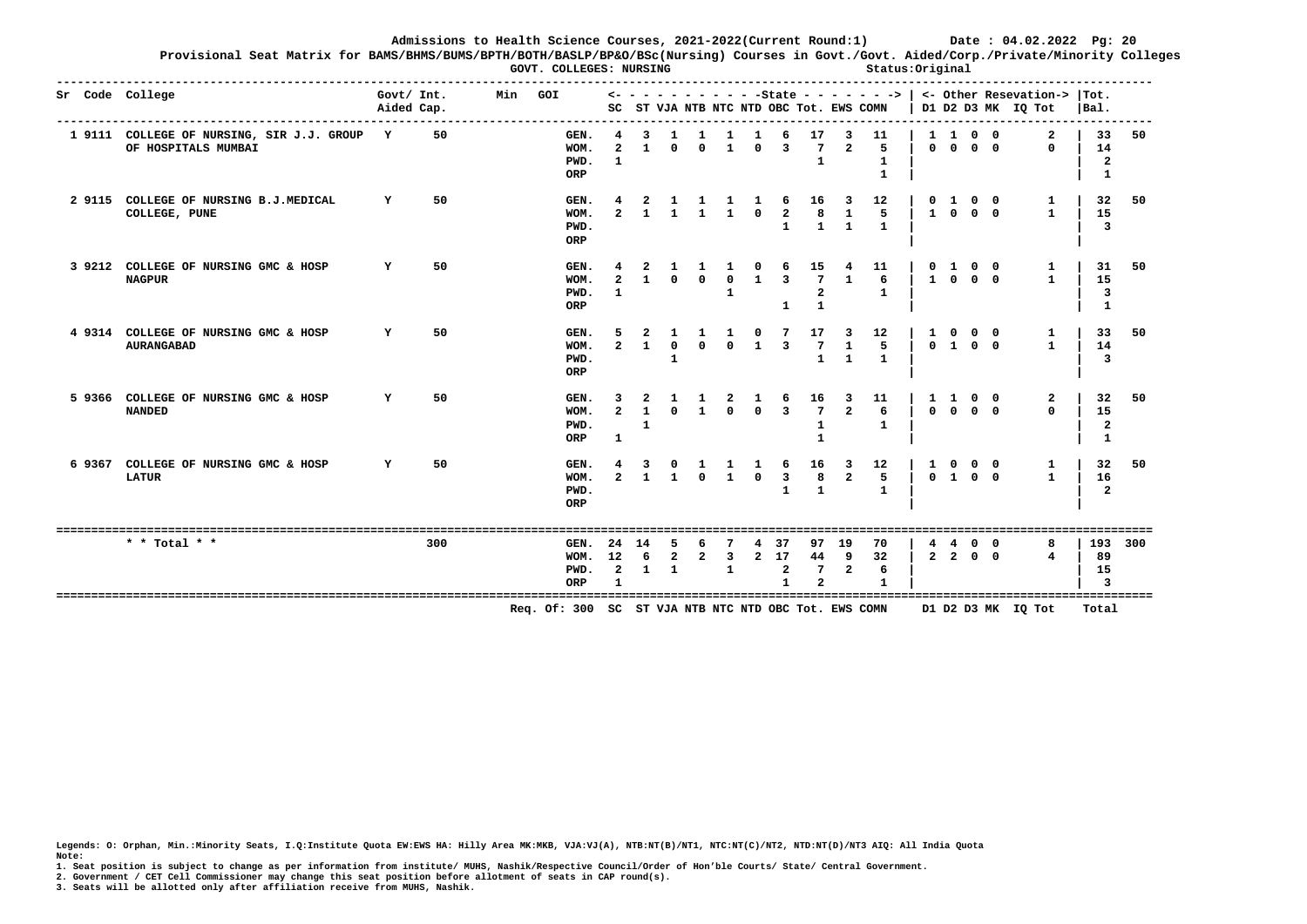**Admissions to Health Science Courses, 2021-2022(Current Round:1)** Date : 04.02.2022 Pg: 20

**Provisional Seat Matrix for BAMS/BHMS/BUMS/BPTH/BOTH/BASLP/BP&O/BSc(Nursing) Courses in Govt./Govt. Aided/Corp./Private/Minority Colleges**

**GOVT. COLLEGES: NURSING** Status:Original

| Sr | Code | College | Govt/ Aided | Int. Cap. | Min | GOI | | SC | ST | VJA | NTB | NTC | NTD | OBC | Tot. | EWS | COMN | D1 | D2 | D3 | MK | IQ | Tot | Tot. Bal. | |
|---|---|---|---|---|---|---|---|---|---|---|---|---|---|---|---|---|---|---|---|---|---|---|---|---|---|
| | | | | | | | | <- - - | - - - | - - - | - - - | - State | - - - | - - - | - - - | - - - | - -> | <- Other | Reservation | -> | | | | | |
| 1 | 9111 | COLLEGE OF NURSING, SIR J.J. GROUP OF HOSPITALS MUMBAI | Y | 50 | | | GEN. | 4 | 3 | 1 | 1 | 1 | 1 | 6 | 17 | 3 | 11 | 1 | 1 | 0 | 0 | | 2 | 33 | 50 |
| | | | | | | | WOM. | 2 | 1 | 0 | 0 | 1 | 0 | 3 | 7 | 2 | 5 | 0 | 0 | 0 | 0 | | 0 | 14 | |
| | | | | | | | PWD. | 1 | | | | | | | 1 | | 1 | | | | | | | 2 | |
| | | | | | | | ORP | | | | | | | | | | 1 | | | | | | | 1 | |
| 2 | 9115 | COLLEGE OF NURSING B.J.MEDICAL COLLEGE, PUNE | Y | 50 | | | GEN. | 4 | 2 | 1 | 1 | 1 | 1 | 6 | 16 | 3 | 12 | 0 | 1 | 0 | 0 | | 1 | 32 | 50 |
| | | | | | | | WOM. | 2 | 1 | 1 | 1 | 1 | 0 | 2 | 8 | 1 | 5 | 1 | 0 | 0 | 0 | | 1 | 15 | |
| | | | | | | | PWD. | | | | | | | 1 | 1 | 1 | 1 | | | | | | | 3 | |
| | | | | | | | ORP | | | | | | | | | | | | | | | | | | |
| 3 | 9212 | COLLEGE OF NURSING GMC & HOSP NAGPUR | Y | 50 | | | GEN. | 4 | 2 | 1 | 1 | 1 | 0 | 6 | 15 | 4 | 11 | 0 | 1 | 0 | 0 | | 1 | 31 | 50 |
| | | | | | | | WOM. | 2 | 1 | 0 | 0 | 0 | 1 | 3 | 7 | 1 | 6 | 1 | 0 | 0 | 0 | | 1 | 15 | |
| | | | | | | | PWD. | 1 | | | | 1 | | | 2 | | 1 | | | | | | | 3 | |
| | | | | | | | ORP | | | | | | | 1 | 1 | | | | | | | | | 1 | |
| 4 | 9314 | COLLEGE OF NURSING GMC & HOSP AURANGABAD | Y | 50 | | | GEN. | 5 | 2 | 1 | 1 | 1 | 0 | 7 | 17 | 3 | 12 | 1 | 0 | 0 | 0 | | 1 | 33 | 50 |
| | | | | | | | WOM. | 2 | 1 | 0 | 0 | 0 | 1 | 3 | 7 | 1 | 5 | 0 | 1 | 0 | 0 | | 1 | 14 | |
| | | | | | | | PWD. | | | 1 | | | | | 1 | 1 | 1 | | | | | | | 3 | |
| | | | | | | | ORP | | | | | | | | | | | | | | | | | | |
| 5 | 9366 | COLLEGE OF NURSING GMC & HOSP NANDED | Y | 50 | | | GEN. | 3 | 2 | 1 | 1 | 2 | 1 | 6 | 16 | 3 | 11 | 1 | 1 | 0 | 0 | | 2 | 32 | 50 |
| | | | | | | | WOM. | 2 | 1 | 0 | 1 | 0 | 0 | 3 | 7 | 2 | 6 | 0 | 0 | 0 | 0 | | 0 | 15 | |
| | | | | | | | PWD. | | 1 | | | | | | 1 | | 1 | | | | | | | 2 | |
| | | | | | | | ORP | 1 | | | | | | | 1 | | | | | | | | | 1 | |
| 6 | 9367 | COLLEGE OF NURSING GMC & HOSP LATUR | Y | 50 | | | GEN. | 4 | 3 | 0 | 1 | 1 | 1 | 6 | 16 | 3 | 12 | 1 | 0 | 0 | 0 | | 1 | 32 | 50 |
| | | | | | | | WOM. | 2 | 1 | 1 | 0 | 1 | 0 | 3 | 8 | 2 | 5 | 0 | 1 | 0 | 0 | | 1 | 16 | |
| | | | | | | | PWD. | | | | | | | 1 | 1 | | 1 | | | | | | | 2 | |
| | | | | | | | ORP | | | | | | | | | | | | | | | | | | |
| | | * * Total * * | | 300 | | | GEN. | 24 | 14 | 5 | 6 | 7 | 4 | 37 | 97 | 19 | 70 | 4 | 4 | 0 | 0 | | 8 | 193 | 300 |
| | | | | | | | WOM. | 12 | 6 | 2 | 2 | 3 | 2 | 17 | 44 | 9 | 32 | 2 | 2 | 0 | 0 | | 4 | 89 | |
| | | | | | | | PWD. | 2 | 1 | 1 | | 1 | | 2 | 7 | 2 | 6 | | | | | | | 15 | |
| | | | | | | | ORP | 1 | | | | | | 1 | 2 | | 1 | | | | | | | 3 | |
| | | | | | | Req. Of: 300 | | SC | ST | VJA | NTB | NTC | NTD | OBC | Tot. | EWS | COMN | D1 | D2 | D3 | MK | IQ | Tot | Total | |

Legends: O: Orphan, Min.:Minority Seats, I.Q:Institute Quota EW:EWS HA: Hilly Area MK:MKB, VJA:VJ(A), NTB:NT(B)/NT1, NTC:NT(C)/NT2, NTD:NT(D)/NT3 AIQ: All India Quota

Note:

1. Seat position is subject to change as per information from institute/ MUHS, Nashik/Respective Council/Order of Hon'ble Courts/ State/ Central Government.
2. Government / CET Cell Commissioner may change this seat position before allotment of seats in CAP round(s).
3. Seats will be allotted only after affiliation receive from MUHS, Nashik.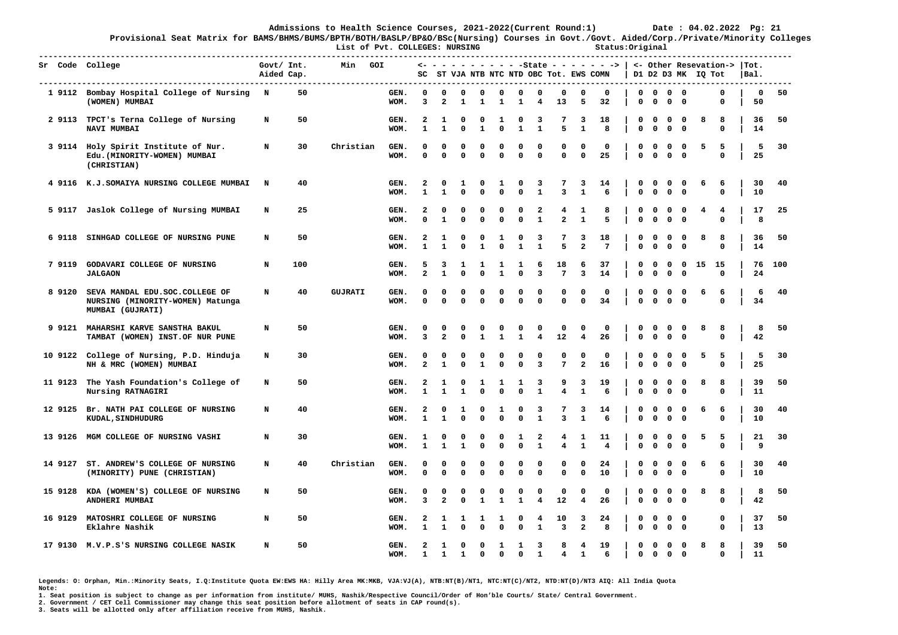# Admissions to Health Science Courses, 2021-2022(Current Round:1)

Date : 04.02.2022 Pg: 21

**Provisional Seat Matrix for BAMS/BHMS/BUMS/BPTH/BOTH/BASLP/BP&O/BSc(Nursing) Courses in Govt./Govt. Aided/Corp./Private/Minority Colleges**

List of Pvt. COLLEGES: NURSING

Status:Original

| Sr | Code | College | Govt/ Aided | Int. Cap. | Min | GOI | SC | ST | VJA | NTB | NTC | NTD | OBC | Tot. | EWS | COMN | D1 | D2 | D3 | MK | IQ | Tot | Bal. | Tot. |
|---|---|---|---|---|---|---|---|---|---|---|---|---|---|---|---|---|---|---|---|---|---|---|---|---|
| | | | | | | | <- State | | | | | | | | | -> | <- Other Resevation | | | | | -> | | |
| 1 | 9112 | Bombay Hospital College of Nursing (WOMEN) MUMBAI | N | 50 | | GEN. | 0 | 0 | 0 | 0 | 0 | 0 | 0 | 0 | 0 | 0 | 0 | 0 | 0 | 0 | | 0 | 0 | 50 |
| | | | | | | WOM. | 3 | 2 | 1 | 1 | 1 | 1 | 4 | 13 | 5 | 32 | 0 | 0 | 0 | 0 | | 0 | 50 | |
| 2 | 9113 | TPCT's Terna College of Nursing NAVI MUMBAI | N | 50 | | GEN. | 2 | 1 | 0 | 0 | 1 | 0 | 3 | 7 | 3 | 18 | 0 | 0 | 0 | 0 | 8 | 8 | 36 | 50 |
| | | | | | | WOM. | 1 | 1 | 0 | 1 | 0 | 1 | 1 | 5 | 1 | 8 | 0 | 0 | 0 | 0 | | 0 | 14 | |
| 3 | 9114 | Holy Spirit Institute of Nur. Edu.(MINORITY-WOMEN) MUMBAI (CHRISTIAN) | N | 30 | Christian | GEN. | 0 | 0 | 0 | 0 | 0 | 0 | 0 | 0 | 0 | 0 | 0 | 0 | 0 | 0 | 5 | 5 | 5 | 30 |
| | | | | | | WOM. | 0 | 0 | 0 | 0 | 0 | 0 | 0 | 0 | 0 | 25 | 0 | 0 | 0 | 0 | | 0 | 25 | |
| 4 | 9116 | K.J.SOMAIYA NURSING COLLEGE MUMBAI | N | 40 | | GEN. | 2 | 0 | 1 | 0 | 1 | 0 | 3 | 7 | 3 | 14 | 0 | 0 | 0 | 0 | 6 | 6 | 30 | 40 |
| | | | | | | WOM. | 1 | 1 | 0 | 0 | 0 | 0 | 1 | 3 | 1 | 6 | 0 | 0 | 0 | 0 | | 0 | 10 | |
| 5 | 9117 | Jaslok College of Nursing MUMBAI | N | 25 | | GEN. | 2 | 0 | 0 | 0 | 0 | 0 | 2 | 4 | 1 | 8 | 0 | 0 | 0 | 0 | 4 | 4 | 17 | 25 |
| | | | | | | WOM. | 0 | 1 | 0 | 0 | 0 | 0 | 1 | 2 | 1 | 5 | 0 | 0 | 0 | 0 | | 0 | 8 | |
| 6 | 9118 | SINHGAD COLLEGE OF NURSING PUNE | N | 50 | | GEN. | 2 | 1 | 0 | 0 | 1 | 0 | 3 | 7 | 3 | 18 | 0 | 0 | 0 | 0 | 8 | 8 | 36 | 50 |
| | | | | | | WOM. | 1 | 1 | 0 | 1 | 0 | 1 | 1 | 5 | 2 | 7 | 0 | 0 | 0 | 0 | | 0 | 14 | |
| 7 | 9119 | GODAVARI COLLEGE OF NURSING JALGAON | N | 100 | | GEN. | 5 | 3 | 1 | 1 | 1 | 1 | 6 | 18 | 6 | 37 | 0 | 0 | 0 | 0 | 15 | 15 | 76 | 100 |
| | | | | | | WOM. | 2 | 1 | 0 | 0 | 1 | 0 | 3 | 7 | 3 | 14 | 0 | 0 | 0 | 0 | | 0 | 24 | |
| 8 | 9120 | SEVA MANDAL EDU.SOC.COLLEGE OF NURSING (MINORITY-WOMEN) Matunga MUMBAI (GUJRATI) | N | 40 | GUJRATI | GEN. | 0 | 0 | 0 | 0 | 0 | 0 | 0 | 0 | 0 | 0 | 0 | 0 | 0 | 0 | 6 | 6 | 6 | 40 |
| | | | | | | WOM. | 0 | 0 | 0 | 0 | 0 | 0 | 0 | 0 | 0 | 34 | 0 | 0 | 0 | 0 | | 0 | 34 | |
| 9 | 9121 | MAHARSHI KARVE SANSTHA BAKUL TAMBAT (WOMEN) INST.OF NUR PUNE | N | 50 | | GEN. | 0 | 0 | 0 | 0 | 0 | 0 | 0 | 0 | 0 | 0 | 0 | 0 | 0 | 0 | 8 | 8 | 8 | 50 |
| | | | | | | WOM. | 3 | 2 | 0 | 1 | 1 | 1 | 4 | 12 | 4 | 26 | 0 | 0 | 0 | 0 | | 0 | 42 | |
| 10 | 9122 | College of Nursing, P.D. Hinduja NH & MRC (WOMEN) MUMBAI | N | 30 | | GEN. | 0 | 0 | 0 | 0 | 0 | 0 | 0 | 0 | 0 | 0 | 0 | 0 | 0 | 0 | 5 | 5 | 5 | 30 |
| | | | | | | WOM. | 2 | 1 | 0 | 1 | 0 | 0 | 3 | 7 | 2 | 16 | 0 | 0 | 0 | 0 | | 0 | 25 | |
| 11 | 9123 | The Yash Foundation's College of Nursing RATNAGIRI | N | 50 | | GEN. | 2 | 1 | 0 | 1 | 1 | 1 | 3 | 9 | 3 | 19 | 0 | 0 | 0 | 0 | 8 | 8 | 39 | 50 |
| | | | | | | WOM. | 1 | 1 | 1 | 0 | 0 | 0 | 1 | 4 | 1 | 6 | 0 | 0 | 0 | 0 | | 0 | 11 | |
| 12 | 9125 | Br. NATH PAI COLLEGE OF NURSING KUDAL,SINDHUDURG | N | 40 | | GEN. | 2 | 0 | 1 | 0 | 1 | 0 | 3 | 7 | 3 | 14 | 0 | 0 | 0 | 0 | 6 | 6 | 30 | 40 |
| | | | | | | WOM. | 1 | 1 | 0 | 0 | 0 | 0 | 1 | 3 | 1 | 6 | 0 | 0 | 0 | 0 | | 0 | 10 | |
| 13 | 9126 | MGM COLLEGE OF NURSING VASHI | N | 30 | | GEN. | 1 | 0 | 0 | 0 | 0 | 1 | 2 | 4 | 1 | 11 | 0 | 0 | 0 | 0 | 5 | 5 | 21 | 30 |
| | | | | | | WOM. | 1 | 1 | 1 | 0 | 0 | 0 | 1 | 4 | 1 | 4 | 0 | 0 | 0 | 0 | | 0 | 9 | |
| 14 | 9127 | ST. ANDREW'S COLLEGE OF NURSING (MINORITY) PUNE (CHRISTIAN) | N | 40 | Christian | GEN. | 0 | 0 | 0 | 0 | 0 | 0 | 0 | 0 | 0 | 24 | 0 | 0 | 0 | 0 | 6 | 6 | 30 | 40 |
| | | | | | | WOM. | 0 | 0 | 0 | 0 | 0 | 0 | 0 | 0 | 0 | 10 | 0 | 0 | 0 | 0 | | 0 | 10 | |
| 15 | 9128 | KDA (WOMEN'S) COLLEGE OF NURSING ANDHERI MUMBAI | N | 50 | | GEN. | 0 | 0 | 0 | 0 | 0 | 0 | 0 | 0 | 0 | 0 | 0 | 0 | 0 | 0 | 8 | 8 | 8 | 50 |
| | | | | | | WOM. | 3 | 2 | 0 | 1 | 1 | 1 | 4 | 12 | 4 | 26 | 0 | 0 | 0 | 0 | | 0 | 42 | |
| 16 | 9129 | MATOSHRI COLLEGE OF NURSING Eklahre Nashik | N | 50 | | GEN. | 2 | 1 | 1 | 1 | 1 | 0 | 4 | 10 | 3 | 24 | 0 | 0 | 0 | 0 | | 0 | 37 | 50 |
| | | | | | | WOM. | 1 | 1 | 0 | 0 | 0 | 0 | 1 | 3 | 2 | 8 | 0 | 0 | 0 | 0 | | 0 | 13 | |
| 17 | 9130 | M.V.P.S'S NURSING COLLEGE NASIK | N | 50 | | GEN. | 2 | 1 | 0 | 0 | 1 | 1 | 3 | 8 | 4 | 19 | 0 | 0 | 0 | 0 | 8 | 8 | 39 | 50 |
| | | | | | | WOM. | 1 | 1 | 1 | 0 | 0 | 0 | 1 | 4 | 1 | 6 | 0 | 0 | 0 | 0 | | 0 | 11 | |

**Legends: O: Orphan, Min.:Minority Seats, I.Q:Institute Quota EW:EWS HA: Hilly Area MK:MKB, VJA:VJ(A), NTB:NT(B)/NT1, NTC:NT(C)/NT2, NTD:NT(D)/NT3 AIQ: All India Quota**

**Note:**

1. Seat position is subject to change as per information from institute/ MUHS, Nashik/Respective Council/Order of Hon'ble Courts/ State/ Central Government.
2. Government / CET Cell Commissioner may change this seat position before allotment of seats in CAP round(s).
3. Seats will be allotted only after affiliation receive from MUHS, Nashik.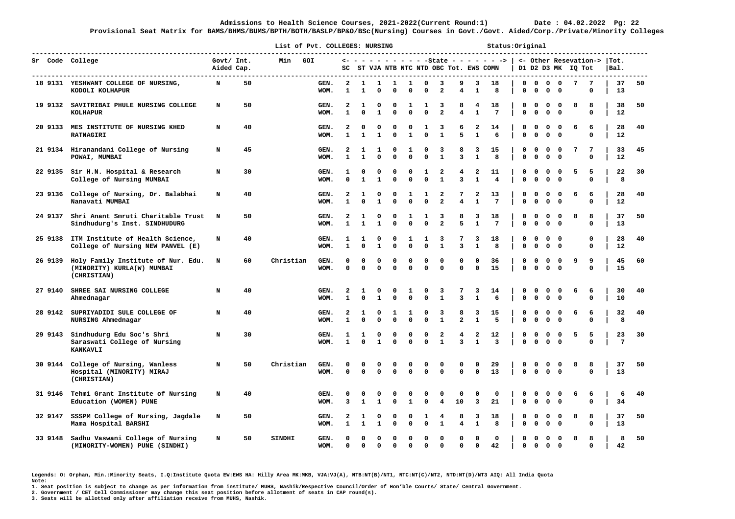**Admissions to Health Science Courses, 2021-2022(Current Round:1) Date : 04.02.2022**

**Provisional Seat Matrix for BAMS/BHMS/BUMS/BPTH/BOTH/BASLP/BP&O/BSc(Nursing) Courses in Govt./Govt. Aided/Corp./Private/Minority Colleges**

**List of Pvt. COLLEGES: NURSING** Status:Original

| Sr | Code | College | Govt/ Aided | Int. Cap. | Min | GOI | | SC | ST | VJA | NTB | NTC | NTD | OBC | Tot. | EWS | COMN | D1 | D2 | D3 | MK | IQ | Tot | Bal. | Tot. |
|---|---|---|---|---|---|---|---|---|---|---|---|---|---|---|---|---|---|---|---|---|---|---|---|---|---|
| 18 | 9131 | YESHWANT COLLEGE OF NURSING, KODOLI KOLHAPUR | N | 50 | | | GEN. | 2 | 1 | 1 | 1 | 1 | 0 | 3 | 9 | 3 | 18 | 0 | 0 | 0 | 0 | 7 | 7 | 37 | 50 |
| | | | | | | | WOM. | 1 | 1 | 0 | 0 | 0 | 0 | 2 | 4 | 1 | 8 | 0 | 0 | 0 | 0 | | 0 | 13 | |
| 19 | 9132 | SAVITRIBAI PHULE NURSING COLLEGE KOLHAPUR | N | 50 | | | GEN. | 2 | 1 | 0 | 0 | 1 | 1 | 3 | 8 | 4 | 18 | 0 | 0 | 0 | 0 | 8 | 8 | 38 | 50 |
| | | | | | | | WOM. | 1 | 0 | 1 | 0 | 0 | 0 | 2 | 4 | 1 | 7 | 0 | 0 | 0 | 0 | | 0 | 12 | |
| 20 | 9133 | MES INSTITUTE OF NURSING KHED RATNAGIRI | N | 40 | | | GEN. | 2 | 0 | 0 | 0 | 0 | 1 | 3 | 6 | 2 | 14 | 0 | 0 | 0 | 0 | 6 | 6 | 28 | 40 |
| | | | | | | | WOM. | 1 | 1 | 1 | 0 | 1 | 0 | 1 | 5 | 1 | 6 | 0 | 0 | 0 | 0 | | 0 | 12 | |
| 21 | 9134 | Hiranandani College of Nursing POWAI, MUMBAI | N | 45 | | | GEN. | 2 | 1 | 1 | 0 | 1 | 0 | 3 | 8 | 3 | 15 | 0 | 0 | 0 | 0 | 7 | 7 | 33 | 45 |
| | | | | | | | WOM. | 1 | 1 | 0 | 0 | 0 | 0 | 1 | 3 | 1 | 8 | 0 | 0 | 0 | 0 | | 0 | 12 | |
| 22 | 9135 | Sir H.N. Hospital & Research College of Nursing MUMBAI | N | 30 | | | GEN. | 1 | 0 | 0 | 0 | 0 | 1 | 2 | 4 | 2 | 11 | 0 | 0 | 0 | 0 | 5 | 5 | 22 | 30 |
| | | | | | | | WOM. | 0 | 1 | 1 | 0 | 0 | 0 | 1 | 3 | 1 | 4 | 0 | 0 | 0 | 0 | | 0 | 8 | |
| 23 | 9136 | College of Nursing, Dr. Balabhai Nanavati MUMBAI | N | 40 | | | GEN. | 2 | 1 | 0 | 0 | 1 | 1 | 2 | 7 | 2 | 13 | 0 | 0 | 0 | 0 | 6 | 6 | 28 | 40 |
| | | | | | | | WOM. | 1 | 0 | 1 | 0 | 0 | 0 | 2 | 4 | 1 | 7 | 0 | 0 | 0 | 0 | | 0 | 12 | |
| 24 | 9137 | Shri Anant Smruti Charitable Trust Sindhudurg's Inst. SINDHUDURG | N | 50 | | | GEN. | 2 | 1 | 0 | 0 | 1 | 1 | 3 | 8 | 3 | 18 | 0 | 0 | 0 | 0 | 8 | 8 | 37 | 50 |
| | | | | | | | WOM. | 1 | 1 | 1 | 0 | 0 | 0 | 2 | 5 | 1 | 7 | 0 | 0 | 0 | 0 | | 0 | 13 | |
| 25 | 9138 | ITM Institute of Health Science, College of Nursing NEW PANVEL (E) | N | 40 | | | GEN. | 1 | 1 | 0 | 0 | 1 | 1 | 3 | 7 | 3 | 18 | 0 | 0 | 0 | 0 | | 0 | 28 | 40 |
| | | | | | | | WOM. | 1 | 0 | 1 | 0 | 0 | 0 | 1 | 3 | 1 | 8 | 0 | 0 | 0 | 0 | | 0 | 12 | |
| 26 | 9139 | Holy Family Institute of Nur. Edu. (MINORITY) KURLA(W) MUMBAI (CHRISTIAN) | N | 60 | Christian | | GEN. | 0 | 0 | 0 | 0 | 0 | 0 | 0 | 0 | 0 | 36 | 0 | 0 | 0 | 0 | 9 | 9 | 45 | 60 |
| | | | | | | | WOM. | 0 | 0 | 0 | 0 | 0 | 0 | 0 | 0 | 0 | 15 | 0 | 0 | 0 | 0 | | 0 | 15 | |
| 27 | 9140 | SHREE SAI NURSING COLLEGE Ahmednagar | N | 40 | | | GEN. | 2 | 1 | 0 | 0 | 1 | 0 | 3 | 7 | 3 | 14 | 0 | 0 | 0 | 0 | 6 | 6 | 30 | 40 |
| | | | | | | | WOM. | 1 | 0 | 1 | 0 | 0 | 0 | 1 | 3 | 1 | 6 | 0 | 0 | 0 | 0 | | 0 | 10 | |
| 28 | 9142 | SUPRIYADIDI SULE COLLEGE OF NURSING Ahmednagar | N | 40 | | | GEN. | 2 | 1 | 0 | 1 | 1 | 0 | 3 | 8 | 3 | 15 | 0 | 0 | 0 | 0 | 6 | 6 | 32 | 40 |
| | | | | | | | WOM. | 1 | 0 | 0 | 0 | 0 | 0 | 1 | 2 | 1 | 5 | 0 | 0 | 0 | 0 | | 0 | 8 | |
| 29 | 9143 | Sindhudurg Edu Soc's Shri Saraswati College of Nursing KANKAVLI | N | 30 | | | GEN. | 1 | 1 | 0 | 0 | 0 | 0 | 2 | 4 | 2 | 12 | 0 | 0 | 0 | 0 | 5 | 5 | 23 | 30 |
| | | | | | | | WOM. | 1 | 0 | 1 | 0 | 0 | 0 | 1 | 3 | 1 | 3 | 0 | 0 | 0 | 0 | | 0 | 7 | |
| 30 | 9144 | College of Nursing, Wanless Hospital (MINORITY) MIRAJ (CHRISTIAN) | N | 50 | Christian | | GEN. | 0 | 0 | 0 | 0 | 0 | 0 | 0 | 0 | 0 | 29 | 0 | 0 | 0 | 0 | 8 | 8 | 37 | 50 |
| | | | | | | | WOM. | 0 | 0 | 0 | 0 | 0 | 0 | 0 | 0 | 0 | 13 | 0 | 0 | 0 | 0 | | 0 | 13 | |
| 31 | 9146 | Tehmi Grant Institute of Nursing Education (WOMEN) PUNE | N | 40 | | | GEN. | 0 | 0 | 0 | 0 | 0 | 0 | 0 | 0 | 0 | 0 | 0 | 0 | 0 | 0 | 6 | 6 | 6 | 40 |
| | | | | | | | WOM. | 3 | 1 | 1 | 0 | 1 | 0 | 4 | 10 | 3 | 21 | 0 | 0 | 0 | 0 | | 0 | 34 | |
| 32 | 9147 | SSSPM College of Nursing, Jagdale Mama Hospital BARSHI | N | 50 | | | GEN. | 2 | 1 | 0 | 0 | 0 | 1 | 4 | 8 | 3 | 18 | 0 | 0 | 0 | 0 | 8 | 8 | 37 | 50 |
| | | | | | | | WOM. | 1 | 1 | 1 | 0 | 0 | 0 | 1 | 4 | 1 | 8 | 0 | 0 | 0 | 0 | | 0 | 13 | |
| 33 | 9148 | Sadhu Vaswani College of Nursing (MINORITY-WOMEN) PUNE (SINDHI) | N | 50 | SINDHI | | GEN. | 0 | 0 | 0 | 0 | 0 | 0 | 0 | 0 | 0 | 0 | 0 | 0 | 0 | 0 | 8 | 8 | 8 | 50 |
| | | | | | | | WOM. | 0 | 0 | 0 | 0 | 0 | 0 | 0 | 0 | 0 | 42 | 0 | 0 | 0 | 0 | | 0 | 42 | |

Legends: O: Orphan, Min.:Minority Seats, I.Q:Institute Quota EW:EWS HA: Hilly Area MK:MKB, VJA:VJ(A), NTB:NT(B)/NT1, NTC:NT(C)/NT2, NTD:NT(D)/NT3 AIQ: All India Quota

Note:

1. Seat position is subject to change as per information from institute/ MUHS, Nashik/Respective Council/Order of Hon'ble Courts/ State/ Central Government.
2. Government / CET Cell Commissioner may change this seat position before allotment of seats in CAP round(s).
3. Seats will be allotted only after affiliation receive from MUHS, Nashik.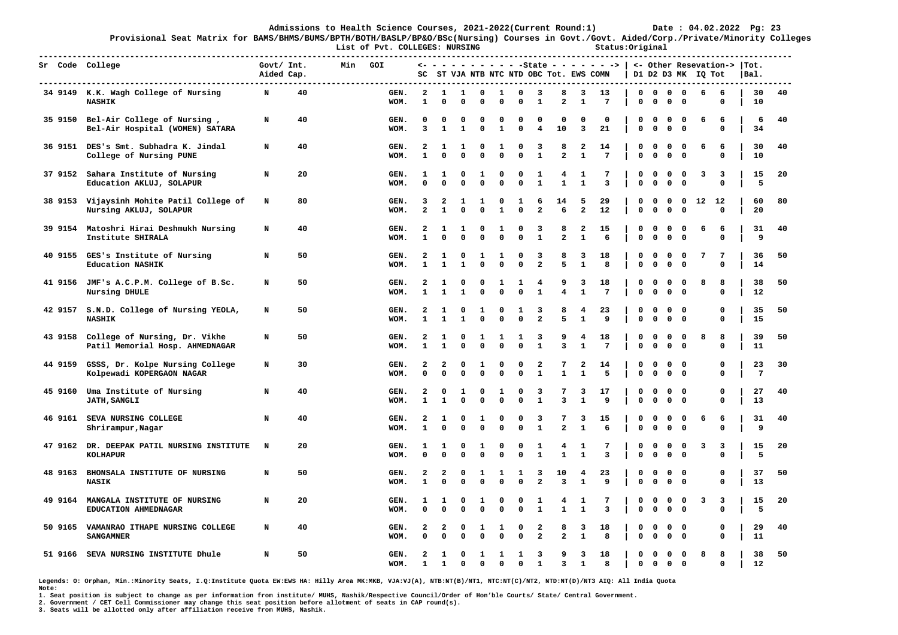**Admissions to Health Science Courses, 2021-2022(Current Round:1)** Date : 04.02.2022

**Provisional Seat Matrix for BAMS/BHMS/BUMS/BPTH/BOTH/BASLP/BP&O/BSc(Nursing) Courses in Govt./Govt. Aided/Corp./Private/Minority Colleges**

**List of Pvt. COLLEGES: NURSING** Status:Original

| Sr | Code | College | Govt/ Aided | Int. Cap. | Min | GOI | | SC | ST | VJA | NTB | NTC | NTD | OBC | Tot. | EWS | COMN | D1 | D2 | D3 | MK | IQ | Tot | Bal. | Tot. |
|---|---|---|---|---|---|---|---|---|---|---|---|---|---|---|---|---|---|---|---|---|---|---|---|---|---|
| | | | | | | | | <- State | | | | | | | | | -> | <- Other Resevation-> | | | | | | | |
| 34 | 9149 | K.K. Wagh College of Nursing NASHIK | N | 40 | | | GEN. | 2 | 1 | 1 | 0 | 1 | 0 | 3 | 8 | 3 | 13 | 0 | 0 | 0 | 0 | 6 | 6 | 30 | 40 |
| | | | | | | | WOM. | 1 | 0 | 0 | 0 | 0 | 0 | 1 | 2 | 1 | 7 | 0 | 0 | 0 | 0 | | 0 | 10 | |
| 35 | 9150 | Bel-Air College of Nursing , Bel-Air Hospital (WOMEN) SATARA | N | 40 | | | GEN. | 0 | 0 | 0 | 0 | 0 | 0 | 0 | 0 | 0 | 0 | 0 | 0 | 0 | 0 | 6 | 6 | 6 | 40 |
| | | | | | | | WOM. | 3 | 1 | 1 | 0 | 1 | 0 | 4 | 10 | 3 | 21 | 0 | 0 | 0 | 0 | | 0 | 34 | |
| 36 | 9151 | DES's Smt. Subhadra K. Jindal College of Nursing PUNE | N | 40 | | | GEN. | 2 | 1 | 1 | 0 | 1 | 0 | 3 | 8 | 2 | 14 | 0 | 0 | 0 | 0 | 6 | 6 | 30 | 40 |
| | | | | | | | WOM. | 1 | 0 | 0 | 0 | 0 | 0 | 1 | 2 | 1 | 7 | 0 | 0 | 0 | 0 | | 0 | 10 | |
| 37 | 9152 | Sahara Institute of Nursing Education AKLUJ, SOLAPUR | N | 20 | | | GEN. | 1 | 1 | 0 | 1 | 0 | 0 | 1 | 4 | 1 | 7 | 0 | 0 | 0 | 0 | 3 | 3 | 15 | 20 |
| | | | | | | | WOM. | 0 | 0 | 0 | 0 | 0 | 0 | 1 | 1 | 1 | 3 | 0 | 0 | 0 | 0 | | 0 | 5 | |
| 38 | 9153 | Vijaysinh Mohite Patil College of Nursing AKLUJ, SOLAPUR | N | 80 | | | GEN. | 3 | 2 | 1 | 1 | 0 | 1 | 6 | 14 | 5 | 29 | 0 | 0 | 0 | 0 | 12 | 12 | 60 | 80 |
| | | | | | | | WOM. | 2 | 1 | 0 | 0 | 1 | 0 | 2 | 6 | 2 | 12 | 0 | 0 | 0 | 0 | | 0 | 20 | |
| 39 | 9154 | Matoshri Hirai Deshmukh Nursing Institute SHIRALA | N | 40 | | | GEN. | 2 | 1 | 1 | 0 | 1 | 0 | 3 | 8 | 2 | 15 | 0 | 0 | 0 | 0 | 6 | 6 | 31 | 40 |
| | | | | | | | WOM. | 1 | 0 | 0 | 0 | 0 | 0 | 1 | 2 | 1 | 6 | 0 | 0 | 0 | 0 | | 0 | 9 | |
| 40 | 9155 | GES's Institute of Nursing Education NASHIK | N | 50 | | | GEN. | 2 | 1 | 0 | 1 | 1 | 0 | 3 | 8 | 3 | 18 | 0 | 0 | 0 | 0 | 7 | 7 | 36 | 50 |
| | | | | | | | WOM. | 1 | 1 | 1 | 0 | 0 | 0 | 2 | 5 | 1 | 8 | 0 | 0 | 0 | 0 | | 0 | 14 | |
| 41 | 9156 | JMF's A.C.P.M. College of B.Sc. Nursing DHULE | N | 50 | | | GEN. | 2 | 1 | 0 | 0 | 1 | 1 | 4 | 9 | 3 | 18 | 0 | 0 | 0 | 0 | 8 | 8 | 38 | 50 |
| | | | | | | | WOM. | 1 | 1 | 1 | 0 | 0 | 0 | 1 | 4 | 1 | 7 | 0 | 0 | 0 | 0 | | 0 | 12 | |
| 42 | 9157 | S.N.D. College of Nursing YEOLA, NASHIK | N | 50 | | | GEN. | 2 | 1 | 0 | 1 | 0 | 1 | 3 | 8 | 4 | 23 | 0 | 0 | 0 | 0 | | 0 | 35 | 50 |
| | | | | | | | WOM. | 1 | 1 | 1 | 0 | 0 | 0 | 2 | 5 | 1 | 9 | 0 | 0 | 0 | 0 | | 0 | 15 | |
| 43 | 9158 | College of Nursing, Dr. Vikhe Patil Memorial Hosp. AHMEDNAGAR | N | 50 | | | GEN. | 2 | 1 | 0 | 1 | 1 | 1 | 3 | 9 | 4 | 18 | 0 | 0 | 0 | 0 | 8 | 8 | 39 | 50 |
| | | | | | | | WOM. | 1 | 1 | 0 | 0 | 0 | 0 | 1 | 3 | 1 | 7 | 0 | 0 | 0 | 0 | | 0 | 11 | |
| 44 | 9159 | GSSS, Dr. Kolpe Nursing College Kolpewadi KOPERGAON NAGAR | N | 30 | | | GEN. | 2 | 2 | 0 | 1 | 0 | 0 | 2 | 7 | 2 | 14 | 0 | 0 | 0 | 0 | | 0 | 23 | 30 |
| | | | | | | | WOM. | 0 | 0 | 0 | 0 | 0 | 0 | 1 | 1 | 1 | 5 | 0 | 0 | 0 | 0 | | 0 | 7 | |
| 45 | 9160 | Uma Institute of Nursing JATH,SANGLI | N | 40 | | | GEN. | 2 | 0 | 1 | 0 | 1 | 0 | 3 | 7 | 3 | 17 | 0 | 0 | 0 | 0 | | 0 | 27 | 40 |
| | | | | | | | WOM. | 1 | 1 | 0 | 0 | 0 | 0 | 1 | 3 | 1 | 9 | 0 | 0 | 0 | 0 | | 0 | 13 | |
| 46 | 9161 | SEVA NURSING COLLEGE Shrirampur,Nagar | N | 40 | | | GEN. | 2 | 1 | 0 | 1 | 0 | 0 | 3 | 7 | 3 | 15 | 0 | 0 | 0 | 0 | 6 | 6 | 31 | 40 |
| | | | | | | | WOM. | 1 | 0 | 0 | 0 | 0 | 0 | 1 | 2 | 1 | 6 | 0 | 0 | 0 | 0 | | 0 | 9 | |
| 47 | 9162 | DR. DEEPAK PATIL NURSING INSTITUTE KOLHAPUR | N | 20 | | | GEN. | 1 | 1 | 0 | 1 | 0 | 0 | 1 | 4 | 1 | 7 | 0 | 0 | 0 | 0 | 3 | 3 | 15 | 20 |
| | | | | | | | WOM. | 0 | 0 | 0 | 0 | 0 | 0 | 1 | 1 | 1 | 3 | 0 | 0 | 0 | 0 | | 0 | 5 | |
| 48 | 9163 | BHONSALA INSTITUTE OF NURSING NASIK | N | 50 | | | GEN. | 2 | 2 | 0 | 1 | 1 | 1 | 3 | 10 | 4 | 23 | 0 | 0 | 0 | 0 | | 0 | 37 | 50 |
| | | | | | | | WOM. | 1 | 0 | 0 | 0 | 0 | 0 | 2 | 3 | 1 | 9 | 0 | 0 | 0 | 0 | | 0 | 13 | |
| 49 | 9164 | MANGALA INSTITUTE OF NURSING EDUCATION AHMEDNAGAR | N | 20 | | | GEN. | 1 | 1 | 0 | 1 | 0 | 0 | 1 | 4 | 1 | 7 | 0 | 0 | 0 | 0 | 3 | 3 | 15 | 20 |
| | | | | | | | WOM. | 0 | 0 | 0 | 0 | 0 | 0 | 1 | 1 | 1 | 3 | 0 | 0 | 0 | 0 | | 0 | 5 | |
| 50 | 9165 | VAMANRAO ITHAPE NURSING COLLEGE SANGAMNER | N | 40 | | | GEN. | 2 | 2 | 0 | 1 | 1 | 0 | 2 | 8 | 3 | 18 | 0 | 0 | 0 | 0 | | 0 | 29 | 40 |
| | | | | | | | WOM. | 0 | 0 | 0 | 0 | 0 | 0 | 2 | 2 | 1 | 8 | 0 | 0 | 0 | 0 | | 0 | 11 | |
| 51 | 9166 | SEVA NURSING INSTITUTE Dhule | N | 50 | | | GEN. | 2 | 1 | 0 | 1 | 1 | 1 | 3 | 9 | 3 | 18 | 0 | 0 | 0 | 0 | 8 | 8 | 38 | 50 |
| | | | | | | | WOM. | 1 | 1 | 0 | 0 | 0 | 0 | 1 | 3 | 1 | 8 | 0 | 0 | 0 | 0 | | 0 | 12 | |

Legends: O: Orphan, Min.:Minority Seats, I.Q:Institute Quota EW:EWS HA: Hilly Area MK:MKB, VJA:VJ(A), NTB:NT(B)/NT1, NTC:NT(C)/NT2, NTD:NT(D)/NT3 AIQ: All India Quota

Note:

1. Seat position is subject to change as per information from institute/ MUHS, Nashik/Respective Council/Order of Hon'ble Courts/ State/ Central Government.
2. Government / CET Cell Commissioner may change this seat position before allotment of seats in CAP round(s).
3. Seats will be allotted only after affiliation receive from MUHS, Nashik.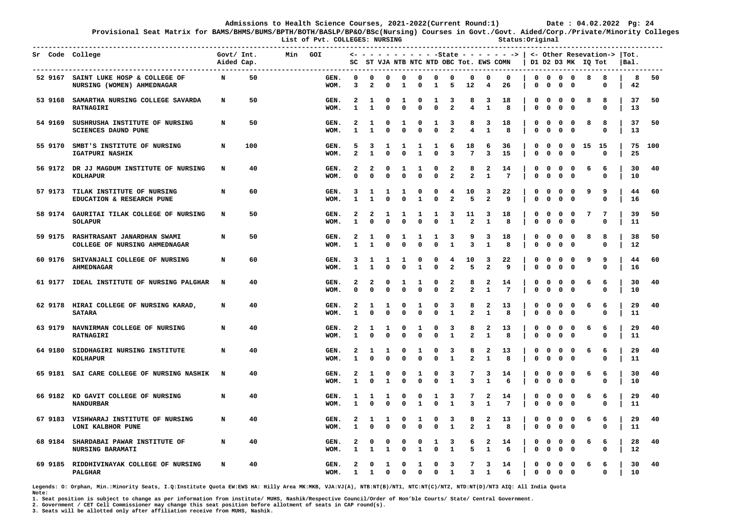Admissions to Health Science Courses, 2021-2022(Current Round:1) Date : 04.02.2022

Provisional Seat Matrix for BAMS/BHMS/BUMS/BPTH/BOTH/BASLP/BP&O/BSc(Nursing) Courses in Govt./Govt. Aided/Corp./Private/Minority Colleges

List of Pvt. COLLEGES: NURSING Status:Original

| Sr | Code | College | Govt/ Aided | Int. Cap. | Min | GOI | SC | ST | VJA | NTB | NTC | NTD | OBC | Tot. | EWS | COMN | D1 | D2 | D3 | MK | IQ | Tot | Tot. Bal. | |
|---|---|---|---|---|---|---|---|---|---|---|---|---|---|---|---|---|---|---|---|---|---|---|---|---|
| 52 | 9167 | SAINT LUKE HOSP & COLLEGE OF NURSING (WOMEN) AHMEDNAGAR | N | 50 | | GEN. | 0 | 0 | 0 | 0 | 0 | 0 | 0 | 0 | 0 | 0 | 0 | 0 | 0 | 0 | 8 | 8 | 8 | 50 |
| | | | | | | WOM. | 3 | 2 | 0 | 1 | 0 | 1 | 5 | 12 | 4 | 26 | 0 | 0 | 0 | 0 | | 0 | 42 | |
| 53 | 9168 | SAMARTHA NURSING COLLEGE SAVARDA RATNAGIRI | N | 50 | | GEN. | 2 | 1 | 0 | 1 | 0 | 1 | 3 | 8 | 3 | 18 | 0 | 0 | 0 | 0 | 8 | 8 | 37 | 50 |
| | | | | | | WOM. | 1 | 1 | 0 | 0 | 0 | 0 | 2 | 4 | 1 | 8 | 0 | 0 | 0 | 0 | | 0 | 13 | |
| 54 | 9169 | SUSHRUSHA INSTITUTE OF NURSING SCIENCES DAUND PUNE | N | 50 | | GEN. | 2 | 1 | 0 | 1 | 0 | 1 | 3 | 8 | 3 | 18 | 0 | 0 | 0 | 0 | 8 | 8 | 37 | 50 |
| | | | | | | WOM. | 1 | 1 | 0 | 0 | 0 | 0 | 2 | 4 | 1 | 8 | 0 | 0 | 0 | 0 | | 0 | 13 | |
| 55 | 9170 | SMBT'S INSTITUTE OF NURSING IGATPURI NASHIK | N | 100 | | GEN. | 5 | 3 | 1 | 1 | 1 | 1 | 6 | 18 | 6 | 36 | 0 | 0 | 0 | 0 | 15 | 15 | 75 | 100 |
| | | | | | | WOM. | 2 | 1 | 0 | 0 | 1 | 0 | 3 | 7 | 3 | 15 | 0 | 0 | 0 | 0 | | 0 | 25 | |
| 56 | 9172 | DR JJ MAGDUM INSTITUTE OF NURSING KOLHAPUR | N | 40 | | GEN. | 2 | 2 | 0 | 1 | 1 | 0 | 2 | 8 | 2 | 14 | 0 | 0 | 0 | 0 | 6 | 6 | 30 | 40 |
| | | | | | | WOM. | 0 | 0 | 0 | 0 | 0 | 0 | 2 | 2 | 1 | 7 | 0 | 0 | 0 | 0 | | 0 | 10 | |
| 57 | 9173 | TILAK INSTITUTE OF NURSING EDUCATION & RESEARCH PUNE | N | 60 | | GEN. | 3 | 1 | 1 | 1 | 0 | 0 | 4 | 10 | 3 | 22 | 0 | 0 | 0 | 0 | 9 | 9 | 44 | 60 |
| | | | | | | WOM. | 1 | 1 | 0 | 0 | 1 | 0 | 2 | 5 | 2 | 9 | 0 | 0 | 0 | 0 | | 0 | 16 | |
| 58 | 9174 | GAURITAI TILAK COLLEGE OF NURSING SOLAPUR | N | 50 | | GEN. | 2 | 2 | 1 | 1 | 1 | 1 | 3 | 11 | 3 | 18 | 0 | 0 | 0 | 0 | 7 | 7 | 39 | 50 |
| | | | | | | WOM. | 1 | 0 | 0 | 0 | 0 | 0 | 1 | 2 | 1 | 8 | 0 | 0 | 0 | 0 | | 0 | 11 | |
| 59 | 9175 | RASHTRASANT JANARDHAN SWAMI COLLEGE OF NURSING AHMEDNAGAR | N | 50 | | GEN. | 2 | 1 | 0 | 1 | 1 | 1 | 3 | 9 | 3 | 18 | 0 | 0 | 0 | 0 | 8 | 8 | 38 | 50 |
| | | | | | | WOM. | 1 | 1 | 0 | 0 | 0 | 0 | 1 | 3 | 1 | 8 | 0 | 0 | 0 | 0 | | 0 | 12 | |
| 60 | 9176 | SHIVANJALI COLLEGE OF NURSING AHMEDNAGAR | N | 60 | | GEN. | 3 | 1 | 1 | 1 | 0 | 0 | 4 | 10 | 3 | 22 | 0 | 0 | 0 | 0 | 9 | 9 | 44 | 60 |
| | | | | | | WOM. | 1 | 1 | 0 | 0 | 1 | 0 | 2 | 5 | 2 | 9 | 0 | 0 | 0 | 0 | | 0 | 16 | |
| 61 | 9177 | IDEAL INSTITUTE OF NURSING PALGHAR | N | 40 | | GEN. | 2 | 2 | 0 | 1 | 1 | 0 | 2 | 8 | 2 | 14 | 0 | 0 | 0 | 0 | 6 | 6 | 30 | 40 |
| | | | | | | WOM. | 0 | 0 | 0 | 0 | 0 | 0 | 2 | 2 | 1 | 7 | 0 | 0 | 0 | 0 | | 0 | 10 | |
| 62 | 9178 | HIRAI COLLEGE OF NURSING KARAD, SATARA | N | 40 | | GEN. | 2 | 1 | 1 | 0 | 1 | 0 | 3 | 8 | 2 | 13 | 0 | 0 | 0 | 0 | 6 | 6 | 29 | 40 |
| | | | | | | WOM. | 1 | 0 | 0 | 0 | 0 | 0 | 1 | 2 | 1 | 8 | 0 | 0 | 0 | 0 | | 0 | 11 | |
| 63 | 9179 | NAVNIRMAN COLLEGE OF NURSING RATNAGIRI | N | 40 | | GEN. | 2 | 1 | 1 | 0 | 1 | 0 | 3 | 8 | 2 | 13 | 0 | 0 | 0 | 0 | 6 | 6 | 29 | 40 |
| | | | | | | WOM. | 1 | 0 | 0 | 0 | 0 | 0 | 1 | 2 | 1 | 8 | 0 | 0 | 0 | 0 | | 0 | 11 | |
| 64 | 9180 | SIDDHAGIRI NURSING INSTITUTE KOLHAPUR | N | 40 | | GEN. | 2 | 1 | 1 | 0 | 1 | 0 | 3 | 8 | 2 | 13 | 0 | 0 | 0 | 0 | 6 | 6 | 29 | 40 |
| | | | | | | WOM. | 1 | 0 | 0 | 0 | 0 | 0 | 1 | 2 | 1 | 8 | 0 | 0 | 0 | 0 | | 0 | 11 | |
| 65 | 9181 | SAI CARE COLLEGE OF NURSING NASHIK | N | 40 | | GEN. | 2 | 1 | 0 | 0 | 1 | 0 | 3 | 7 | 3 | 14 | 0 | 0 | 0 | 0 | 6 | 6 | 30 | 40 |
| | | | | | | WOM. | 1 | 0 | 1 | 0 | 0 | 0 | 1 | 3 | 1 | 6 | 0 | 0 | 0 | 0 | | 0 | 10 | |
| 66 | 9182 | KD GAVIT COLLEGE OF NURSING NANDURBAR | N | 40 | | GEN. | 1 | 1 | 1 | 0 | 0 | 1 | 3 | 7 | 2 | 14 | 0 | 0 | 0 | 0 | 6 | 6 | 29 | 40 |
| | | | | | | WOM. | 1 | 0 | 0 | 0 | 1 | 0 | 1 | 3 | 1 | 7 | 0 | 0 | 0 | 0 | | 0 | 11 | |
| 67 | 9183 | VISHWARAJ INSTITUTE OF NURSING LONI KALBHOR PUNE | N | 40 | | GEN. | 2 | 1 | 1 | 0 | 1 | 0 | 3 | 8 | 2 | 13 | 0 | 0 | 0 | 0 | 6 | 6 | 29 | 40 |
| | | | | | | WOM. | 1 | 0 | 0 | 0 | 0 | 0 | 1 | 2 | 1 | 8 | 0 | 0 | 0 | 0 | | 0 | 11 | |
| 68 | 9184 | SHARDABAI PAWAR INSTITUTE OF NURSING BARAMATI | N | 40 | | GEN. | 2 | 0 | 0 | 0 | 0 | 1 | 3 | 6 | 2 | 14 | 0 | 0 | 0 | 0 | 6 | 6 | 28 | 40 |
| | | | | | | WOM. | 1 | 1 | 1 | 0 | 1 | 0 | 1 | 5 | 1 | 6 | 0 | 0 | 0 | 0 | | 0 | 12 | |
| 69 | 9185 | RIDDHIVINAYAK COLLEGE OF NURSING PALGHAR | N | 40 | | GEN. | 2 | 0 | 1 | 0 | 1 | 0 | 3 | 7 | 3 | 14 | 0 | 0 | 0 | 0 | 6 | 6 | 30 | 40 |
| | | | | | | WOM. | 1 | 1 | 0 | 0 | 0 | 0 | 1 | 3 | 1 | 6 | 0 | 0 | 0 | 0 | | 0 | 10 | |

Legends: O: Orphan, Min.:Minority Seats, I.Q:Institute Quota EW:EWS HA: Hilly Area MK:MKB, VJA:VJ(A), NTB:NT(B)/NT1, NTC:NT(C)/NT2, NTD:NT(D)/NT3 AIQ: All India Quota

Note:

1. Seat position is subject to change as per information from institute/ MUHS, Nashik/Respective Council/Order of Hon'ble Courts/ State/ Central Government.
2. Government / CET Cell Commissioner may change this seat position before allotment of seats in CAP round(s).
3. Seats will be allotted only after affiliation receive from MUHS, Nashik.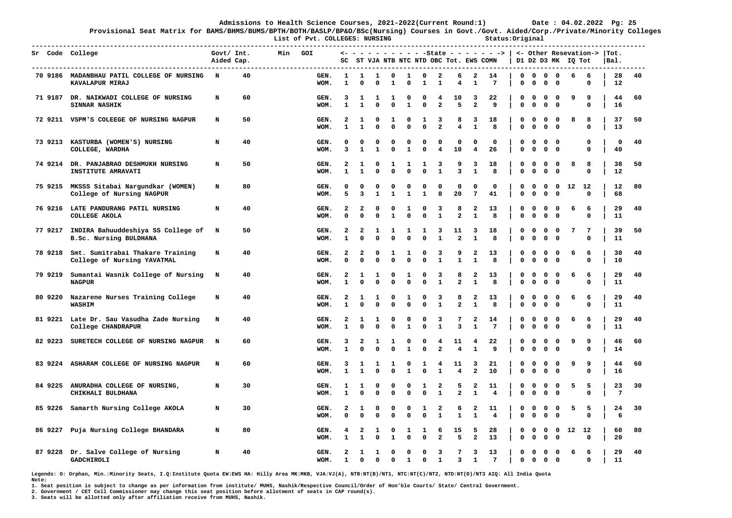Admissions to Health Science Courses, 2021-2022(Current Round:1) Date : 04.02.2022

Provisional Seat Matrix for BAMS/BHMS/BUMS/BPTH/BOTH/BASLP/BP&O/BSc(Nursing) Courses in Govt./Govt. Aided/Corp./Private/Minority Colleges

List of Pvt. COLLEGES: NURSING Status:Original

| Sr | Code | College | Govt/ Aided | Int. Cap. | Min | GOI | | SC | ST | VJA | NTB | NTC | NTD | OBC | Tot. | EWS | COMN | D1 | D2 | D3 | MK | IQ | Tot | Tot. Bal. | |
|---|---|---|---|---|---|---|---|---|---|---|---|---|---|---|---|---|---|---|---|---|---|---|---|---|---|
| | | | | | | | | <- State | | | | | | | | | -> | <- Other Resevation -> | | | | | | | |
| 70 | 9186 | MADANBHAU PATIL COLLEGE OF NURSING KAVALAPUR MIRAJ | N | 40 | | | GEN. | 1 | 1 | 1 | 0 | 1 | 0 | 2 | 6 | 2 | 14 | 0 | 0 | 0 | 0 | 6 | 6 | 28 | 40 |
| | | | | | | | WOM. | 1 | 0 | 0 | 1 | 0 | 1 | 1 | 4 | 1 | 7 | 0 | 0 | 0 | 0 | | 0 | 12 | |
| 71 | 9187 | DR. NAIKWADI COLLEGE OF NURSING SINNAR NASHIK | N | 60 | | | GEN. | 3 | 1 | 1 | 1 | 0 | 0 | 4 | 10 | 3 | 22 | 0 | 0 | 0 | 0 | 9 | 9 | 44 | 60 |
| | | | | | | | WOM. | 1 | 1 | 0 | 0 | 1 | 0 | 2 | 5 | 2 | 9 | 0 | 0 | 0 | 0 | | 0 | 16 | |
| 72 | 9211 | VSPM'S COLEEGE OF NURSING NAGPUR | N | 50 | | | GEN. | 2 | 1 | 0 | 1 | 0 | 1 | 3 | 8 | 3 | 18 | 0 | 0 | 0 | 0 | 8 | 8 | 37 | 50 |
| | | | | | | | WOM. | 1 | 1 | 0 | 0 | 0 | 0 | 2 | 4 | 1 | 8 | 0 | 0 | 0 | 0 | | 0 | 13 | |
| 73 | 9213 | KASTURBA (WOMEN'S) NURSING COLLEGE, WARDHA | N | 40 | | | GEN. | 0 | 0 | 0 | 0 | 0 | 0 | 0 | 0 | 0 | 0 | 0 | 0 | 0 | 0 | | 0 | 0 | 40 |
| | | | | | | | WOM. | 3 | 1 | 1 | 0 | 1 | 0 | 4 | 10 | 4 | 26 | 0 | 0 | 0 | 0 | | 0 | 40 | |
| 74 | 9214 | DR. PANJABRAO DESHMUKH NURSING INSTITUTE AMRAVATI | N | 50 | | | GEN. | 2 | 1 | 0 | 1 | 1 | 1 | 3 | 9 | 3 | 18 | 0 | 0 | 0 | 0 | 8 | 8 | 38 | 50 |
| | | | | | | | WOM. | 1 | 1 | 0 | 0 | 0 | 0 | 1 | 3 | 1 | 8 | 0 | 0 | 0 | 0 | | 0 | 12 | |
| 75 | 9215 | MKSSS Sitabai Nargundkar (WOMEN) College of Nursing NAGPUR | N | 80 | | | GEN. | 0 | 0 | 0 | 0 | 0 | 0 | 0 | 0 | 0 | 0 | 0 | 0 | 0 | 0 | 12 | 12 | 12 | 80 |
| | | | | | | | WOM. | 5 | 3 | 1 | 1 | 1 | 1 | 8 | 20 | 7 | 41 | 0 | 0 | 0 | 0 | | 0 | 68 | |
| 76 | 9216 | LATE PANDURANG PATIL NURSING COLLEGE AKOLA | N | 40 | | | GEN. | 2 | 2 | 0 | 0 | 1 | 0 | 3 | 8 | 2 | 13 | 0 | 0 | 0 | 0 | 6 | 6 | 29 | 40 |
| | | | | | | | WOM. | 0 | 0 | 0 | 1 | 0 | 0 | 1 | 2 | 1 | 8 | 0 | 0 | 0 | 0 | | 0 | 11 | |
| 77 | 9217 | INDIRA Bahuuddeshiya SS College of B.Sc. Nursing BULDHANA | N | 50 | | | GEN. | 2 | 2 | 1 | 1 | 1 | 1 | 3 | 11 | 3 | 18 | 0 | 0 | 0 | 0 | 7 | 7 | 39 | 50 |
| | | | | | | | WOM. | 1 | 0 | 0 | 0 | 0 | 0 | 1 | 2 | 1 | 8 | 0 | 0 | 0 | 0 | | 0 | 11 | |
| 78 | 9218 | Smt. Sumitrabai Thakare Training College of Nursing YAVATMAL | N | 40 | | | GEN. | 2 | 2 | 0 | 1 | 1 | 0 | 3 | 9 | 2 | 13 | 0 | 0 | 0 | 0 | 6 | 6 | 30 | 40 |
| | | | | | | | WOM. | 0 | 0 | 0 | 0 | 0 | 0 | 1 | 1 | 1 | 8 | 0 | 0 | 0 | 0 | | 0 | 10 | |
| 79 | 9219 | Sumantai Wasnik College of Nursing NAGPUR | N | 40 | | | GEN. | 2 | 1 | 1 | 0 | 1 | 0 | 3 | 8 | 2 | 13 | 0 | 0 | 0 | 0 | 6 | 6 | 29 | 40 |
| | | | | | | | WOM. | 1 | 0 | 0 | 0 | 0 | 0 | 1 | 2 | 1 | 8 | 0 | 0 | 0 | 0 | | 0 | 11 | |
| 80 | 9220 | Nazarene Nurses Training College WASHIM | N | 40 | | | GEN. | 2 | 1 | 1 | 0 | 1 | 0 | 3 | 8 | 2 | 13 | 0 | 0 | 0 | 0 | 6 | 6 | 29 | 40 |
| | | | | | | | WOM. | 1 | 0 | 0 | 0 | 0 | 0 | 1 | 2 | 1 | 8 | 0 | 0 | 0 | 0 | | 0 | 11 | |
| 81 | 9221 | Late Dr. Sau Vasudha Zade Nursing College CHANDRAPUR | N | 40 | | | GEN. | 2 | 1 | 1 | 0 | 0 | 0 | 3 | 7 | 2 | 14 | 0 | 0 | 0 | 0 | 6 | 6 | 29 | 40 |
| | | | | | | | WOM. | 1 | 0 | 0 | 0 | 1 | 0 | 1 | 3 | 1 | 7 | 0 | 0 | 0 | 0 | | 0 | 11 | |
| 82 | 9223 | SURETECH COLLEGE OF NURSING NAGPUR | N | 60 | | | GEN. | 3 | 2 | 1 | 1 | 0 | 0 | 4 | 11 | 4 | 22 | 0 | 0 | 0 | 0 | 9 | 9 | 46 | 60 |
| | | | | | | | WOM. | 1 | 0 | 0 | 0 | 1 | 0 | 2 | 4 | 1 | 9 | 0 | 0 | 0 | 0 | | 0 | 14 | |
| 83 | 9224 | ASHARAM COLLEGE OF NURSING NAGPUR | N | 60 | | | GEN. | 3 | 1 | 1 | 1 | 0 | 1 | 4 | 11 | 3 | 21 | 0 | 0 | 0 | 0 | 9 | 9 | 44 | 60 |
| | | | | | | | WOM. | 1 | 1 | 0 | 0 | 1 | 0 | 1 | 4 | 2 | 10 | 0 | 0 | 0 | 0 | | 0 | 16 | |
| 84 | 9225 | ANURADHA COLLEGE OF NURSING, CHIKHALI BULDHANA | N | 30 | | | GEN. | 1 | 1 | 0 | 0 | 0 | 1 | 2 | 5 | 2 | 11 | 0 | 0 | 0 | 0 | 5 | 5 | 23 | 30 |
| | | | | | | | WOM. | 1 | 0 | 0 | 0 | 0 | 0 | 1 | 2 | 1 | 4 | 0 | 0 | 0 | 0 | | 0 | 7 | |
| 85 | 9226 | Samarth Nursing College AKOLA | N | 30 | | | GEN. | 2 | 1 | 0 | 0 | 0 | 1 | 2 | 6 | 2 | 11 | 0 | 0 | 0 | 0 | 5 | 5 | 24 | 30 |
| | | | | | | | WOM. | 0 | 0 | 0 | 0 | 0 | 0 | 1 | 1 | 1 | 4 | 0 | 0 | 0 | 0 | | 0 | 6 | |
| 86 | 9227 | Puja Nursing College BHANDARA | N | 80 | | | GEN. | 4 | 2 | 1 | 0 | 1 | 1 | 6 | 15 | 5 | 28 | 0 | 0 | 0 | 0 | 12 | 12 | 60 | 80 |
| | | | | | | | WOM. | 1 | 1 | 0 | 1 | 0 | 0 | 2 | 5 | 2 | 13 | 0 | 0 | 0 | 0 | | 0 | 20 | |
| 87 | 9228 | Dr. Salve College of Nursing GADCHIROLI | N | 40 | | | GEN. | 2 | 1 | 1 | 0 | 0 | 0 | 3 | 7 | 3 | 13 | 0 | 0 | 0 | 0 | 6 | 6 | 29 | 40 |
| | | | | | | | WOM. | 1 | 0 | 0 | 0 | 1 | 0 | 1 | 3 | 1 | 7 | 0 | 0 | 0 | 0 | | 0 | 11 | |

Legends: O: Orphan, Min.:Minority Seats, I.Q:Institute Quota EW:EWS HA: Hilly Area MK:MKB, VJA:VJ(A), NTB:NT(B)/NT1, NTC:NT(C)/NT2, NTD:NT(D)/NT3 AIQ: All India Quota

Note:

1. Seat position is subject to change as per information from institute/ MUHS, Nashik/Respective Council/Order of Hon'ble Courts/ State/ Central Government.
2. Government / CET Cell Commissioner may change this seat position before allotment of seats in CAP round(s).
3. Seats will be allotted only after affiliation receive from MUHS, Nashik.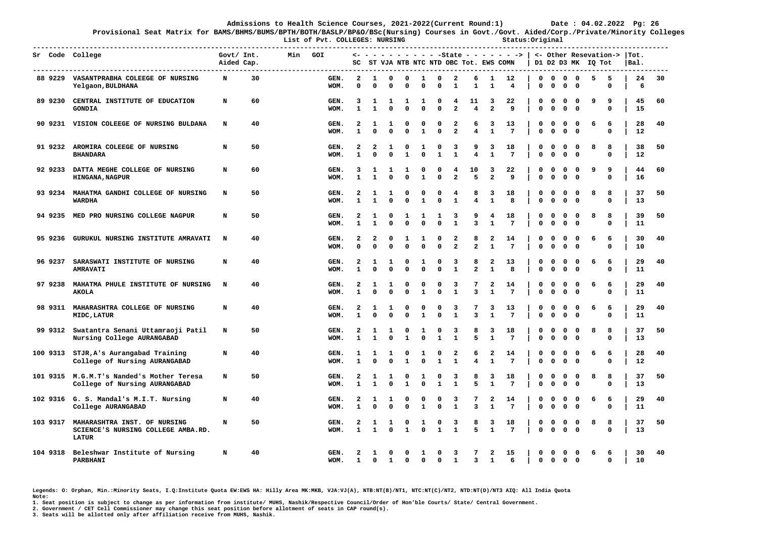**Admissions to Health Science Courses, 2021-2022(Current Round:1)** Date : 04.02.2022 Pg: 26

**Provisional Seat Matrix for BAMS/BHMS/BUMS/BPTH/BOTH/BASLP/BP&O/BSc(Nursing) Courses in Govt./Govt. Aided/Corp./Private/Minority Colleges**

**List of Pvt. COLLEGES: NURSING** Status:Original

| Sr | Code | College | Govt/ Aided | Int. Cap. | Min | GOI | | SC | ST | VJA | NTB | NTC | NTD | OBC | Tot. | EWS | COMN | D1 | D2 | D3 | MK | IQ | Tot | Tot. Bal. | |
|---|---|---|---|---|---|---|---|---|---|---|---|---|---|---|---|---|---|---|---|---|---|---|---|---|---|
| | | | | | | | | <- | - | - | - | -State | - | - | - | - | -> | <- Other | Resevation-> | | | | | | |
| 88 | 9229 | VASANTPRABHA COLEEGE OF NURSING Yelgaon,BULDHANA | N | 30 | | | GEN. | 2 | 1 | 0 | 0 | 1 | 0 | 2 | 6 | 1 | 12 | 0 | 0 | 0 | 0 | 5 | 5 | 24 | 30 |
| | | | | | | | WOM. | 0 | 0 | 0 | 0 | 0 | 0 | 1 | 1 | 1 | 4 | 0 | 0 | 0 | 0 | | 0 | 6 | |
| 89 | 9230 | CENTRAL INSTITUTE OF EDUCATION GONDIA | N | 60 | | | GEN. | 3 | 1 | 1 | 1 | 1 | 0 | 4 | 11 | 3 | 22 | 0 | 0 | 0 | 0 | 9 | 9 | 45 | 60 |
| | | | | | | | WOM. | 1 | 1 | 0 | 0 | 0 | 0 | 2 | 4 | 2 | 9 | 0 | 0 | 0 | 0 | | 0 | 15 | |
| 90 | 9231 | VISION COLEEGE OF NURSING BULDANA | N | 40 | | | GEN. | 2 | 1 | 1 | 0 | 0 | 0 | 2 | 6 | 3 | 13 | 0 | 0 | 0 | 0 | 6 | 6 | 28 | 40 |
| | | | | | | | WOM. | 1 | 0 | 0 | 0 | 1 | 0 | 2 | 4 | 1 | 7 | 0 | 0 | 0 | 0 | | 0 | 12 | |
| 91 | 9232 | AROMIRA COLEEGE OF NURSING BHANDARA | N | 50 | | | GEN. | 2 | 2 | 1 | 0 | 1 | 0 | 3 | 9 | 3 | 18 | 0 | 0 | 0 | 0 | 8 | 8 | 38 | 50 |
| | | | | | | | WOM. | 1 | 0 | 0 | 1 | 0 | 1 | 1 | 4 | 1 | 7 | 0 | 0 | 0 | 0 | | 0 | 12 | |
| 92 | 9233 | DATTA MEGHE COLLEGE OF NURSING HINGANA,NAGPUR | N | 60 | | | GEN. | 3 | 1 | 1 | 1 | 0 | 0 | 4 | 10 | 3 | 22 | 0 | 0 | 0 | 0 | 9 | 9 | 44 | 60 |
| | | | | | | | WOM. | 1 | 1 | 0 | 0 | 1 | 0 | 2 | 5 | 2 | 9 | 0 | 0 | 0 | 0 | | 0 | 16 | |
| 93 | 9234 | MAHATMA GANDHI COLLEGE OF NURSING WARDHA | N | 50 | | | GEN. | 2 | 1 | 1 | 0 | 0 | 0 | 4 | 8 | 3 | 18 | 0 | 0 | 0 | 0 | 8 | 8 | 37 | 50 |
| | | | | | | | WOM. | 1 | 1 | 0 | 0 | 1 | 0 | 1 | 4 | 1 | 8 | 0 | 0 | 0 | 0 | | 0 | 13 | |
| 94 | 9235 | MED PRO NURSING COLLEGE NAGPUR | N | 50 | | | GEN. | 2 | 1 | 0 | 1 | 1 | 1 | 3 | 9 | 4 | 18 | 0 | 0 | 0 | 0 | 8 | 8 | 39 | 50 |
| | | | | | | | WOM. | 1 | 1 | 0 | 0 | 0 | 0 | 1 | 3 | 1 | 7 | 0 | 0 | 0 | 0 | | 0 | 11 | |
| 95 | 9236 | GURUKUL NURSING INSTITUTE AMRAVATI | N | 40 | | | GEN. | 2 | 2 | 0 | 1 | 1 | 0 | 2 | 8 | 2 | 14 | 0 | 0 | 0 | 0 | 6 | 6 | 30 | 40 |
| | | | | | | | WOM. | 0 | 0 | 0 | 0 | 0 | 0 | 2 | 2 | 1 | 7 | 0 | 0 | 0 | 0 | | 0 | 10 | |
| 96 | 9237 | SARASWATI INSTITUTE OF NURSING AMRAVATI | N | 40 | | | GEN. | 2 | 1 | 1 | 0 | 1 | 0 | 3 | 8 | 2 | 13 | 0 | 0 | 0 | 0 | 6 | 6 | 29 | 40 |
| | | | | | | | WOM. | 1 | 0 | 0 | 0 | 0 | 0 | 1 | 2 | 1 | 8 | 0 | 0 | 0 | 0 | | 0 | 11 | |
| 97 | 9238 | MAHATMA PHULE INSTITUTE OF NURSING AKOLA | N | 40 | | | GEN. | 2 | 1 | 1 | 0 | 0 | 0 | 3 | 7 | 2 | 14 | 0 | 0 | 0 | 0 | 6 | 6 | 29 | 40 |
| | | | | | | | WOM. | 1 | 0 | 0 | 0 | 1 | 0 | 1 | 3 | 1 | 7 | 0 | 0 | 0 | 0 | | 0 | 11 | |
| 98 | 9311 | MAHARASHTRA COLLEGE OF NURSING MIDC,LATUR | N | 40 | | | GEN. | 2 | 1 | 1 | 0 | 0 | 0 | 3 | 7 | 3 | 13 | 0 | 0 | 0 | 0 | 6 | 6 | 29 | 40 |
| | | | | | | | WOM. | 1 | 0 | 0 | 0 | 1 | 0 | 1 | 3 | 1 | 7 | 0 | 0 | 0 | 0 | | 0 | 11 | |
| 99 | 9312 | Swatantra Senani Uttamraoji Patil Nursing College AURANGABAD | N | 50 | | | GEN. | 2 | 1 | 1 | 0 | 1 | 0 | 3 | 8 | 3 | 18 | 0 | 0 | 0 | 0 | 8 | 8 | 37 | 50 |
| | | | | | | | WOM. | 1 | 1 | 0 | 1 | 0 | 1 | 1 | 5 | 1 | 7 | 0 | 0 | 0 | 0 | | 0 | 13 | |
| 100 | 9313 | STJR,A's Aurangabad Training College of Nursing AURANGABAD | N | 40 | | | GEN. | 1 | 1 | 1 | 0 | 1 | 0 | 2 | 6 | 2 | 14 | 0 | 0 | 0 | 0 | 6 | 6 | 28 | 40 |
| | | | | | | | WOM. | 1 | 0 | 0 | 1 | 0 | 1 | 1 | 4 | 1 | 7 | 0 | 0 | 0 | 0 | | 0 | 12 | |
| 101 | 9315 | M.G.M.T's Nanded's Mother Teresa College of Nursing AURANGABAD | N | 50 | | | GEN. | 2 | 1 | 1 | 0 | 1 | 0 | 3 | 8 | 3 | 18 | 0 | 0 | 0 | 0 | 8 | 8 | 37 | 50 |
| | | | | | | | WOM. | 1 | 1 | 0 | 1 | 0 | 1 | 1 | 5 | 1 | 7 | 0 | 0 | 0 | 0 | | 0 | 13 | |
| 102 | 9316 | G. S. Mandal's M.I.T. Nursing College AURANGABAD | N | 40 | | | GEN. | 2 | 1 | 1 | 0 | 0 | 0 | 3 | 7 | 2 | 14 | 0 | 0 | 0 | 0 | 6 | 6 | 29 | 40 |
| | | | | | | | WOM. | 1 | 0 | 0 | 0 | 1 | 0 | 1 | 3 | 1 | 7 | 0 | 0 | 0 | 0 | | 0 | 11 | |
| 103 | 9317 | MAHARASHTRA INST. OF NURSING SCIENCE'S NURSING COLLEGE AMBA.RD. LATUR | N | 50 | | | GEN. | 2 | 1 | 1 | 0 | 1 | 0 | 3 | 8 | 3 | 18 | 0 | 0 | 0 | 0 | 8 | 8 | 37 | 50 |
| | | | | | | | WOM. | 1 | 1 | 0 | 1 | 0 | 1 | 1 | 5 | 1 | 7 | 0 | 0 | 0 | 0 | | 0 | 13 | |
| 104 | 9318 | Beleshwar Institute of Nursing PARBHANI | N | 40 | | | GEN. | 2 | 1 | 0 | 0 | 1 | 0 | 3 | 7 | 2 | 15 | 0 | 0 | 0 | 0 | 6 | 6 | 30 | 40 |
| | | | | | | | WOM. | 1 | 0 | 1 | 0 | 0 | 0 | 1 | 3 | 1 | 6 | 0 | 0 | 0 | 0 | | 0 | 10 | |

Legends: O: Orphan, Min.:Minority Seats, I.Q:Institute Quota EW:EWS HA: Hilly Area MK:MKB, VJA:VJ(A), NTB:NT(B)/NT1, NTC:NT(C)/NT2, NTD:NT(D)/NT3 AIQ: All India Quota

Note:

1. Seat position is subject to change as per information from institute/ MUHS, Nashik/Respective Council/Order of Hon'ble Courts/ State/ Central Government.
2. Government / CET Cell Commissioner may change this seat position before allotment of seats in CAP round(s).
3. Seats will be allotted only after affiliation receive from MUHS, Nashik.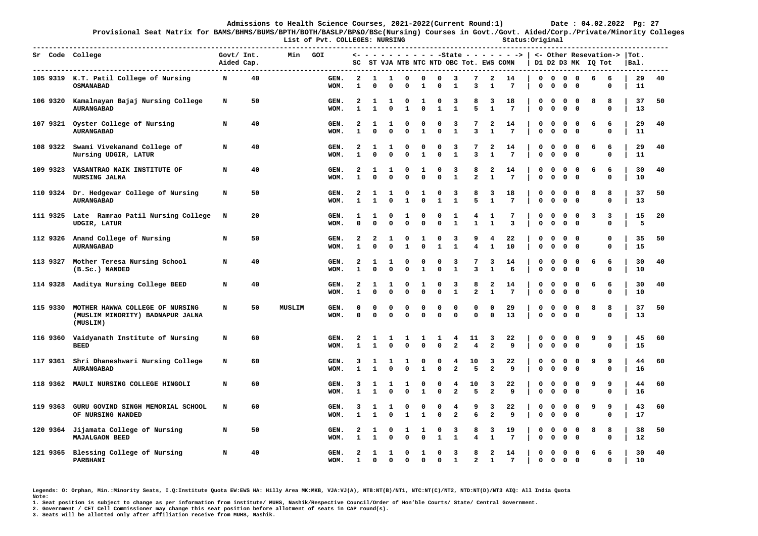Admissions to Health Science Courses, 2021-2022(Current Round:1) Date : 04.02.2022

Provisional Seat Matrix for BAMS/BHMS/BUMS/BPTH/BOTH/BASLP/BP&O/BSc(Nursing) Courses in Govt./Govt. Aided/Corp./Private/Minority Colleges

List of Pvt. COLLEGES: NURSING Status:Original

| Sr | Code | College | Govt/ Aided | Int. Cap. | Min | GOI | SC | ST | VJA | NTB | NTC | NTD | OBC | Tot. | EWS | COMN | D1 | D2 | D3 | MK | IQ | Tot | Tot. Bal. | |
|---|---|---|---|---|---|---|---|---|---|---|---|---|---|---|---|---|---|---|---|---|---|---|---|---|
| | | | | | | | <- State | | | | | | | | | -> | <- Other Resevation -> | | | | | | | |
| 105 | 9319 | K.T. Patil College of Nursing OSMANABAD | N | 40 | | GEN. | 2 | 1 | 1 | 0 | 0 | 0 | 3 | 7 | 2 | 14 | 0 | 0 | 0 | 0 | 6 | 6 | 29 | 40 |
| | | | | | | WOM. | 1 | 0 | 0 | 0 | 1 | 0 | 1 | 3 | 1 | 7 | 0 | 0 | 0 | 0 | | 0 | 11 | |
| 106 | 9320 | Kamalnayan Bajaj Nursing College AURANGABAD | N | 50 | | GEN. | 2 | 1 | 1 | 0 | 1 | 0 | 3 | 8 | 3 | 18 | 0 | 0 | 0 | 0 | 8 | 8 | 37 | 50 |
| | | | | | | WOM. | 1 | 1 | 0 | 1 | 0 | 1 | 1 | 5 | 1 | 7 | 0 | 0 | 0 | 0 | | 0 | 13 | |
| 107 | 9321 | Oyster College of Nursing AURANGABAD | N | 40 | | GEN. | 2 | 1 | 1 | 0 | 0 | 0 | 3 | 7 | 2 | 14 | 0 | 0 | 0 | 0 | 6 | 6 | 29 | 40 |
| | | | | | | WOM. | 1 | 0 | 0 | 0 | 1 | 0 | 1 | 3 | 1 | 7 | 0 | 0 | 0 | 0 | | 0 | 11 | |
| 108 | 9322 | Swami Vivekanand College of Nursing UDGIR, LATUR | N | 40 | | GEN. | 2 | 1 | 1 | 0 | 0 | 0 | 3 | 7 | 2 | 14 | 0 | 0 | 0 | 0 | 6 | 6 | 29 | 40 |
| | | | | | | WOM. | 1 | 0 | 0 | 0 | 1 | 0 | 1 | 3 | 1 | 7 | 0 | 0 | 0 | 0 | | 0 | 11 | |
| 109 | 9323 | VASANTRAO NAIK INSTITUTE OF NURSING JALNA | N | 40 | | GEN. | 2 | 1 | 1 | 0 | 1 | 0 | 3 | 8 | 2 | 14 | 0 | 0 | 0 | 0 | 6 | 6 | 30 | 40 |
| | | | | | | WOM. | 1 | 0 | 0 | 0 | 0 | 0 | 1 | 2 | 1 | 7 | 0 | 0 | 0 | 0 | | 0 | 10 | |
| 110 | 9324 | Dr. Hedgewar College of Nursing AURANGABAD | N | 50 | | GEN. | 2 | 1 | 1 | 0 | 1 | 0 | 3 | 8 | 3 | 18 | 0 | 0 | 0 | 0 | 8 | 8 | 37 | 50 |
| | | | | | | WOM. | 1 | 1 | 0 | 1 | 0 | 1 | 1 | 5 | 1 | 7 | 0 | 0 | 0 | 0 | | 0 | 13 | |
| 111 | 9325 | Late Ramrao Patil Nursing College UDGIR, LATUR | N | 20 | | GEN. | 1 | 1 | 0 | 1 | 0 | 0 | 1 | 4 | 1 | 7 | 0 | 0 | 0 | 0 | 3 | 3 | 15 | 20 |
| | | | | | | WOM. | 0 | 0 | 0 | 0 | 0 | 0 | 1 | 1 | 1 | 3 | 0 | 0 | 0 | 0 | | 0 | 5 | |
| 112 | 9326 | Anand College of Nursing AURANGABAD | N | 50 | | GEN. | 2 | 2 | 1 | 0 | 1 | 0 | 3 | 9 | 4 | 22 | 0 | 0 | 0 | 0 | | 0 | 35 | 50 |
| | | | | | | WOM. | 1 | 0 | 0 | 1 | 0 | 1 | 1 | 4 | 1 | 10 | 0 | 0 | 0 | 0 | | 0 | 15 | |
| 113 | 9327 | Mother Teresa Nursing School (B.Sc.) NANDED | N | 40 | | GEN. | 2 | 1 | 1 | 0 | 0 | 0 | 3 | 7 | 3 | 14 | 0 | 0 | 0 | 0 | 6 | 6 | 30 | 40 |
| | | | | | | WOM. | 1 | 0 | 0 | 0 | 1 | 0 | 1 | 3 | 1 | 6 | 0 | 0 | 0 | 0 | | 0 | 10 | |
| 114 | 9328 | Aaditya Nursing College BEED | N | 40 | | GEN. | 2 | 1 | 1 | 0 | 1 | 0 | 3 | 8 | 2 | 14 | 0 | 0 | 0 | 0 | 6 | 6 | 30 | 40 |
| | | | | | | WOM. | 1 | 0 | 0 | 0 | 0 | 0 | 1 | 2 | 1 | 7 | 0 | 0 | 0 | 0 | | 0 | 10 | |
| 115 | 9330 | MOTHER HAWWA COLLEGE OF NURSING (MUSLIM MINORITY) BADNAPUR JALNA (MUSLIM) | N | 50 | MUSLIM | GEN. | 0 | 0 | 0 | 0 | 0 | 0 | 0 | 0 | 0 | 29 | 0 | 0 | 0 | 0 | 8 | 8 | 37 | 50 |
| | | | | | | WOM. | 0 | 0 | 0 | 0 | 0 | 0 | 0 | 0 | 0 | 13 | 0 | 0 | 0 | 0 | | 0 | 13 | |
| 116 | 9360 | Vaidyanath Institute of Nursing BEED | N | 60 | | GEN. | 2 | 1 | 1 | 1 | 1 | 1 | 4 | 11 | 3 | 22 | 0 | 0 | 0 | 0 | 9 | 9 | 45 | 60 |
| | | | | | | WOM. | 1 | 1 | 0 | 0 | 0 | 0 | 2 | 4 | 2 | 9 | 0 | 0 | 0 | 0 | | 0 | 15 | |
| 117 | 9361 | Shri Dhaneshwari Nursing College AURANGABAD | N | 60 | | GEN. | 3 | 1 | 1 | 1 | 0 | 0 | 4 | 10 | 3 | 22 | 0 | 0 | 0 | 0 | 9 | 9 | 44 | 60 |
| | | | | | | WOM. | 1 | 1 | 0 | 0 | 1 | 0 | 2 | 5 | 2 | 9 | 0 | 0 | 0 | 0 | | 0 | 16 | |
| 118 | 9362 | MAULI NURSING COLLEGE HINGOLI | N | 60 | | GEN. | 3 | 1 | 1 | 1 | 0 | 0 | 4 | 10 | 3 | 22 | 0 | 0 | 0 | 0 | 9 | 9 | 44 | 60 |
| | | | | | | WOM. | 1 | 1 | 0 | 0 | 1 | 0 | 2 | 5 | 2 | 9 | 0 | 0 | 0 | 0 | | 0 | 16 | |
| 119 | 9363 | GURU GOVIND SINGH MEMORIAL SCHOOL OF NURSING NANDED | N | 60 | | GEN. | 3 | 1 | 1 | 0 | 0 | 0 | 4 | 9 | 3 | 22 | 0 | 0 | 0 | 0 | 9 | 9 | 43 | 60 |
| | | | | | | WOM. | 1 | 1 | 0 | 1 | 1 | 0 | 2 | 6 | 2 | 9 | 0 | 0 | 0 | 0 | | 0 | 17 | |
| 120 | 9364 | Jijamata College of Nursing MAJALGAON BEED | N | 50 | | GEN. | 2 | 1 | 0 | 1 | 1 | 0 | 3 | 8 | 3 | 19 | 0 | 0 | 0 | 0 | 8 | 8 | 38 | 50 |
| | | | | | | WOM. | 1 | 1 | 0 | 0 | 0 | 1 | 1 | 4 | 1 | 7 | 0 | 0 | 0 | 0 | | 0 | 12 | |
| 121 | 9365 | Blessing College of Nursing PARBHANI | N | 40 | | GEN. | 2 | 1 | 1 | 0 | 1 | 0 | 3 | 8 | 2 | 14 | 0 | 0 | 0 | 0 | 6 | 6 | 30 | 40 |
| | | | | | | WOM. | 1 | 0 | 0 | 0 | 0 | 0 | 1 | 2 | 1 | 7 | 0 | 0 | 0 | 0 | | 0 | 10 | |

Legends: O: Orphan, Min.:Minority Seats, I.Q:Institute Quota EW:EWS HA: Hilly Area MK:MKB, VJA:VJ(A), NTB:NT(B)/NT1, NTC:NT(C)/NT2, NTD:NT(D)/NT3 AIQ: All India Quota

Note:

1. Seat position is subject to change as per information from institute/ MUHS, Nashik/Respective Council/Order of Hon'ble Courts/ State/ Central Government.
2. Government / CET Cell Commissioner may change this seat position before allotment of seats in CAP round(s).
3. Seats will be allotted only after affiliation receive from MUHS, Nashik.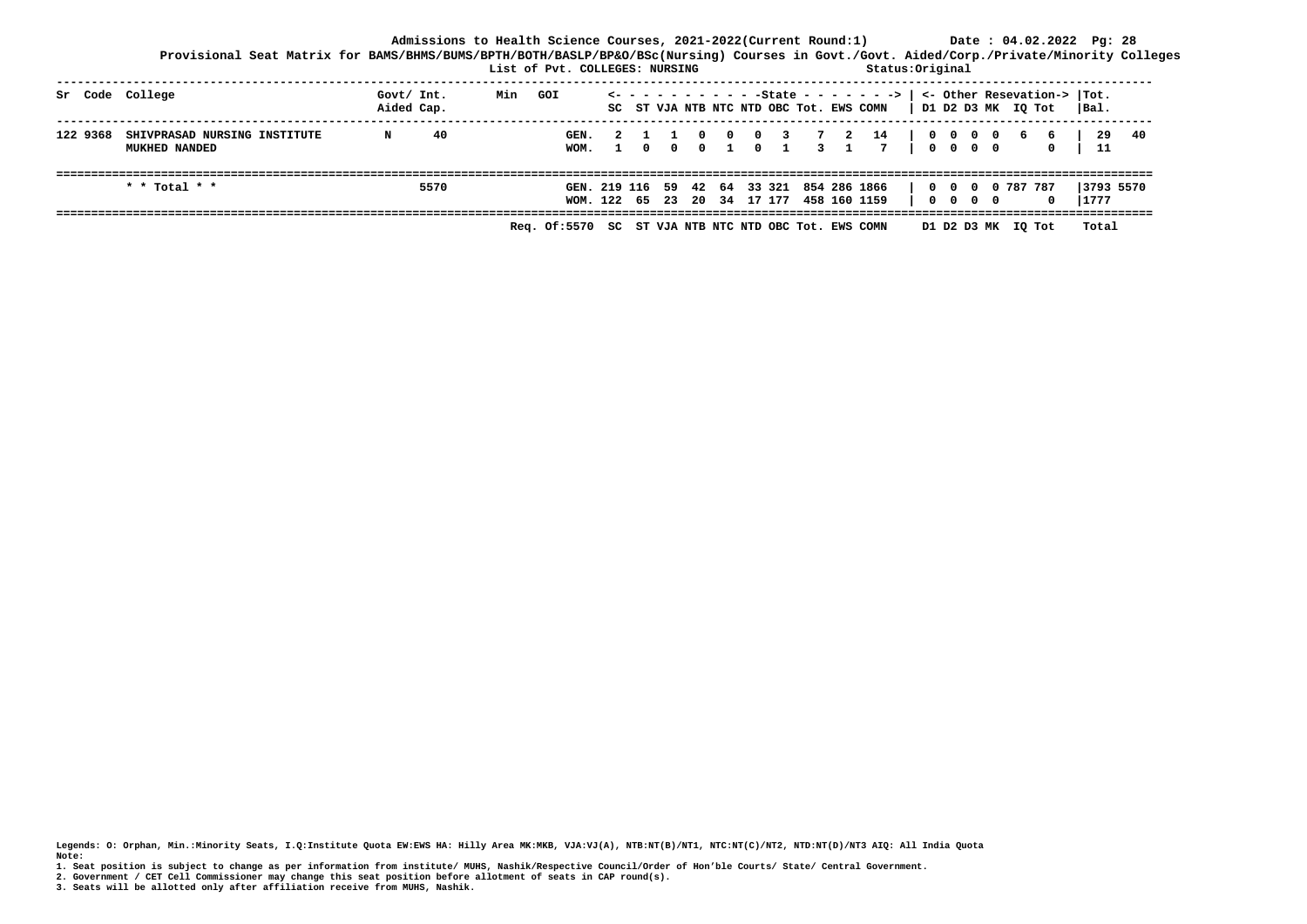Admissions to Health Science Courses, 2021-2022(Current Round:1) Date : 04.02.2022

Provisional Seat Matrix for BAMS/BHMS/BUMS/BPTH/BOTH/BASLP/BP&O/BSc(Nursing) Courses in Govt./Govt. Aided/Corp./Private/Minority Colleges

List of Pvt. COLLEGES: NURSING Status:Original

| Sr | Code | College | Govt/ Aided | Int. Cap. | Min | GOI | | SC | ST | VJA | NTB | NTC | NTD | OBC | Tot. | EWS | COMN | D1 | D2 | D3 | MK | IQ | Tot | Tot. | Bal. |
|---|---|---|---|---|---|---|---|---|---|---|---|---|---|---|---|---|---|---|---|---|---|---|---|---|---|
| 122 | 9368 | SHIVPRASAD NURSING INSTITUTE MUKHED NANDED | N | 40 | | | GEN. | 2 | 1 | 1 | 0 | 0 | 0 | 3 | 7 | 2 | 14 | 0 | 0 | 0 | 0 | 6 | 6 | 29 | 40 |
| | | | | | | | WOM. | 1 | 0 | 0 | 0 | 1 | 0 | 1 | 3 | 1 | 7 | 0 | 0 | 0 | 0 | | 0 | 11 | |
| | | * * Total * * | | 5570 | | | GEN. | 219 | 116 | 59 | 42 | 64 | 33 | 321 | 854 | 286 | 1866 | 0 | 0 | 0 | 0 | 787 | 787 | 3793 | 5570 |
| | | | | | | | WOM. | 122 | 65 | 23 | 20 | 34 | 17 | 177 | 458 | 160 | 1159 | 0 | 0 | 0 | 0 | | 0 | 1777 | |

Req. Of:5570 SC ST VJA NTB NTC NTD OBC Tot. EWS COMN D1 D2 D3 MK IQ Tot Total

Legends: O: Orphan, Min.:Minority Seats, I.Q:Institute Quota EW:EWS HA: Hilly Area MK:MKB, VJA:VJ(A), NTB:NT(B)/NT1, NTC:NT(C)/NT2, NTD:NT(D)/NT3 AIQ: All India Quota

Note:

1. Seat position is subject to change as per information from institute/ MUHS, Nashik/Respective Council/Order of Hon'ble Courts/ State/ Central Government.
2. Government / CET Cell Commissioner may change this seat position before allotment of seats in CAP round(s).
3. Seats will be allotted only after affiliation receive from MUHS, Nashik.